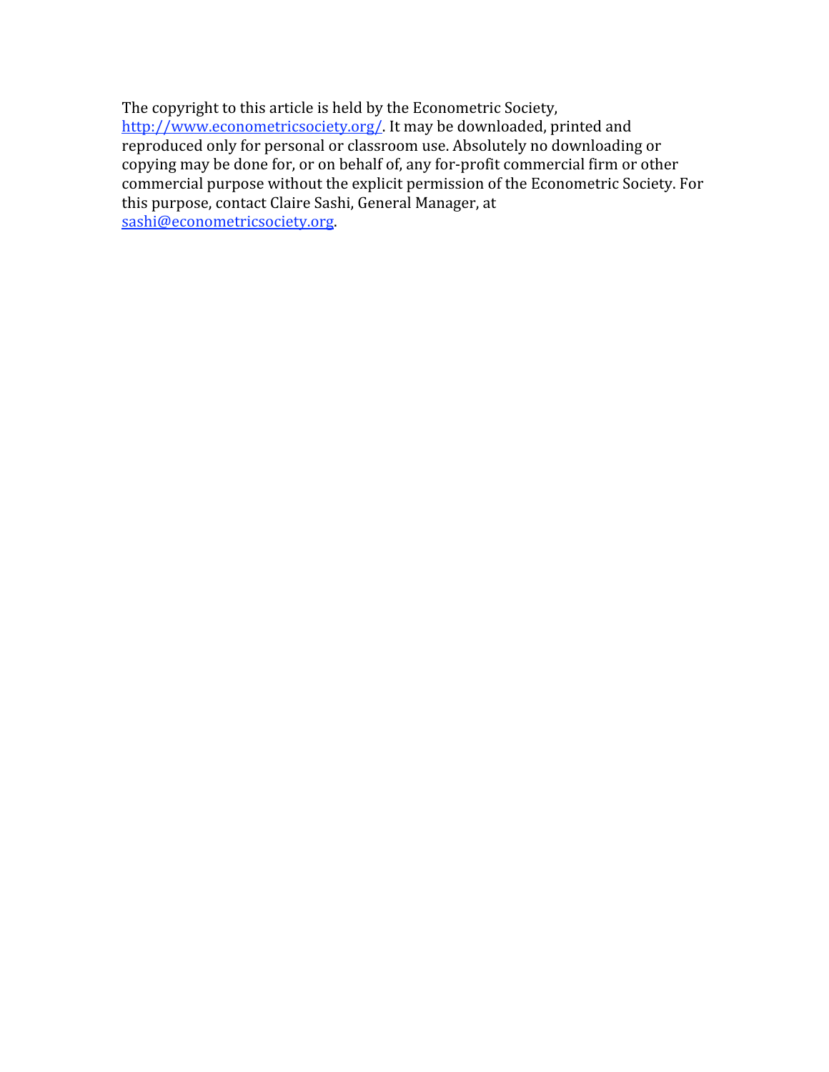The copyright to this article is held by the Econometric Society, http://www.econometricsociety.org/. It may be downloaded, printed and reproduced only for personal or classroom use. Absolutely no downloading or copying may be done for, or on behalf of, any for-profit commercial firm or other commercial purpose without the explicit permission of the Econometric Society. For this purpose, contact Claire Sashi, General Manager, at sashi@econometricsociety.org.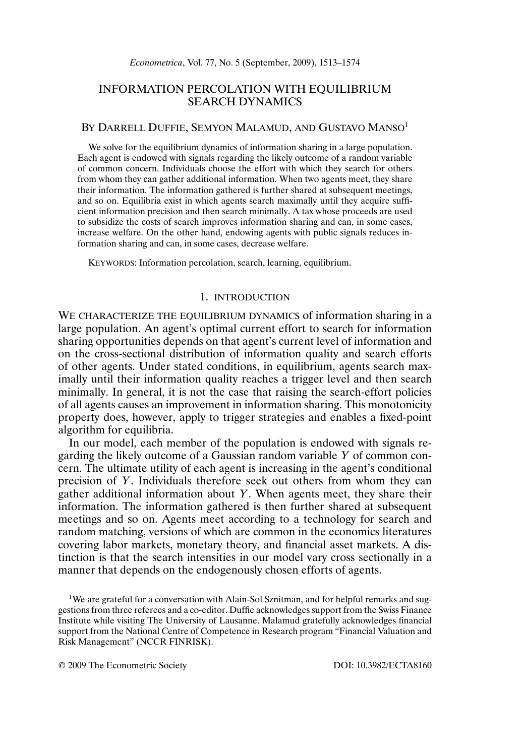# INFORMATION PERCOLATION WITH EQUILIBRIUM SEARCH DYNAMICS

By Darrell Duffie, Semyon Malamud, and Gustavo Manso[1]

We solve for the equilibrium dynamics of information sharing in a large population. Each agent is endowed with signals regarding the likely outcome of a random variable of common concern. Individuals choose the effort with which they search for others from whom they can gather additional information. When two agents meet, they share their information. The information gathered is further shared at subsequent meetings, and so on. Equilibria exist in which agents search maximally until they acquire sufficient information precision and then search minimally. A tax whose proceeds are used to subsidize the costs of search improves information sharing and can, in some cases, increase welfare. On the other hand, endowing agents with public signals reduces information sharing and can, in some cases, decrease welfare.

KEYWORDS: Information percolation, search, learning, equilibrium.

## 1. INTRODUCTION

WE CHARACTERIZE THE EQUILIBRIUM DYNAMICS of information sharing in a large population. An agent's optimal current effort to search for information sharing opportunities depends on that agent's current level of information and on the cross-sectional distribution of information quality and search efforts of other agents. Under stated conditions, in equilibrium, agents search maximally until their information quality reaches a trigger level and then search minimally. In general, it is not the case that raising the search-effort policies of all agents causes an improvement in information sharing. This monotonicity property does, however, apply to trigger strategies and enables a fixed-point algorithm for equilibria.

In our model, each member of the population is endowed with signals regarding the likely outcome of a Gaussian random variable $Y$ of common concern. The ultimate utility of each agent is increasing in the agent's conditional precision of $Y$. Individuals therefore seek out others from whom they can gather additional information about $Y$. When agents meet, they share their information. The information gathered is then further shared at subsequent meetings and so on. Agents meet according to a technology for search and random matching, versions of which are common in the economics literatures covering labor markets, monetary theory, and financial asset markets. A distinction is that the search intensities in our model vary cross sectionally in a manner that depends on the endogenously chosen efforts of agents.

[1]We are grateful for a conversation with Alain-Sol Sznitman, and for helpful remarks and suggestions from three referees and a co-editor. Duffie acknowledges support from the Swiss Finance Institute while visiting The University of Lausanne. Malamud gratefully acknowledges financial support from the National Centre of Competence in Research program "Financial Valuation and Risk Management" (NCCR FINRISK).

© 2009 The Econometric Society DOI: 10.3982/ECTA8160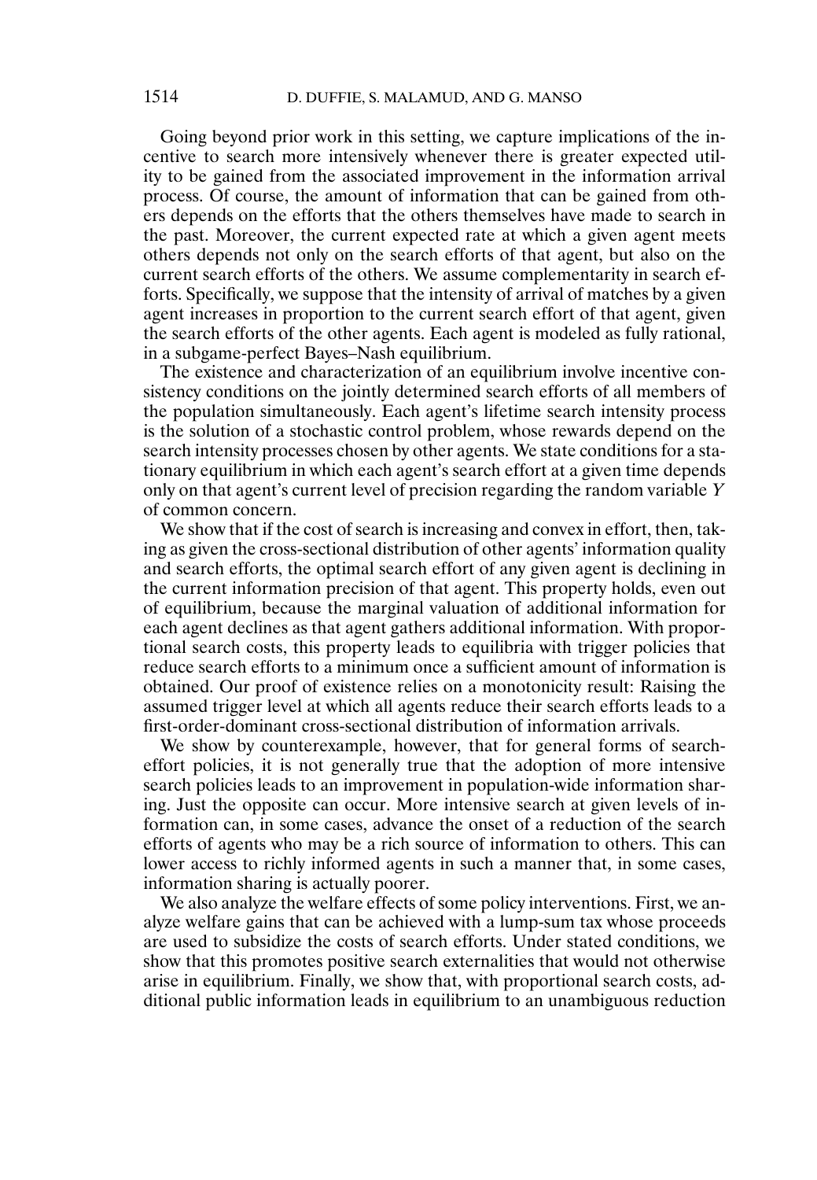Going beyond prior work in this setting, we capture implications of the incentive to search more intensively whenever there is greater expected utility to be gained from the associated improvement in the information arrival process. Of course, the amount of information that can be gained from others depends on the efforts that the others themselves have made to search in the past. Moreover, the current expected rate at which a given agent meets others depends not only on the search efforts of that agent, but also on the current search efforts of the others. We assume complementarity in search efforts. Specifically, we suppose that the intensity of arrival of matches by a given agent increases in proportion to the current search effort of that agent, given the search efforts of the other agents. Each agent is modeled as fully rational, in a subgame-perfect Bayes–Nash equilibrium.

The existence and characterization of an equilibrium involve incentive consistency conditions on the jointly determined search efforts of all members of the population simultaneously. Each agent's lifetime search intensity process is the solution of a stochastic control problem, whose rewards depend on the search intensity processes chosen by other agents. We state conditions for a stationary equilibrium in which each agent's search effort at a given time depends only on that agent's current level of precision regarding the random variable $Y$ of common concern.

We show that if the cost of search is increasing and convex in effort, then, taking as given the cross-sectional distribution of other agents' information quality and search efforts, the optimal search effort of any given agent is declining in the current information precision of that agent. This property holds, even out of equilibrium, because the marginal valuation of additional information for each agent declines as that agent gathers additional information. With proportional search costs, this property leads to equilibria with trigger policies that reduce search efforts to a minimum once a sufficient amount of information is obtained. Our proof of existence relies on a monotonicity result: Raising the assumed trigger level at which all agents reduce their search efforts leads to a first-order-dominant cross-sectional distribution of information arrivals.

We show by counterexample, however, that for general forms of search-effort policies, it is not generally true that the adoption of more intensive search policies leads to an improvement in population-wide information sharing. Just the opposite can occur. More intensive search at given levels of information can, in some cases, advance the onset of a reduction of the search efforts of agents who may be a rich source of information to others. This can lower access to richly informed agents in such a manner that, in some cases, information sharing is actually poorer.

We also analyze the welfare effects of some policy interventions. First, we analyze welfare gains that can be achieved with a lump-sum tax whose proceeds are used to subsidize the costs of search efforts. Under stated conditions, we show that this promotes positive search externalities that would not otherwise arise in equilibrium. Finally, we show that, with proportional search costs, additional public information leads in equilibrium to an unambiguous reduction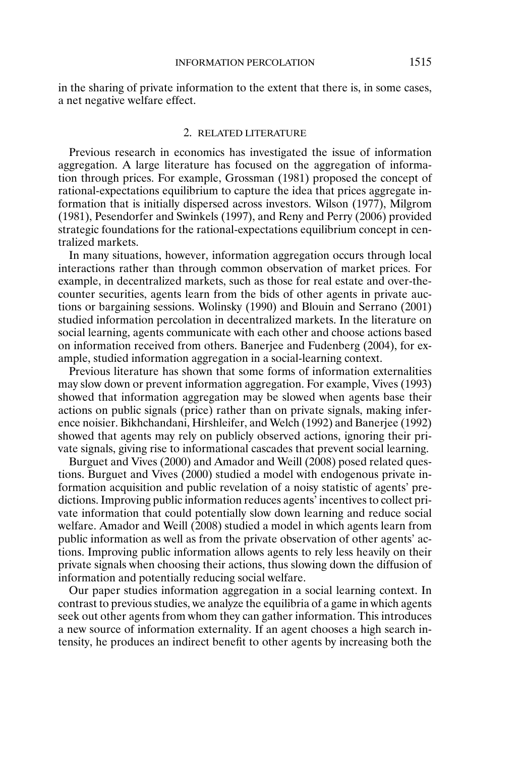in the sharing of private information to the extent that there is, in some cases, a net negative welfare effect.

## 2. RELATED LITERATURE

Previous research in economics has investigated the issue of information aggregation. A large literature has focused on the aggregation of information through prices. For example, Grossman (1981) proposed the concept of rational-expectations equilibrium to capture the idea that prices aggregate information that is initially dispersed across investors. Wilson (1977), Milgrom (1981), Pesendorfer and Swinkels (1997), and Reny and Perry (2006) provided strategic foundations for the rational-expectations equilibrium concept in centralized markets.

In many situations, however, information aggregation occurs through local interactions rather than through common observation of market prices. For example, in decentralized markets, such as those for real estate and over-the-counter securities, agents learn from the bids of other agents in private auctions or bargaining sessions. Wolinsky (1990) and Blouin and Serrano (2001) studied information percolation in decentralized markets. In the literature on social learning, agents communicate with each other and choose actions based on information received from others. Banerjee and Fudenberg (2004), for example, studied information aggregation in a social-learning context.

Previous literature has shown that some forms of information externalities may slow down or prevent information aggregation. For example, Vives (1993) showed that information aggregation may be slowed when agents base their actions on public signals (price) rather than on private signals, making inference noisier. Bikhchandani, Hirshleifer, and Welch (1992) and Banerjee (1992) showed that agents may rely on publicly observed actions, ignoring their private signals, giving rise to informational cascades that prevent social learning.

Burguet and Vives (2000) and Amador and Weill (2008) posed related questions. Burguet and Vives (2000) studied a model with endogenous private information acquisition and public revelation of a noisy statistic of agents' predictions. Improving public information reduces agents' incentives to collect private information that could potentially slow down learning and reduce social welfare. Amador and Weill (2008) studied a model in which agents learn from public information as well as from the private observation of other agents' actions. Improving public information allows agents to rely less heavily on their private signals when choosing their actions, thus slowing down the diffusion of information and potentially reducing social welfare.

Our paper studies information aggregation in a social learning context. In contrast to previous studies, we analyze the equilibria of a game in which agents seek out other agents from whom they can gather information. This introduces a new source of information externality. If an agent chooses a high search intensity, he produces an indirect benefit to other agents by increasing both the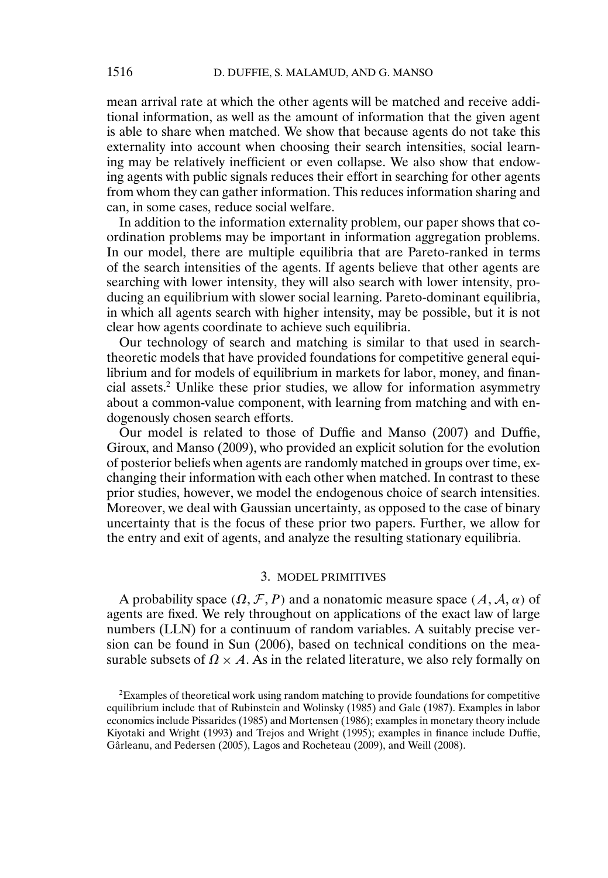mean arrival rate at which the other agents will be matched and receive additional information, as well as the amount of information that the given agent is able to share when matched. We show that because agents do not take this externality into account when choosing their search intensities, social learning may be relatively inefficient or even collapse. We also show that endowing agents with public signals reduces their effort in searching for other agents from whom they can gather information. This reduces information sharing and can, in some cases, reduce social welfare.

In addition to the information externality problem, our paper shows that coordination problems may be important in information aggregation problems. In our model, there are multiple equilibria that are Pareto-ranked in terms of the search intensities of the agents. If agents believe that other agents are searching with lower intensity, they will also search with lower intensity, producing an equilibrium with slower social learning. Pareto-dominant equilibria, in which all agents search with higher intensity, may be possible, but it is not clear how agents coordinate to achieve such equilibria.

Our technology of search and matching is similar to that used in search-theoretic models that have provided foundations for competitive general equilibrium and for models of equilibrium in markets for labor, money, and financial assets.[2] Unlike these prior studies, we allow for information asymmetry about a common-value component, with learning from matching and with endogenously chosen search efforts.

Our model is related to those of Duffie and Manso (2007) and Duffie, Giroux, and Manso (2009), who provided an explicit solution for the evolution of posterior beliefs when agents are randomly matched in groups over time, exchanging their information with each other when matched. In contrast to these prior studies, however, we model the endogenous choice of search intensities. Moreover, we deal with Gaussian uncertainty, as opposed to the case of binary uncertainty that is the focus of these prior two papers. Further, we allow for the entry and exit of agents, and analyze the resulting stationary equilibria.

## 3. MODEL PRIMITIVES

A probability space $(\Omega, \mathcal{F}, P)$ and a nonatomic measure space $(A, \mathcal{A}, \alpha)$ of agents are fixed. We rely throughout on applications of the exact law of large numbers (LLN) for a continuum of random variables. A suitably precise version can be found in Sun (2006), based on technical conditions on the measurable subsets of $\Omega \times A$. As in the related literature, we also rely formally on

[2] Examples of theoretical work using random matching to provide foundations for competitive equilibrium include that of Rubinstein and Wolinsky (1985) and Gale (1987). Examples in labor economics include Pissarides (1985) and Mortensen (1986); examples in monetary theory include Kiyotaki and Wright (1993) and Trejos and Wright (1995); examples in finance include Duffie, Gârleanu, and Pedersen (2005), Lagos and Rocheteau (2009), and Weill (2008).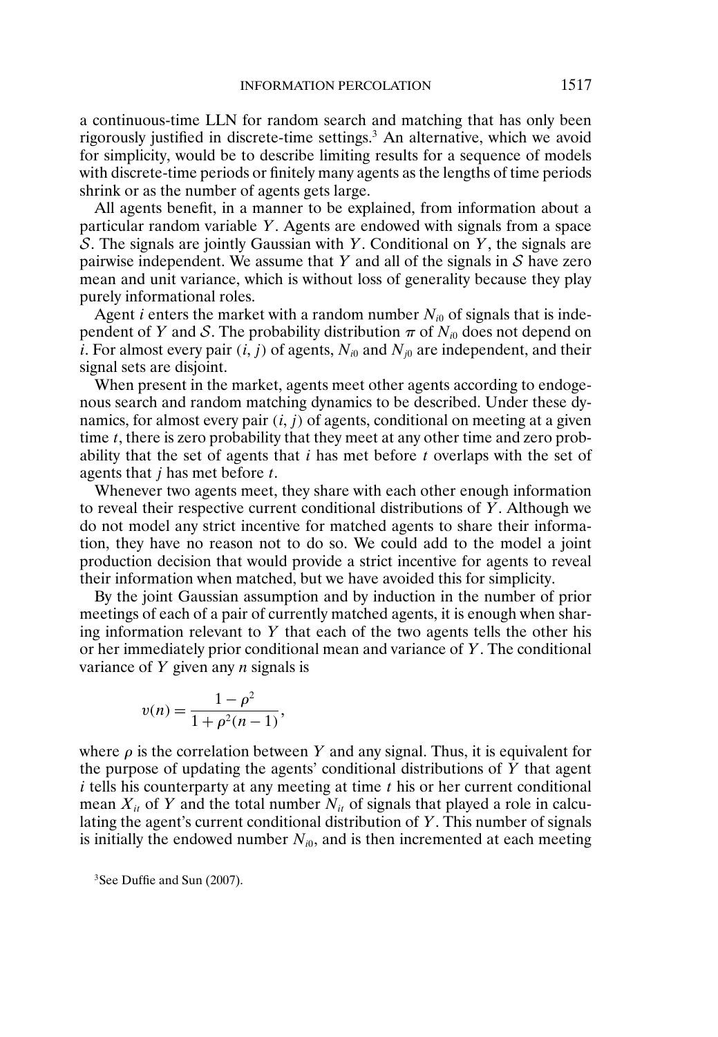a continuous-time LLN for random search and matching that has only been rigorously justified in discrete-time settings.[3] An alternative, which we avoid for simplicity, would be to describe limiting results for a sequence of models with discrete-time periods or finitely many agents as the lengths of time periods shrink or as the number of agents gets large.

All agents benefit, in a manner to be explained, from information about a particular random variable $Y$. Agents are endowed with signals from a space $\mathcal{S}$. The signals are jointly Gaussian with $Y$. Conditional on $Y$, the signals are pairwise independent. We assume that $Y$ and all of the signals in $\mathcal{S}$ have zero mean and unit variance, which is without loss of generality because they play purely informational roles.

Agent $i$ enters the market with a random number $N_{i0}$ of signals that is independent of $Y$ and $\mathcal{S}$. The probability distribution $\pi$ of $N_{i0}$ does not depend on $i$. For almost every pair $(i, j)$ of agents, $N_{i0}$ and $N_{j0}$ are independent, and their signal sets are disjoint.

When present in the market, agents meet other agents according to endogenous search and random matching dynamics to be described. Under these dynamics, for almost every pair $(i, j)$ of agents, conditional on meeting at a given time $t$, there is zero probability that they meet at any other time and zero probability that the set of agents that $i$ has met before $t$ overlaps with the set of agents that $j$ has met before $t$.

Whenever two agents meet, they share with each other enough information to reveal their respective current conditional distributions of $Y$. Although we do not model any strict incentive for matched agents to share their information, they have no reason not to do so. We could add to the model a joint production decision that would provide a strict incentive for agents to reveal their information when matched, but we have avoided this for simplicity.

By the joint Gaussian assumption and by induction in the number of prior meetings of each of a pair of currently matched agents, it is enough when sharing information relevant to $Y$ that each of the two agents tells the other his or her immediately prior conditional mean and variance of $Y$. The conditional variance of $Y$ given any $n$ signals is

$$v(n) = \frac{1 - \rho^2}{1 + \rho^2(n-1)},$$

where $\rho$ is the correlation between $Y$ and any signal. Thus, it is equivalent for the purpose of updating the agents' conditional distributions of $Y$ that agent $i$ tells his counterparty at any meeting at time $t$ his or her current conditional mean $X_{it}$ of $Y$ and the total number $N_{it}$ of signals that played a role in calculating the agent's current conditional distribution of $Y$. This number of signals is initially the endowed number $N_{i0}$, and is then incremented at each meeting

[3]See Duffie and Sun (2007).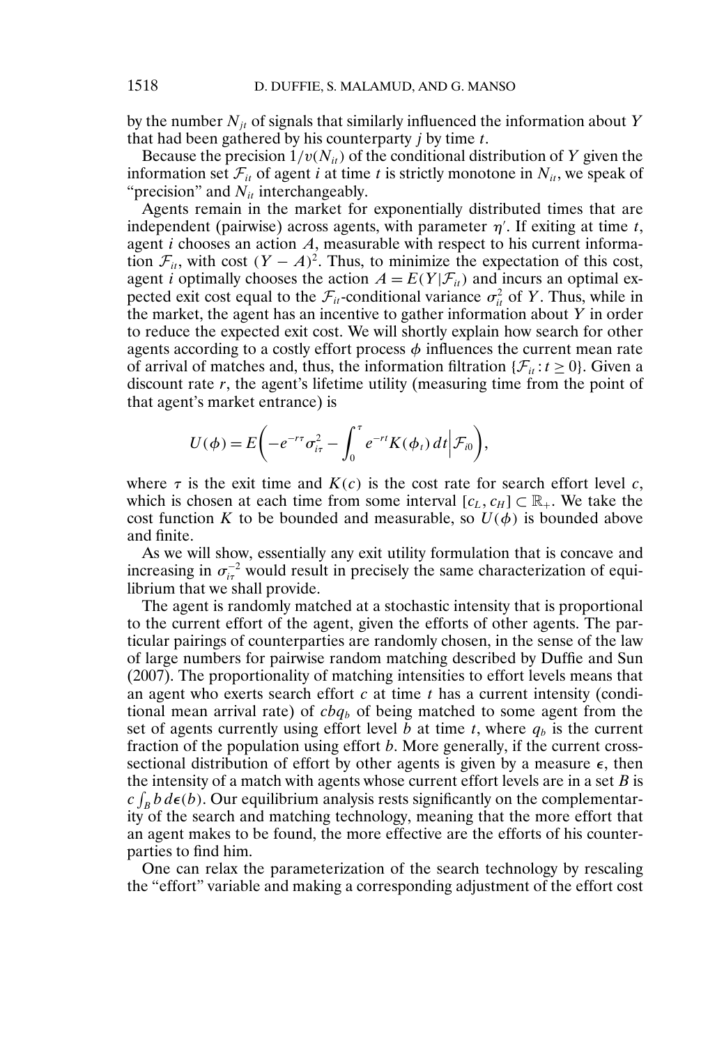by the number $N_{jt}$ of signals that similarly influenced the information about $Y$ that had been gathered by his counterparty $j$ by time $t$.

Because the precision $1/v(N_{it})$ of the conditional distribution of $Y$ given the information set $\mathcal{F}_{it}$ of agent $i$ at time $t$ is strictly monotone in $N_{it}$, we speak of "precision" and $N_{it}$ interchangeably.

Agents remain in the market for exponentially distributed times that are independent (pairwise) across agents, with parameter $\eta'$. If exiting at time $t$, agent $i$ chooses an action $A$, measurable with respect to his current information $\mathcal{F}_{it}$, with cost $(Y - A)^2$. Thus, to minimize the expectation of this cost, agent $i$ optimally chooses the action $A = E(Y|\mathcal{F}_{it})$ and incurs an optimal expected exit cost equal to the $\mathcal{F}_{it}$-conditional variance $\sigma_{it}^2$ of $Y$. Thus, while in the market, the agent has an incentive to gather information about $Y$ in order to reduce the expected exit cost. We will shortly explain how search for other agents according to a costly effort process $\phi$ influences the current mean rate of arrival of matches and, thus, the information filtration $\{\mathcal{F}_{it} : t \geq 0\}$. Given a discount rate $r$, the agent's lifetime utility (measuring time from the point of that agent's market entrance) is

$$U(\phi) = E\left(-e^{-r\tau}\sigma_{i\tau}^2 - \int_0^\tau e^{-rt}K(\phi_t)\,dt \,\middle|\, \mathcal{F}_{i0}\right),$$

where $\tau$ is the exit time and $K(c)$ is the cost rate for search effort level $c$, which is chosen at each time from some interval $[c_L, c_H] \subset \mathbb{R}_+$. We take the cost function $K$ to be bounded and measurable, so $U(\phi)$ is bounded above and finite.

As we will show, essentially any exit utility formulation that is concave and increasing in $\sigma_{i\tau}^{-2}$ would result in precisely the same characterization of equilibrium that we shall provide.

The agent is randomly matched at a stochastic intensity that is proportional to the current effort of the agent, given the efforts of other agents. The particular pairings of counterparties are randomly chosen, in the sense of the law of large numbers for pairwise random matching described by Duffie and Sun (2007). The proportionality of matching intensities to effort levels means that an agent who exerts search effort $c$ at time $t$ has a current intensity (conditional mean arrival rate) of $cbq_b$ of being matched to some agent from the set of agents currently using effort level $b$ at time $t$, where $q_b$ is the current fraction of the population using effort $b$. More generally, if the current cross-sectional distribution of effort by other agents is given by a measure $\epsilon$, then the intensity of a match with agents whose current effort levels are in a set $B$ is $c\int_B b\,d\epsilon(b)$. Our equilibrium analysis rests significantly on the complementarity of the search and matching technology, meaning that the more effort that an agent makes to be found, the more effective are the efforts of his counterparties to find him.

One can relax the parameterization of the search technology by rescaling the "effort" variable and making a corresponding adjustment of the effort cost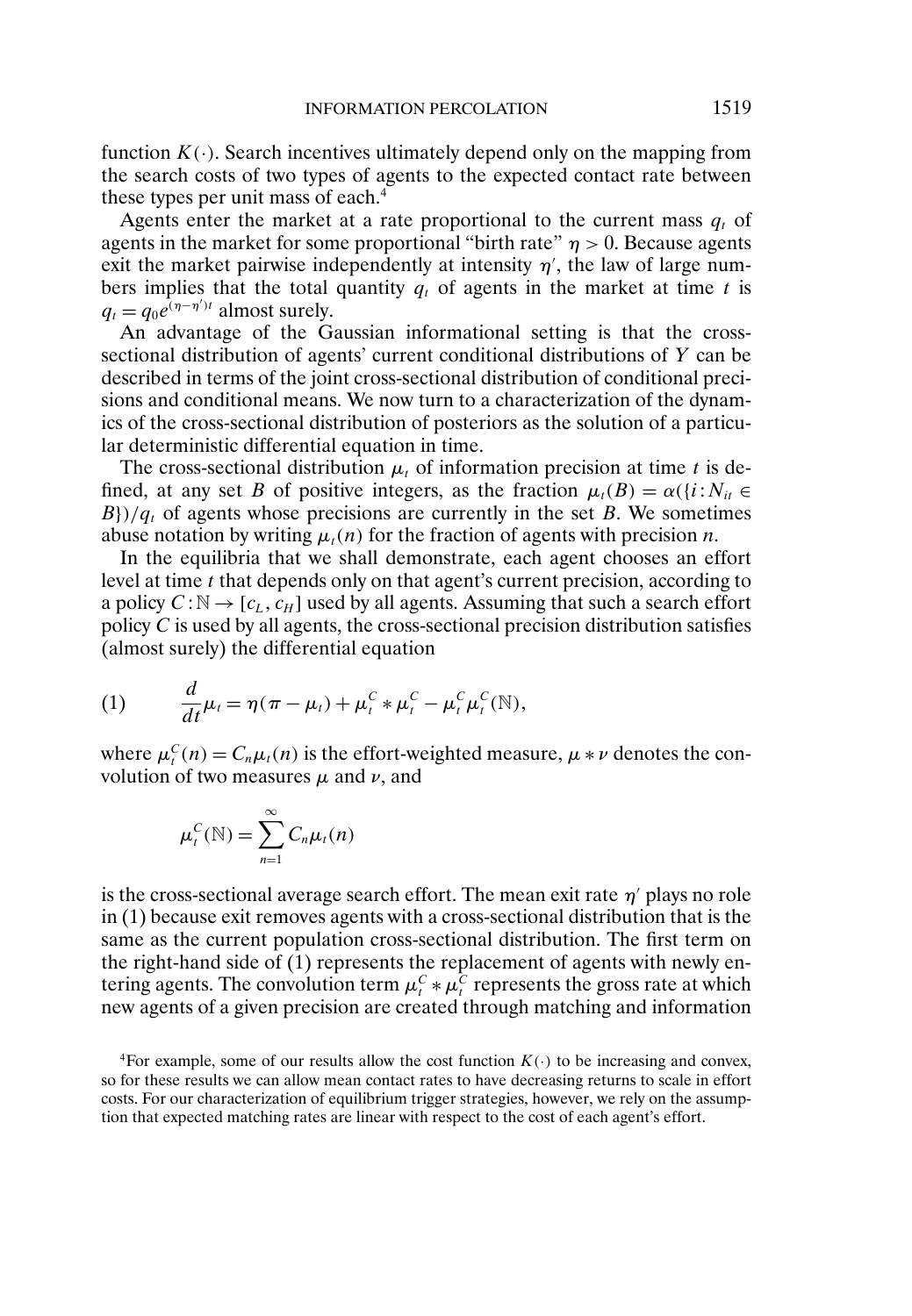function $K(\cdot)$. Search incentives ultimately depend only on the mapping from the search costs of two types of agents to the expected contact rate between these types per unit mass of each.[4]

Agents enter the market at a rate proportional to the current mass $q_t$ of agents in the market for some proportional "birth rate" $\eta > 0$. Because agents exit the market pairwise independently at intensity $\eta'$, the law of large numbers implies that the total quantity $q_t$ of agents in the market at time $t$ is $q_t = q_0 e^{(\eta - \eta')t}$ almost surely.

An advantage of the Gaussian informational setting is that the cross-sectional distribution of agents' current conditional distributions of $Y$ can be described in terms of the joint cross-sectional distribution of conditional precisions and conditional means. We now turn to a characterization of the dynamics of the cross-sectional distribution of posteriors as the solution of a particular deterministic differential equation in time.

The cross-sectional distribution $\mu_t$ of information precision at time $t$ is defined, at any set $B$ of positive integers, as the fraction $\mu_t(B) = \alpha(\{i : N_{it} \in B\})/q_t$ of agents whose precisions are currently in the set $B$. We sometimes abuse notation by writing $\mu_t(n)$ for the fraction of agents with precision $n$.

In the equilibria that we shall demonstrate, each agent chooses an effort level at time $t$ that depends only on that agent's current precision, according to a policy $C : \mathbb{N} \to [c_L, c_H]$ used by all agents. Assuming that such a search effort policy $C$ is used by all agents, the cross-sectional precision distribution satisfies (almost surely) the differential equation

$$\frac{d}{dt}\mu_t = \eta(\pi - \mu_t) + \mu_t^C * \mu_t^C - \mu_t^C \mu_t^C(\mathbb{N}), \tag{1}$$

where $\mu_t^C(n) = C_n \mu_t(n)$ is the effort-weighted measure, $\mu * \nu$ denotes the convolution of two measures $\mu$ and $\nu$, and

$$\mu_t^C(\mathbb{N}) = \sum_{n=1}^{\infty} C_n \mu_t(n)$$

is the cross-sectional average search effort. The mean exit rate $\eta'$ plays no role in (1) because exit removes agents with a cross-sectional distribution that is the same as the current population cross-sectional distribution. The first term on the right-hand side of (1) represents the replacement of agents with newly entering agents. The convolution term $\mu_t^C * \mu_t^C$ represents the gross rate at which new agents of a given precision are created through matching and information

[4]For example, some of our results allow the cost function $K(\cdot)$ to be increasing and convex, so for these results we can allow mean contact rates to have decreasing returns to scale in effort costs. For our characterization of equilibrium trigger strategies, however, we rely on the assumption that expected matching rates are linear with respect to the cost of each agent's effort.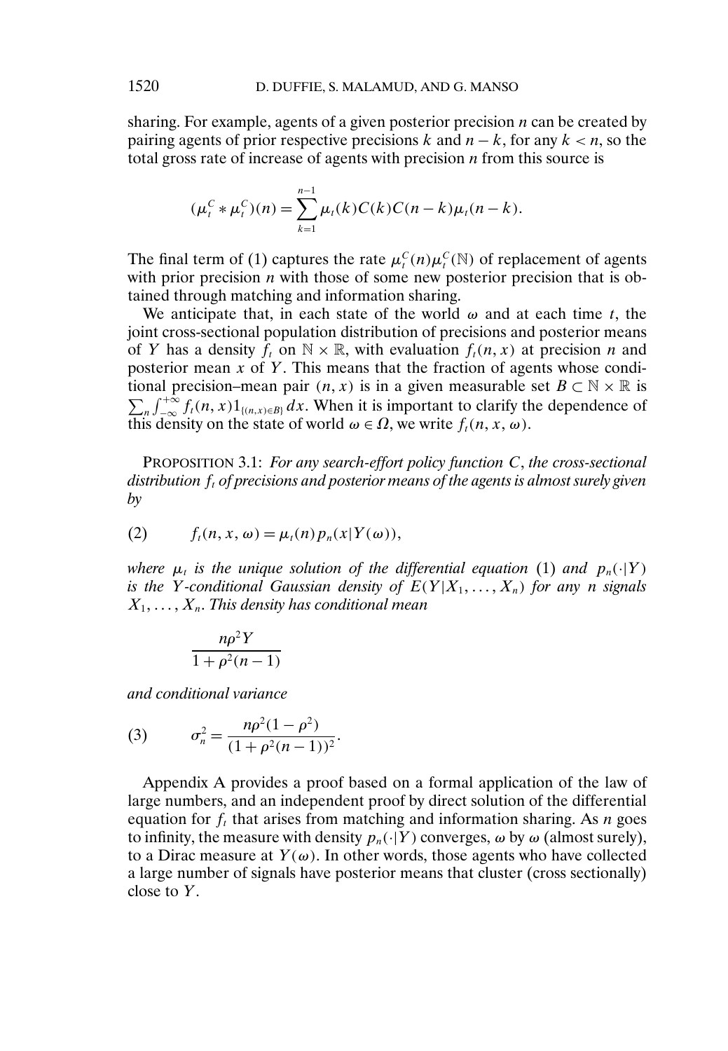sharing. For example, agents of a given posterior precision $n$ can be created by pairing agents of prior respective precisions $k$ and $n-k$, for any $k<n$, so the total gross rate of increase of agents with precision $n$ from this source is

$$(\mu_t^C * \mu_t^C)(n) = \sum_{k=1}^{n-1} \mu_t(k)C(k)C(n-k)\mu_t(n-k).$$

The final term of (1) captures the rate $\mu_t^C(n)\mu_t^C(\mathbb{N})$ of replacement of agents with prior precision $n$ with those of some new posterior precision that is obtained through matching and information sharing.

We anticipate that, in each state of the world $\omega$ and at each time $t$, the joint cross-sectional population distribution of precisions and posterior means of $Y$ has a density $f_t$ on $\mathbb{N} \times \mathbb{R}$, with evaluation $f_t(n, x)$ at precision $n$ and posterior mean $x$ of $Y$. This means that the fraction of agents whose conditional precision–mean pair $(n, x)$ is in a given measurable set $B \subset \mathbb{N} \times \mathbb{R}$ is $\sum_n \int_{-\infty}^{+\infty} f_t(n, x) 1_{\{(n,x)\in B\}}\, dx$. When it is important to clarify the dependence of this density on the state of world $\omega \in \Omega$, we write $f_t(n, x, \omega)$.

PROPOSITION 3.1: *For any search-effort policy function $C$, the cross-sectional distribution $f_t$ of precisions and posterior means of the agents is almost surely given by*

$$f_t(n, x, \omega) = \mu_t(n)\, p_n(x \mid Y(\omega)), \tag{2}$$

*where $\mu_t$ is the unique solution of the differential equation* (1) *and $p_n(\cdot \mid Y)$ is the $Y$-conditional Gaussian density of $E(Y \mid X_1, \ldots, X_n)$ for any $n$ signals $X_1, \ldots, X_n$. This density has conditional mean*

$$\frac{n\rho^2 Y}{1 + \rho^2(n-1)}$$

*and conditional variance*

$$\sigma_n^2 = \frac{n\rho^2(1-\rho^2)}{(1+\rho^2(n-1))^2}. \tag{3}$$

Appendix A provides a proof based on a formal application of the law of large numbers, and an independent proof by direct solution of the differential equation for $f_t$ that arises from matching and information sharing. As $n$ goes to infinity, the measure with density $p_n(\cdot \mid Y)$ converges, $\omega$ by $\omega$ (almost surely), to a Dirac measure at $Y(\omega)$. In other words, those agents who have collected a large number of signals have posterior means that cluster (cross sectionally) close to $Y$.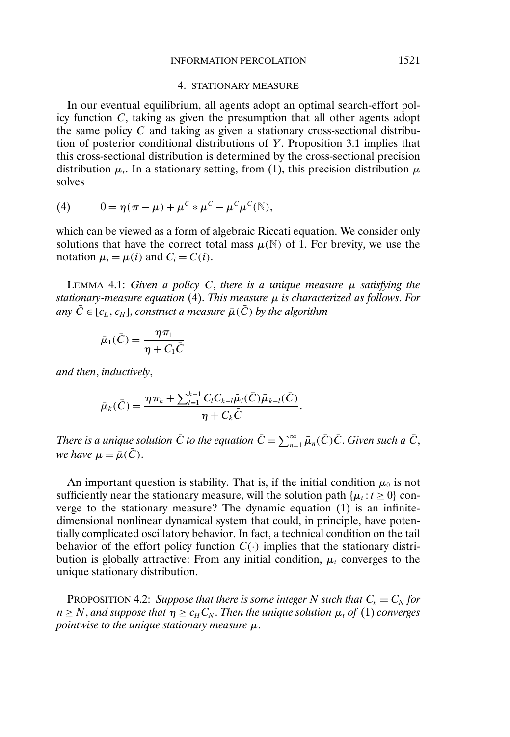## 4. STATIONARY MEASURE

In our eventual equilibrium, all agents adopt an optimal search-effort policy function $C$, taking as given the presumption that all other agents adopt the same policy $C$ and taking as given a stationary cross-sectional distribution of posterior conditional distributions of $Y$. Proposition 3.1 implies that this cross-sectional distribution is determined by the cross-sectional precision distribution $\mu_t$. In a stationary setting, from (1), this precision distribution $\mu$ solves

$$0 = \eta(\pi - \mu) + \mu^C * \mu^C - \mu^C \mu^C(\mathbb{N}), \tag{4}$$

which can be viewed as a form of algebraic Riccati equation. We consider only solutions that have the correct total mass $\mu(\mathbb{N})$ of 1. For brevity, we use the notation $\mu_i = \mu(i)$ and $C_i = C(i)$.

LEMMA 4.1: *Given a policy $C$, there is a unique measure $\mu$ satisfying the stationary-measure equation* (4). *This measure $\mu$ is characterized as follows. For any $\bar{C} \in [c_L, c_H]$, construct a measure $\bar{\mu}(\bar{C})$ by the algorithm*

$$\bar{\mu}_1(\bar{C}) = \frac{\eta \pi_1}{\eta + C_1 \bar{C}}$$

*and then, inductively,*

$$\bar{\mu}_k(\bar{C}) = \frac{\eta \pi_k + \sum_{l=1}^{k-1} C_l C_{k-l} \bar{\mu}_l(\bar{C}) \bar{\mu}_{k-l}(\bar{C})}{\eta + C_k \bar{C}}.$$

*There is a unique solution $\bar{C}$ to the equation $\bar{C} = \sum_{n=1}^{\infty} \bar{\mu}_n(\bar{C}) \bar{C}$. Given such a $\bar{C}$, we have $\mu = \bar{\mu}(\bar{C})$.*

An important question is stability. That is, if the initial condition $\mu_0$ is not sufficiently near the stationary measure, will the solution path $\{\mu_t : t \geq 0\}$ converge to the stationary measure? The dynamic equation (1) is an infinite-dimensional nonlinear dynamical system that could, in principle, have potentially complicated oscillatory behavior. In fact, a technical condition on the tail behavior of the effort policy function $C(\cdot)$ implies that the stationary distribution is globally attractive: From any initial condition, $\mu_t$ converges to the unique stationary distribution.

PROPOSITION 4.2: *Suppose that there is some integer $N$ such that $C_n = C_N$ for $n \geq N$, and suppose that $\eta \geq c_H C_N$. Then the unique solution $\mu_t$ of* (1) *converges pointwise to the unique stationary measure $\mu$.*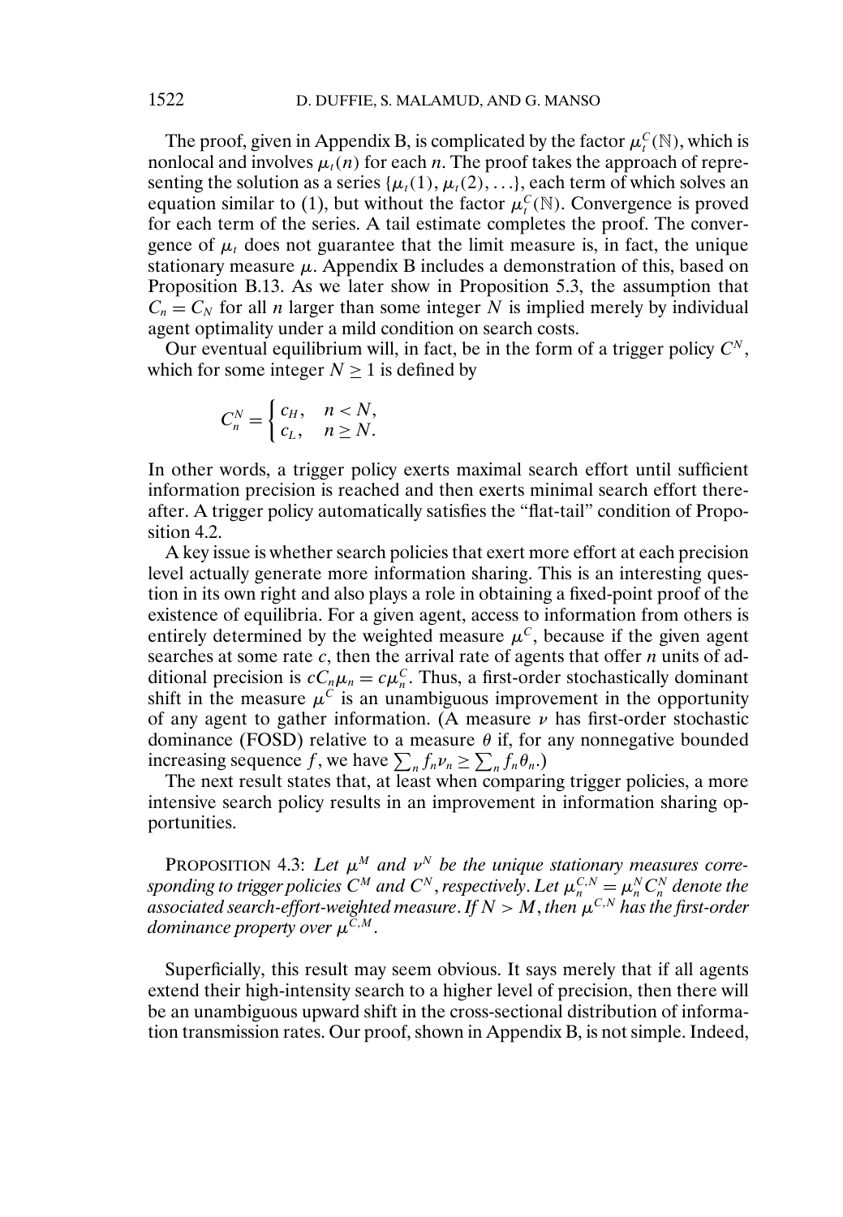The proof, given in Appendix B, is complicated by the factor $\mu_t^C(\mathbb{N})$, which is nonlocal and involves $\mu_t(n)$ for each $n$. The proof takes the approach of representing the solution as a series $\{\mu_t(1), \mu_t(2), \ldots\}$, each term of which solves an equation similar to (1), but without the factor $\mu_t^C(\mathbb{N})$. Convergence is proved for each term of the series. A tail estimate completes the proof. The convergence of $\mu_t$ does not guarantee that the limit measure is, in fact, the unique stationary measure $\mu$. Appendix B includes a demonstration of this, based on Proposition B.13. As we later show in Proposition 5.3, the assumption that $C_n = C_N$ for all $n$ larger than some integer $N$ is implied merely by individual agent optimality under a mild condition on search costs.

Our eventual equilibrium will, in fact, be in the form of a trigger policy $C^N$, which for some integer $N \geq 1$ is defined by

$$C_n^N = \begin{cases} c_H, & n < N, \\ c_L, & n \geq N. \end{cases}$$

In other words, a trigger policy exerts maximal search effort until sufficient information precision is reached and then exerts minimal search effort thereafter. A trigger policy automatically satisfies the "flat-tail" condition of Proposition 4.2.

A key issue is whether search policies that exert more effort at each precision level actually generate more information sharing. This is an interesting question in its own right and also plays a role in obtaining a fixed-point proof of the existence of equilibria. For a given agent, access to information from others is entirely determined by the weighted measure $\mu^C$, because if the given agent searches at some rate $c$, then the arrival rate of agents that offer $n$ units of additional precision is $cC_n\mu_n = c\mu_n^C$. Thus, a first-order stochastically dominant shift in the measure $\mu^C$ is an unambiguous improvement in the opportunity of any agent to gather information. (A measure $\nu$ has first-order stochastic dominance (FOSD) relative to a measure $\theta$ if, for any nonnegative bounded increasing sequence $f$, we have $\sum_n f_n \nu_n \geq \sum_n f_n \theta_n$.)

The next result states that, at least when comparing trigger policies, a more intensive search policy results in an improvement in information sharing opportunities.

PROPOSITION 4.3: *Let $\mu^M$ and $\nu^N$ be the unique stationary measures corresponding to trigger policies $C^M$ and $C^N$, respectively. Let $\mu_n^{C,N} = \mu_n^N C_n^N$ denote the associated search-effort-weighted measure. If $N > M$, then $\mu^{C,N}$ has the first-order dominance property over $\mu^{C,M}$.*

Superficially, this result may seem obvious. It says merely that if all agents extend their high-intensity search to a higher level of precision, then there will be an unambiguous upward shift in the cross-sectional distribution of information transmission rates. Our proof, shown in Appendix B, is not simple. Indeed,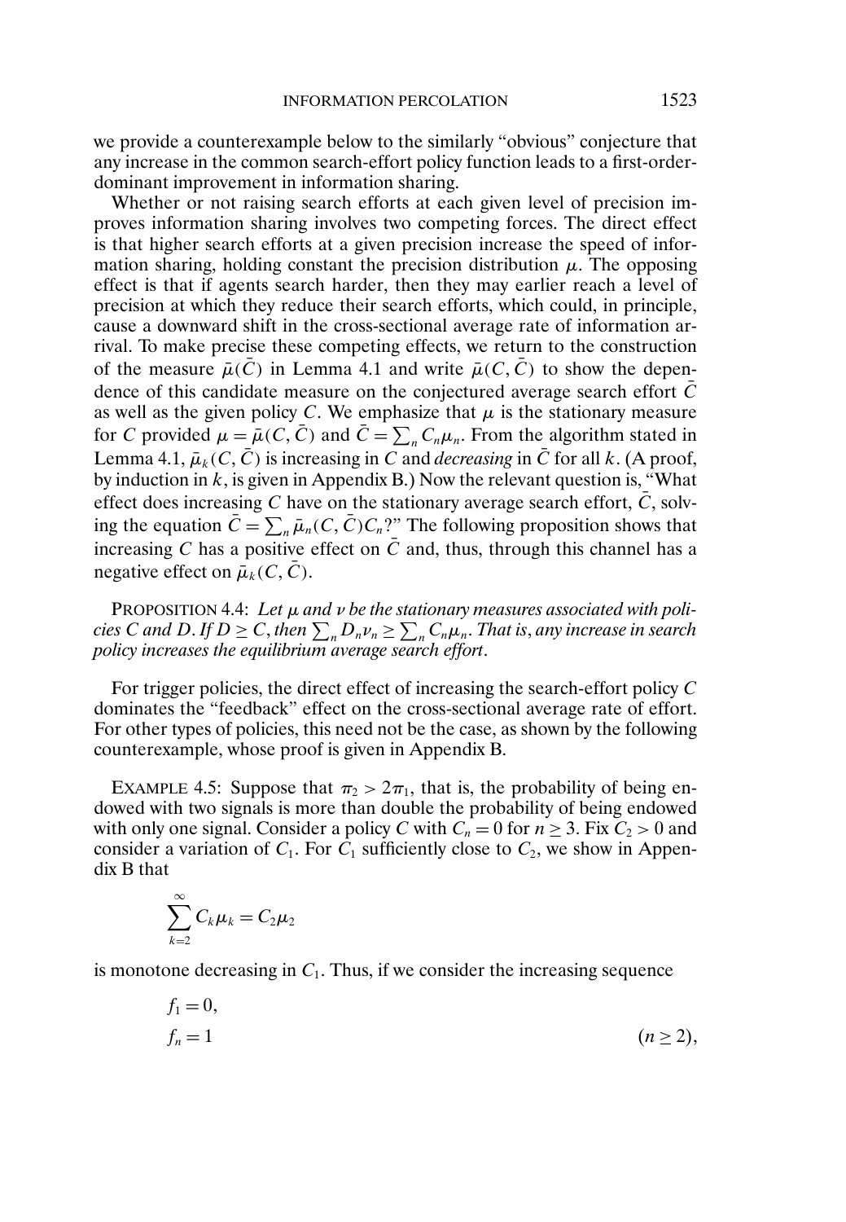we provide a counterexample below to the similarly "obvious" conjecture that any increase in the common search-effort policy function leads to a first-order-dominant improvement in information sharing.

Whether or not raising search efforts at each given level of precision improves information sharing involves two competing forces. The direct effect is that higher search efforts at a given precision increase the speed of information sharing, holding constant the precision distribution $\mu$. The opposing effect is that if agents search harder, then they may earlier reach a level of precision at which they reduce their search efforts, which could, in principle, cause a downward shift in the cross-sectional average rate of information arrival. To make precise these competing effects, we return to the construction of the measure $\bar{\mu}(\bar{C})$ in Lemma 4.1 and write $\bar{\mu}(C, \bar{C})$ to show the dependence of this candidate measure on the conjectured average search effort $\bar{C}$ as well as the given policy $C$. We emphasize that $\mu$ is the stationary measure for $C$ provided $\mu = \bar{\mu}(C, \bar{C})$ and $\bar{C} = \sum_n C_n \mu_n$. From the algorithm stated in Lemma 4.1, $\bar{\mu}_k(C, \bar{C})$ is increasing in $C$ and *decreasing* in $\bar{C}$ for all $k$. (A proof, by induction in $k$, is given in Appendix B.) Now the relevant question is, "What effect does increasing $C$ have on the stationary average search effort, $\bar{C}$, solving the equation $\bar{C} = \sum_n \bar{\mu}_n(C, \bar{C}) C_n$?" The following proposition shows that increasing $C$ has a positive effect on $\bar{C}$ and, thus, through this channel has a negative effect on $\bar{\mu}_k(C, \bar{C})$.

PROPOSITION 4.4: *Let $\mu$ and $\nu$ be the stationary measures associated with policies $C$ and $D$. If $D \geq C$, then $\sum_n D_n \nu_n \geq \sum_n C_n \mu_n$. That is, any increase in search policy increases the equilibrium average search effort.*

For trigger policies, the direct effect of increasing the search-effort policy $C$ dominates the "feedback" effect on the cross-sectional average rate of effort. For other types of policies, this need not be the case, as shown by the following counterexample, whose proof is given in Appendix B.

EXAMPLE 4.5: Suppose that $\pi_2 > 2\pi_1$, that is, the probability of being endowed with two signals is more than double the probability of being endowed with only one signal. Consider a policy $C$ with $C_n = 0$ for $n \geq 3$. Fix $C_2 > 0$ and consider a variation of $C_1$. For $C_1$ sufficiently close to $C_2$, we show in Appendix B that

$$\sum_{k=2}^{\infty} C_k \mu_k = C_2 \mu_2$$

is monotone decreasing in $C_1$. Thus, if we consider the increasing sequence

$$f_1 = 0,$$
$$f_n = 1 \qquad (n \geq 2),$$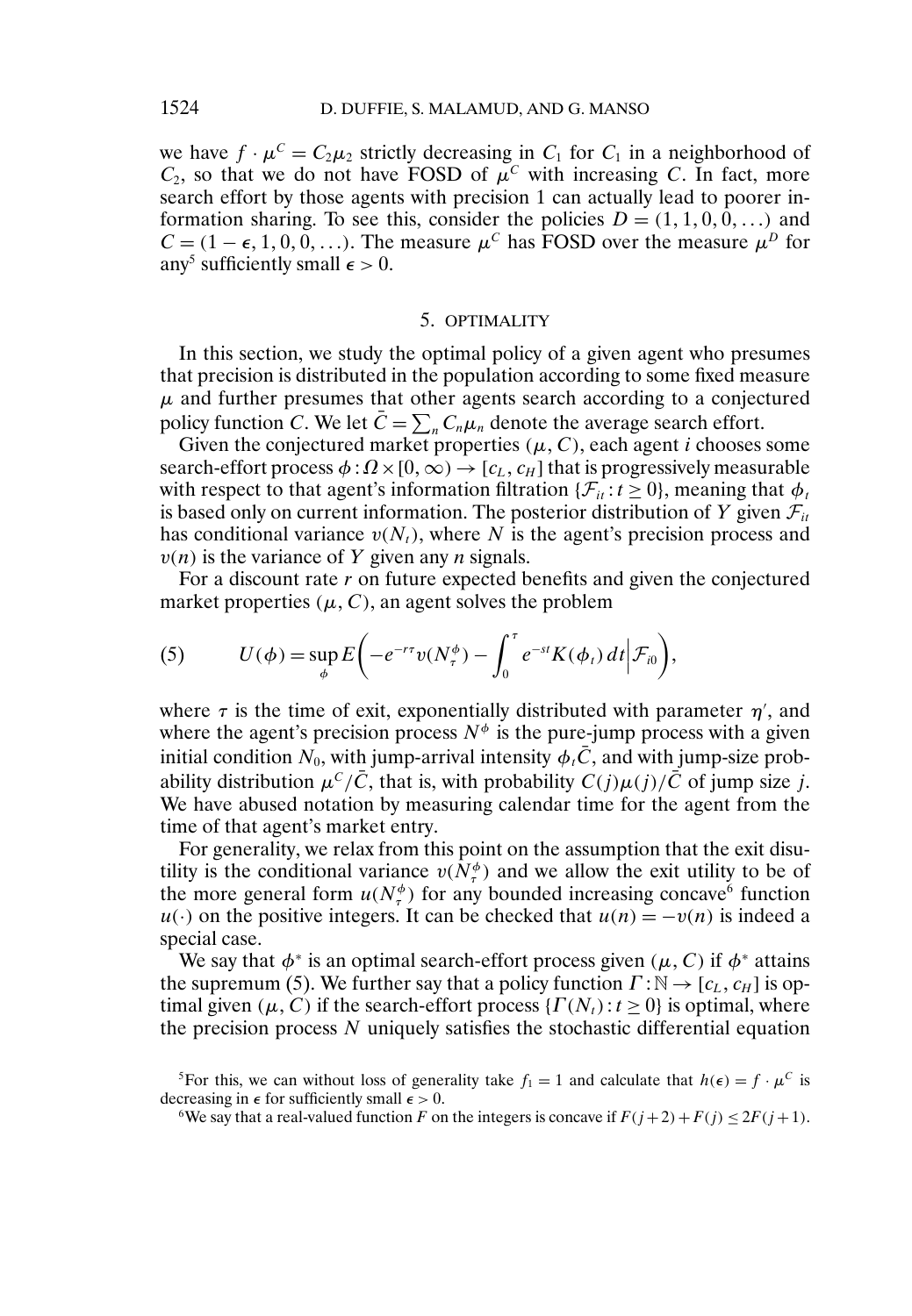we have $f \cdot \mu^C = C_2\mu_2$ strictly decreasing in $C_1$ for $C_1$ in a neighborhood of $C_2$, so that we do not have FOSD of $\mu^C$ with increasing $C$. In fact, more search effort by those agents with precision 1 can actually lead to poorer information sharing. To see this, consider the policies $D = (1, 1, 0, 0, \ldots)$ and $C = (1 - \epsilon, 1, 0, 0, \ldots)$. The measure $\mu^C$ has FOSD over the measure $\mu^D$ for any[5] sufficiently small $\epsilon > 0$.

## 5. OPTIMALITY

In this section, we study the optimal policy of a given agent who presumes that precision is distributed in the population according to some fixed measure $\mu$ and further presumes that other agents search according to a conjectured policy function $C$. We let $\bar{C} = \sum_n C_n \mu_n$ denote the average search effort.

Given the conjectured market properties $(\mu, C)$, each agent $i$ chooses some search-effort process $\phi : \Omega \times [0, \infty) \to [c_L, c_H]$ that is progressively measurable with respect to that agent's information filtration $\{\mathcal{F}_{it} : t \geq 0\}$, meaning that $\phi_t$ is based only on current information. The posterior distribution of $Y$ given $\mathcal{F}_{it}$ has conditional variance $v(N_t)$, where $N$ is the agent's precision process and $v(n)$ is the variance of $Y$ given any $n$ signals.

For a discount rate $r$ on future expected benefits and given the conjectured market properties $(\mu, C)$, an agent solves the problem

$$U(\phi) = \sup_{\phi} E\left( -e^{-r\tau} v(N_\tau^\phi) - \int_0^\tau e^{-st} K(\phi_t)\, dt \,\middle|\, \mathcal{F}_{i0} \right), \tag{5}$$

where $\tau$ is the time of exit, exponentially distributed with parameter $\eta'$, and where the agent's precision process $N^\phi$ is the pure-jump process with a given initial condition $N_0$, with jump-arrival intensity $\phi_t \bar{C}$, and with jump-size probability distribution $\mu^C / \bar{C}$, that is, with probability $C(j)\mu(j)/\bar{C}$ of jump size $j$. We have abused notation by measuring calendar time for the agent from the time of that agent's market entry.

For generality, we relax from this point on the assumption that the exit disutility is the conditional variance $v(N_\tau^\phi)$ and we allow the exit utility to be of the more general form $u(N_\tau^\phi)$ for any bounded increasing concave[6] function $u(\cdot)$ on the positive integers. It can be checked that $u(n) = -v(n)$ is indeed a special case.

We say that $\phi^*$ is an optimal search-effort process given $(\mu, C)$ if $\phi^*$ attains the supremum (5). We further say that a policy function $\Gamma : \mathbb{N} \to [c_L, c_H]$ is optimal given $(\mu, C)$ if the search-effort process $\{\Gamma(N_t) : t \geq 0\}$ is optimal, where the precision process $N$ uniquely satisfies the stochastic differential equation

[5] For this, we can without loss of generality take $f_1 = 1$ and calculate that $h(\epsilon) = f \cdot \mu^C$ is decreasing in $\epsilon$ for sufficiently small $\epsilon > 0$.

[6] We say that a real-valued function $F$ on the integers is concave if $F(j + 2) + F(j) \leq 2F(j + 1)$.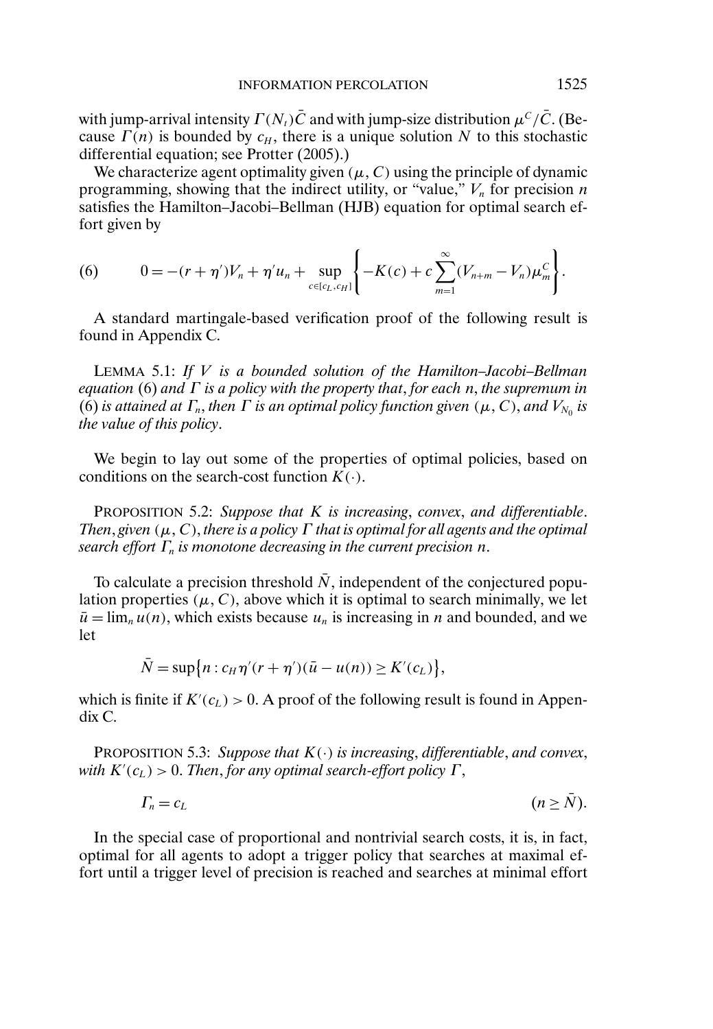with jump-arrival intensity $\Gamma(N_t)\bar{C}$ and with jump-size distribution $\mu^C/\bar{C}$. (Because $\Gamma(n)$ is bounded by $c_H$, there is a unique solution $N$ to this stochastic differential equation; see Protter (2005).)

We characterize agent optimality given $(\mu, C)$ using the principle of dynamic programming, showing that the indirect utility, or "value," $V_n$ for precision $n$ satisfies the Hamilton–Jacobi–Bellman (HJB) equation for optimal search effort given by

$$0 = -(r+\eta')V_n + \eta' u_n + \sup_{c\in[c_L,c_H]}\left\{-K(c) + c\sum_{m=1}^{\infty}(V_{n+m} - V_n)\mu_m^C\right\}. \tag{6}$$

A standard martingale-based verification proof of the following result is found in Appendix C.

LEMMA 5.1: *If $V$ is a bounded solution of the Hamilton–Jacobi–Bellman equation* (6) *and $\Gamma$ is a policy with the property that, for each $n$, the supremum in* (6) *is attained at $\Gamma_n$, then $\Gamma$ is an optimal policy function given $(\mu, C)$, and $V_{N_0}$ is the value of this policy.*

We begin to lay out some of the properties of optimal policies, based on conditions on the search-cost function $K(\cdot)$.

PROPOSITION 5.2: *Suppose that $K$ is increasing, convex, and differentiable. Then, given $(\mu, C)$, there is a policy $\Gamma$ that is optimal for all agents and the optimal search effort $\Gamma_n$ is monotone decreasing in the current precision $n$.*

To calculate a precision threshold $\bar{N}$, independent of the conjectured population properties $(\mu, C)$, above which it is optimal to search minimally, we let $\bar{u} = \lim_n u(n)$, which exists because $u_n$ is increasing in $n$ and bounded, and we let

$$\bar{N} = \sup\{n : c_H\eta'(r+\eta')(\bar{u} - u(n)) \geq K'(c_L)\},$$

which is finite if $K'(c_L) > 0$. A proof of the following result is found in Appendix C.

PROPOSITION 5.3: *Suppose that $K(\cdot)$ is increasing, differentiable, and convex, with $K'(c_L) > 0$. Then, for any optimal search-effort policy $\Gamma$,*

$$\Gamma_n = c_L \qquad (n \geq \bar{N}).$$

In the special case of proportional and nontrivial search costs, it is, in fact, optimal for all agents to adopt a trigger policy that searches at maximal effort until a trigger level of precision is reached and searches at minimal effort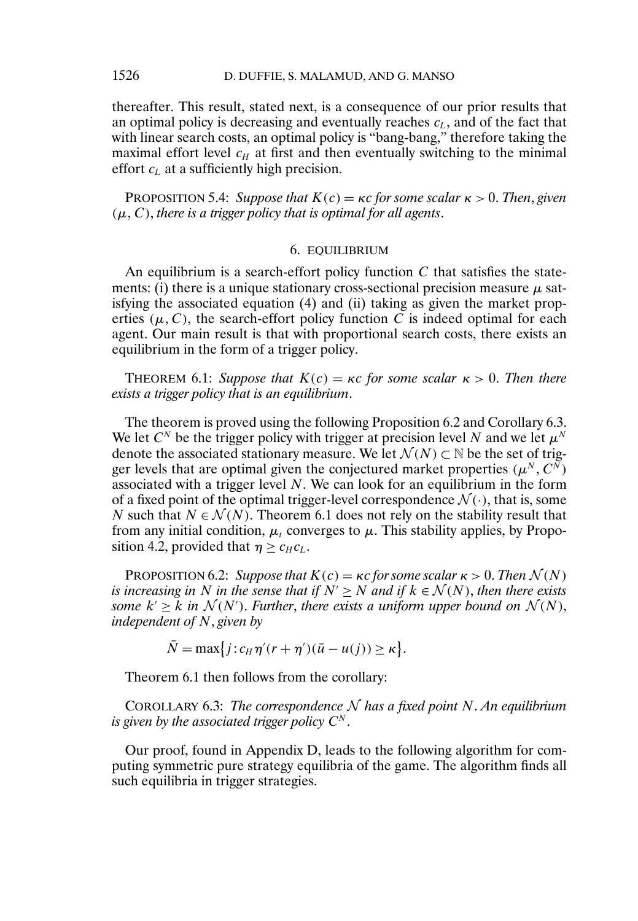thereafter. This result, stated next, is a consequence of our prior results that an optimal policy is decreasing and eventually reaches $c_L$, and of the fact that with linear search costs, an optimal policy is "bang-bang," therefore taking the maximal effort level $c_H$ at first and then eventually switching to the minimal effort $c_L$ at a sufficiently high precision.

PROPOSITION 5.4: *Suppose that $K(c) = \kappa c$ for some scalar $\kappa > 0$. Then, given $(\mu, C)$, there is a trigger policy that is optimal for all agents.*

## 6. EQUILIBRIUM

An equilibrium is a search-effort policy function $C$ that satisfies the statements: (i) there is a unique stationary cross-sectional precision measure $\mu$ satisfying the associated equation (4) and (ii) taking as given the market properties $(\mu, C)$, the search-effort policy function $C$ is indeed optimal for each agent. Our main result is that with proportional search costs, there exists an equilibrium in the form of a trigger policy.

THEOREM 6.1: *Suppose that $K(c) = \kappa c$ for some scalar $\kappa > 0$. Then there exists a trigger policy that is an equilibrium.*

The theorem is proved using the following Proposition 6.2 and Corollary 6.3. We let $C^N$ be the trigger policy with trigger at precision level $N$ and we let $\mu^N$ denote the associated stationary measure. We let $\mathcal{N}(N) \subset \mathbb{N}$ be the set of trigger levels that are optimal given the conjectured market properties $(\mu^N, C^N)$ associated with a trigger level $N$. We can look for an equilibrium in the form of a fixed point of the optimal trigger-level correspondence $\mathcal{N}(\cdot)$, that is, some $N$ such that $N \in \mathcal{N}(N)$. Theorem 6.1 does not rely on the stability result that from any initial condition, $\mu_t$ converges to $\mu$. This stability applies, by Proposition 4.2, provided that $\eta \geq c_H c_L$.

PROPOSITION 6.2: *Suppose that $K(c) = \kappa c$ for some scalar $\kappa > 0$. Then $\mathcal{N}(N)$ is increasing in $N$ in the sense that if $N' \geq N$ and if $k \in \mathcal{N}(N)$, then there exists some $k' \geq k$ in $\mathcal{N}(N')$. Further, there exists a uniform upper bound on $\mathcal{N}(N)$, independent of $N$, given by*

$$\bar{N} = \max\{j : c_H \eta'(r + \eta')(\bar{u} - u(j)) \geq \kappa\}.$$

Theorem 6.1 then follows from the corollary:

COROLLARY 6.3: *The correspondence $\mathcal{N}$ has a fixed point $N$. An equilibrium is given by the associated trigger policy $C^N$.*

Our proof, found in Appendix D, leads to the following algorithm for computing symmetric pure strategy equilibria of the game. The algorithm finds all such equilibria in trigger strategies.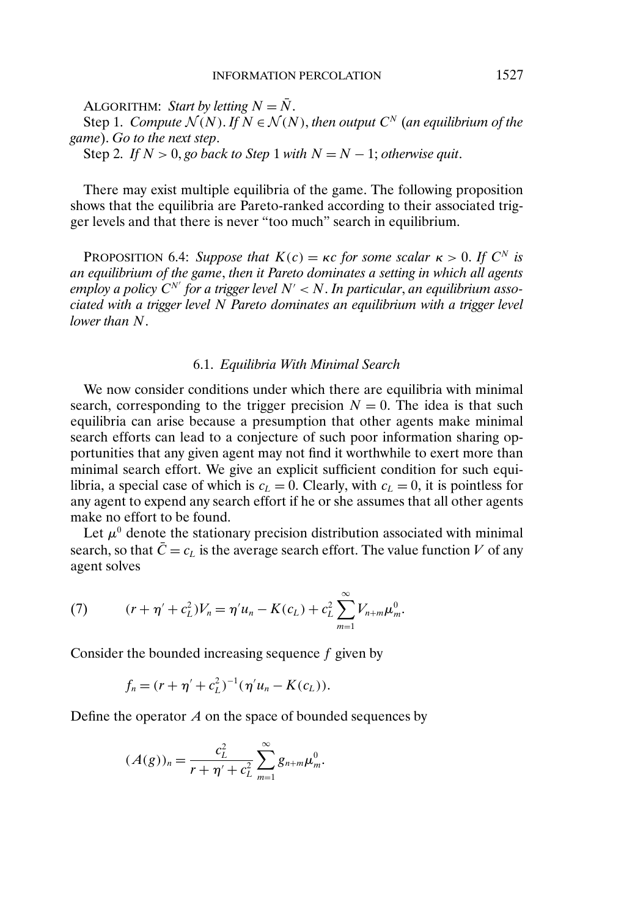ALGORITHM: *Start by letting* $N = \bar{N}$.

Step 1. *Compute* $\mathcal{N}(N)$. *If* $N \in \mathcal{N}(N)$, *then output* $C^N$ *(an equilibrium of the game). Go to the next step.*

Step 2. *If* $N > 0$, *go back to Step* 1 *with* $N = N - 1$; *otherwise quit.*

There may exist multiple equilibria of the game. The following proposition shows that the equilibria are Pareto-ranked according to their associated trigger levels and that there is never "too much" search in equilibrium.

PROPOSITION 6.4: *Suppose that* $K(c) = \kappa c$ *for some scalar* $\kappa > 0$. *If* $C^N$ *is an equilibrium of the game, then it Pareto dominates a setting in which all agents employ a policy* $C^{N'}$ *for a trigger level* $N' < N$. *In particular, an equilibrium associated with a trigger level* $N$ *Pareto dominates an equilibrium with a trigger level lower than* $N$.

### 6.1. *Equilibria With Minimal Search*

We now consider conditions under which there are equilibria with minimal search, corresponding to the trigger precision $N = 0$. The idea is that such equilibria can arise because a presumption that other agents make minimal search efforts can lead to a conjecture of such poor information sharing opportunities that any given agent may not find it worthwhile to exert more than minimal search effort. We give an explicit sufficient condition for such equilibria, a special case of which is $c_L = 0$. Clearly, with $c_L = 0$, it is pointless for any agent to expend any search effort if he or she assumes that all other agents make no effort to be found.

Let $\mu^0$ denote the stationary precision distribution associated with minimal search, so that $\bar{C} = c_L$ is the average search effort. The value function $V$ of any agent solves

$$(7) \qquad (r + \eta' + c_L^2)V_n = \eta' u_n - K(c_L) + c_L^2 \sum_{m=1}^{\infty} V_{n+m}\mu_m^0.$$

Consider the bounded increasing sequence $f$ given by

$$f_n = (r + \eta' + c_L^2)^{-1}(\eta' u_n - K(c_L)).$$

Define the operator $A$ on the space of bounded sequences by

$$(A(g))_n = \frac{c_L^2}{r + \eta' + c_L^2} \sum_{m=1}^{\infty} g_{n+m}\mu_m^0.$$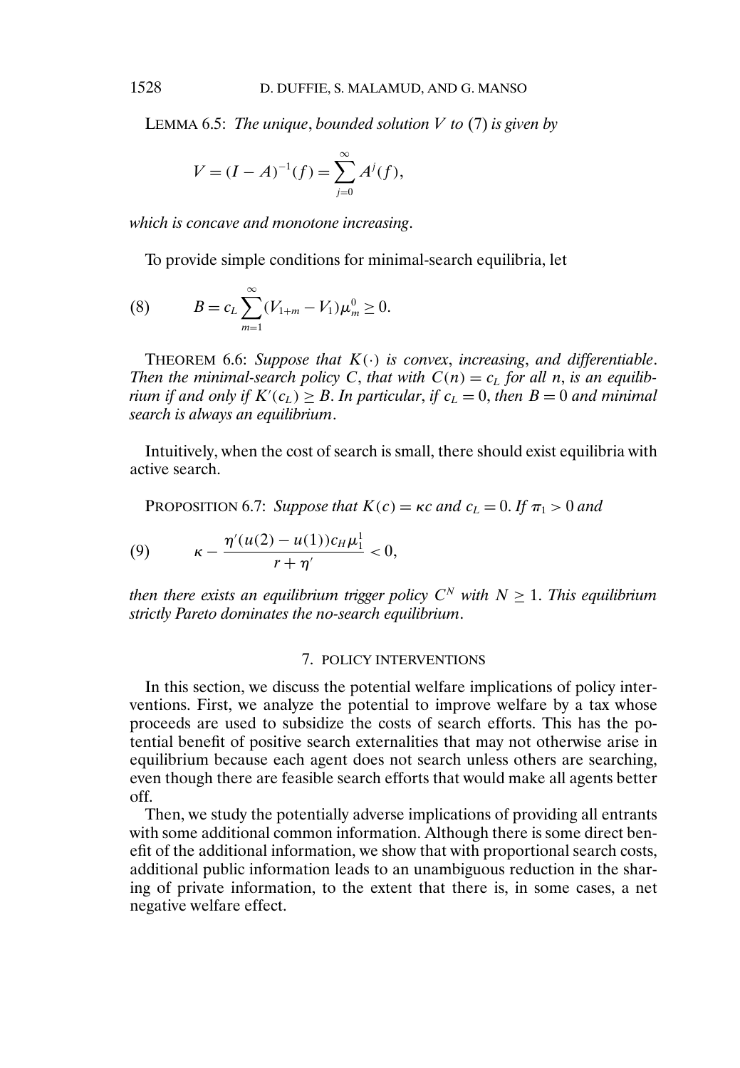LEMMA 6.5: *The unique, bounded solution $V$ to* (7) *is given by*

$$V = (I - A)^{-1}(f) = \sum_{j=0}^{\infty} A^j(f),$$

*which is concave and monotone increasing.*

To provide simple conditions for minimal-search equilibria, let

$$B = c_L \sum_{m=1}^{\infty} (V_{1+m} - V_1)\mu_m^0 \geq 0. \tag{8}$$

THEOREM 6.6: *Suppose that $K(\cdot)$ is convex, increasing, and differentiable. Then the minimal-search policy $C$, that with $C(n) = c_L$ for all $n$, is an equilibrium if and only if $K'(c_L) \geq B$. In particular, if $c_L = 0$, then $B = 0$ and minimal search is always an equilibrium.*

Intuitively, when the cost of search is small, there should exist equilibria with active search.

PROPOSITION 6.7: *Suppose that $K(c) = \kappa c$ and $c_L = 0$. If $\pi_1 > 0$ and*

$$\kappa - \frac{\eta'(u(2) - u(1))c_H \mu_1^1}{r + \eta'} < 0, \tag{9}$$

*then there exists an equilibrium trigger policy $C^N$ with $N \geq 1$. This equilibrium strictly Pareto dominates the no-search equilibrium.*

## 7. POLICY INTERVENTIONS

In this section, we discuss the potential welfare implications of policy interventions. First, we analyze the potential to improve welfare by a tax whose proceeds are used to subsidize the costs of search efforts. This has the potential benefit of positive search externalities that may not otherwise arise in equilibrium because each agent does not search unless others are searching, even though there are feasible search efforts that would make all agents better off.

Then, we study the potentially adverse implications of providing all entrants with some additional common information. Although there is some direct benefit of the additional information, we show that with proportional search costs, additional public information leads to an unambiguous reduction in the sharing of private information, to the extent that there is, in some cases, a net negative welfare effect.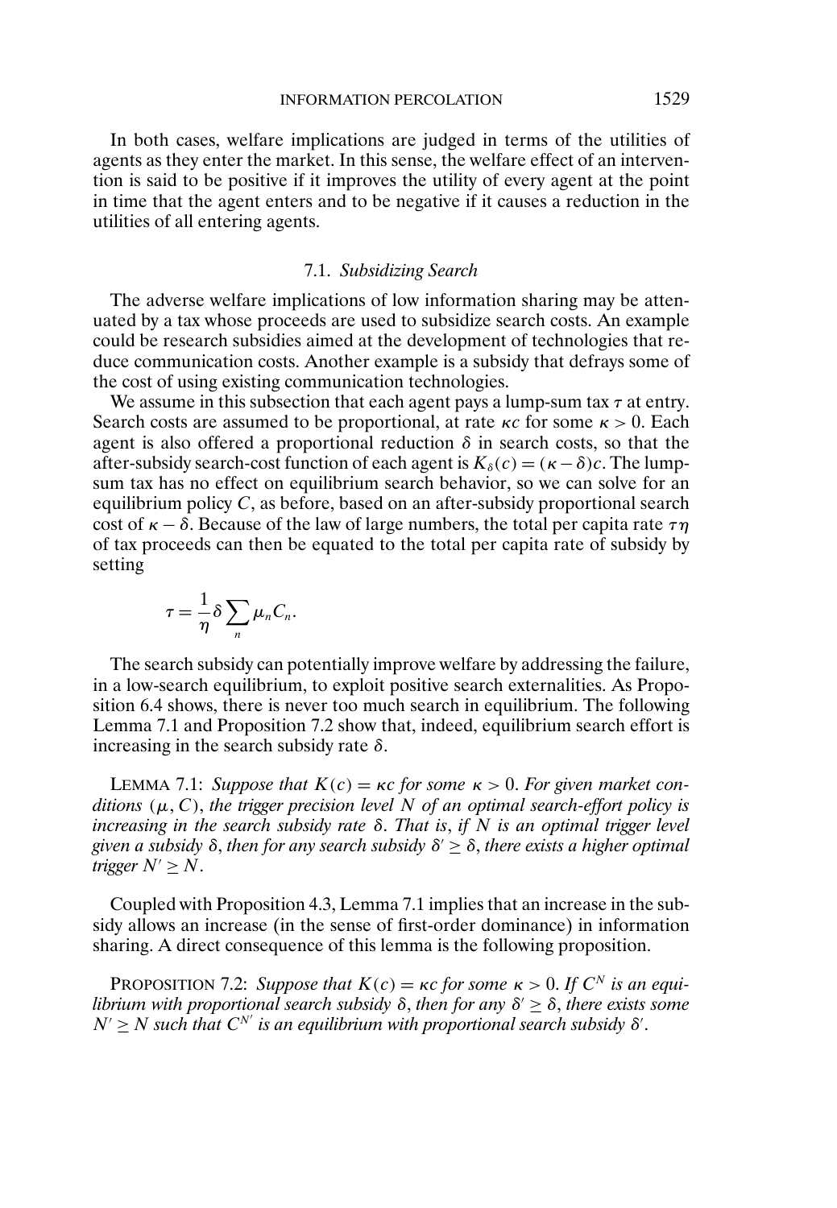In both cases, welfare implications are judged in terms of the utilities of agents as they enter the market. In this sense, the welfare effect of an intervention is said to be positive if it improves the utility of every agent at the point in time that the agent enters and to be negative if it causes a reduction in the utilities of all entering agents.

### 7.1. *Subsidizing Search*

The adverse welfare implications of low information sharing may be attenuated by a tax whose proceeds are used to subsidize search costs. An example could be research subsidies aimed at the development of technologies that reduce communication costs. Another example is a subsidy that defrays some of the cost of using existing communication technologies.

We assume in this subsection that each agent pays a lump-sum tax $\tau$ at entry. Search costs are assumed to be proportional, at rate $\kappa c$ for some $\kappa > 0$. Each agent is also offered a proportional reduction $\delta$ in search costs, so that the after-subsidy search-cost function of each agent is $K_\delta(c) = (\kappa - \delta)c$. The lump-sum tax has no effect on equilibrium search behavior, so we can solve for an equilibrium policy $C$, as before, based on an after-subsidy proportional search cost of $\kappa - \delta$. Because of the law of large numbers, the total per capita rate $\tau\eta$ of tax proceeds can then be equated to the total per capita rate of subsidy by setting

$$\tau = \frac{1}{\eta}\delta \sum_n \mu_n C_n.$$

The search subsidy can potentially improve welfare by addressing the failure, in a low-search equilibrium, to exploit positive search externalities. As Proposition 6.4 shows, there is never too much search in equilibrium. The following Lemma 7.1 and Proposition 7.2 show that, indeed, equilibrium search effort is increasing in the search subsidy rate $\delta$.

LEMMA 7.1: *Suppose that $K(c) = \kappa c$ for some $\kappa > 0$. For given market conditions $(\mu, C)$, the trigger precision level $N$ of an optimal search-effort policy is increasing in the search subsidy rate $\delta$. That is, if $N$ is an optimal trigger level given a subsidy $\delta$, then for any search subsidy $\delta' \geq \delta$, there exists a higher optimal trigger $N' \geq N$.*

Coupled with Proposition 4.3, Lemma 7.1 implies that an increase in the subsidy allows an increase (in the sense of first-order dominance) in information sharing. A direct consequence of this lemma is the following proposition.

PROPOSITION 7.2: *Suppose that $K(c) = \kappa c$ for some $\kappa > 0$. If $C^N$ is an equilibrium with proportional search subsidy $\delta$, then for any $\delta' \geq \delta$, there exists some $N' \geq N$ such that $C^{N'}$ is an equilibrium with proportional search subsidy $\delta'$.*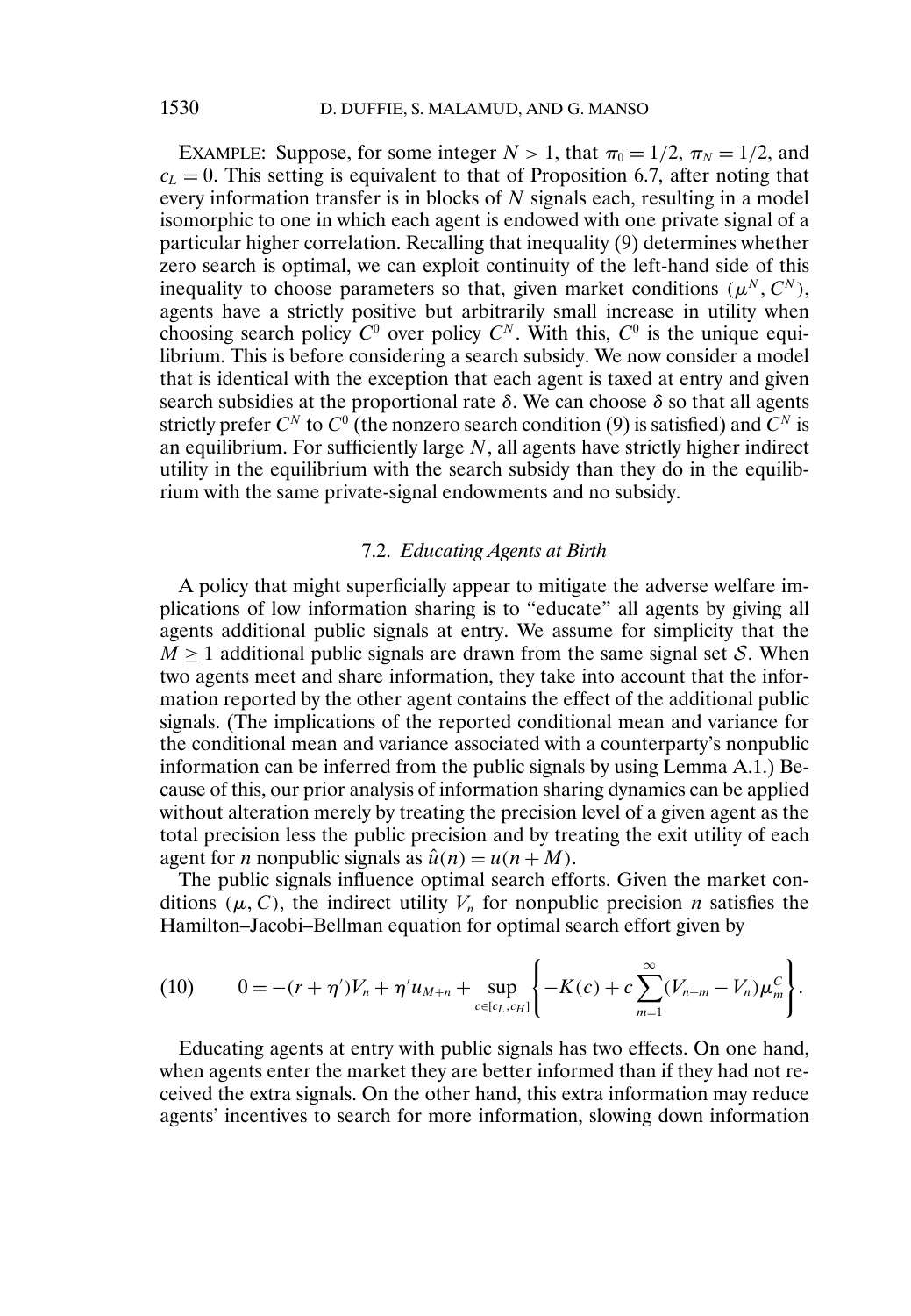EXAMPLE: Suppose, for some integer $N > 1$, that $\pi_0 = 1/2$, $\pi_N = 1/2$, and $c_L = 0$. This setting is equivalent to that of Proposition 6.7, after noting that every information transfer is in blocks of $N$ signals each, resulting in a model isomorphic to one in which each agent is endowed with one private signal of a particular higher correlation. Recalling that inequality (9) determines whether zero search is optimal, we can exploit continuity of the left-hand side of this inequality to choose parameters so that, given market conditions $(\mu^N, C^N)$, agents have a strictly positive but arbitrarily small increase in utility when choosing search policy $C^0$ over policy $C^N$. With this, $C^0$ is the unique equilibrium. This is before considering a search subsidy. We now consider a model that is identical with the exception that each agent is taxed at entry and given search subsidies at the proportional rate $\delta$. We can choose $\delta$ so that all agents strictly prefer $C^N$ to $C^0$ (the nonzero search condition (9) is satisfied) and $C^N$ is an equilibrium. For sufficiently large $N$, all agents have strictly higher indirect utility in the equilibrium with the search subsidy than they do in the equilibrium with the same private-signal endowments and no subsidy.

### 7.2. *Educating Agents at Birth*

A policy that might superficially appear to mitigate the adverse welfare implications of low information sharing is to "educate" all agents by giving all agents additional public signals at entry. We assume for simplicity that the $M \geq 1$ additional public signals are drawn from the same signal set $\mathcal{S}$. When two agents meet and share information, they take into account that the information reported by the other agent contains the effect of the additional public signals. (The implications of the reported conditional mean and variance for the conditional mean and variance associated with a counterparty's nonpublic information can be inferred from the public signals by using Lemma A.1.) Because of this, our prior analysis of information sharing dynamics can be applied without alteration merely by treating the precision level of a given agent as the total precision less the public precision and by treating the exit utility of each agent for $n$ nonpublic signals as $\hat{u}(n) = u(n + M)$.

The public signals influence optimal search efforts. Given the market conditions $(\mu, C)$, the indirect utility $V_n$ for nonpublic precision $n$ satisfies the Hamilton–Jacobi–Bellman equation for optimal search effort given by

$$0 = -(r + \eta')V_n + \eta' u_{M+n} + \sup_{c \in [c_L, c_H]} \left\{ -K(c) + c \sum_{m=1}^{\infty} (V_{n+m} - V_n)\mu_m^C \right\}. \tag{10}$$

Educating agents at entry with public signals has two effects. On one hand, when agents enter the market they are better informed than if they had not received the extra signals. On the other hand, this extra information may reduce agents' incentives to search for more information, slowing down information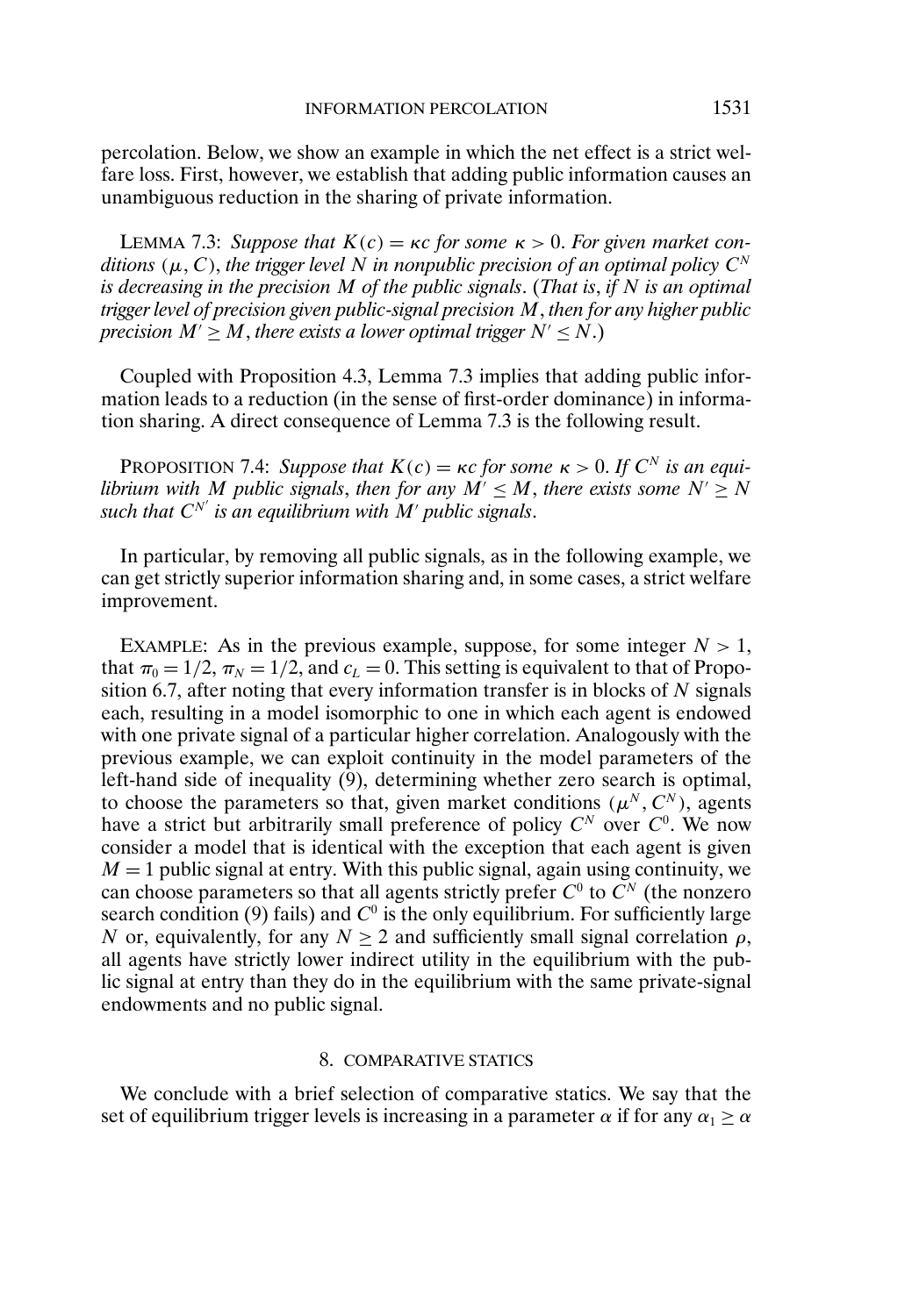percolation. Below, we show an example in which the net effect is a strict welfare loss. First, however, we establish that adding public information causes an unambiguous reduction in the sharing of private information.

LEMMA 7.3: *Suppose that $K(c) = \kappa c$ for some $\kappa > 0$. For given market conditions $(\mu, C)$, the trigger level $N$ in nonpublic precision of an optimal policy $C^N$ is decreasing in the precision $M$ of the public signals*. (*That is*, *if $N$ is an optimal trigger level of precision given public-signal precision $M$*, *then for any higher public precision $M' \geq M$*, *there exists a lower optimal trigger $N' \leq N$*.)

Coupled with Proposition 4.3, Lemma 7.3 implies that adding public information leads to a reduction (in the sense of first-order dominance) in information sharing. A direct consequence of Lemma 7.3 is the following result.

PROPOSITION 7.4: *Suppose that $K(c) = \kappa c$ for some $\kappa > 0$. If $C^N$ is an equilibrium with $M$ public signals*, *then for any $M' \leq M$*, *there exists some $N' \geq N$ such that $C^{N'}$ is an equilibrium with $M'$ public signals*.

In particular, by removing all public signals, as in the following example, we can get strictly superior information sharing and, in some cases, a strict welfare improvement.

EXAMPLE: As in the previous example, suppose, for some integer $N > 1$, that $\pi_0 = 1/2$, $\pi_N = 1/2$, and $c_L = 0$. This setting is equivalent to that of Proposition 6.7, after noting that every information transfer is in blocks of $N$ signals each, resulting in a model isomorphic to one in which each agent is endowed with one private signal of a particular higher correlation. Analogously with the previous example, we can exploit continuity in the model parameters of the left-hand side of inequality (9), determining whether zero search is optimal, to choose the parameters so that, given market conditions $(\mu^N, C^N)$, agents have a strict but arbitrarily small preference of policy $C^N$ over $C^0$. We now consider a model that is identical with the exception that each agent is given $M = 1$ public signal at entry. With this public signal, again using continuity, we can choose parameters so that all agents strictly prefer $C^0$ to $C^N$ (the nonzero search condition (9) fails) and $C^0$ is the only equilibrium. For sufficiently large $N$ or, equivalently, for any $N \geq 2$ and sufficiently small signal correlation $\rho$, all agents have strictly lower indirect utility in the equilibrium with the public signal at entry than they do in the equilibrium with the same private-signal endowments and no public signal.

## 8. COMPARATIVE STATICS

We conclude with a brief selection of comparative statics. We say that the set of equilibrium trigger levels is increasing in a parameter $\alpha$ if for any $\alpha_1 \geq \alpha$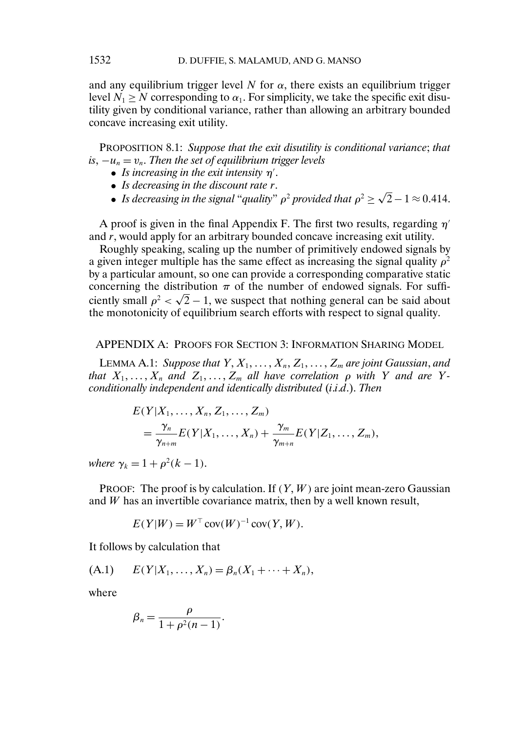and any equilibrium trigger level $N$ for $\alpha$, there exists an equilibrium trigger level $N_1 \geq N$ corresponding to $\alpha_1$. For simplicity, we take the specific exit disutility given by conditional variance, rather than allowing an arbitrary bounded concave increasing exit utility.

PROPOSITION 8.1: *Suppose that the exit disutility is conditional variance*; *that is*, $-u_n = v_n$. *Then the set of equilibrium trigger levels*

- *Is increasing in the exit intensity* $\eta'$.
- *Is decreasing in the discount rate* $r$.
- *Is decreasing in the signal* "*quality*" $\rho^2$ *provided that* $\rho^2 \geq \sqrt{2} - 1 \approx 0.414$.

A proof is given in the final Appendix F. The first two results, regarding $\eta'$ and $r$, would apply for an arbitrary bounded concave increasing exit utility.

Roughly speaking, scaling up the number of primitively endowed signals by a given integer multiple has the same effect as increasing the signal quality $\rho^2$ by a particular amount, so one can provide a corresponding comparative static concerning the distribution $\pi$ of the number of endowed signals. For sufficiently small $\rho^2 < \sqrt{2} - 1$, we suspect that nothing general can be said about the monotonicity of equilibrium search efforts with respect to signal quality.

## APPENDIX A: PROOFS FOR SECTION 3: INFORMATION SHARING MODEL

LEMMA A.1: *Suppose that* $Y, X_1, \ldots, X_n, Z_1, \ldots, Z_m$ *are joint Gaussian*, *and that* $X_1, \ldots, X_n$ *and* $Z_1, \ldots, Z_m$ *all have correlation* $\rho$ *with* $Y$ *and are* $Y$-*conditionally independent and identically distributed* (*i.i.d.*). *Then*

$$
\begin{aligned}
&E(Y|X_1, \ldots, X_n, Z_1, \ldots, Z_m) \\
&\quad = \frac{\gamma_n}{\gamma_{n+m}} E(Y|X_1, \ldots, X_n) + \frac{\gamma_m}{\gamma_{m+n}} E(Y|Z_1, \ldots, Z_m),
\end{aligned}
$$

*where* $\gamma_k = 1 + \rho^2(k-1)$.

PROOF: The proof is by calculation. If $(Y, W)$ are joint mean-zero Gaussian and $W$ has an invertible covariance matrix, then by a well known result,

$$
E(Y|W) = W^\top \operatorname{cov}(W)^{-1} \operatorname{cov}(Y, W).
$$

It follows by calculation that

$$
E(Y|X_1, \ldots, X_n) = \beta_n(X_1 + \cdots + X_n), \tag{A.1}
$$

where

$$
\beta_n = \frac{\rho}{1 + \rho^2(n-1)}.
$$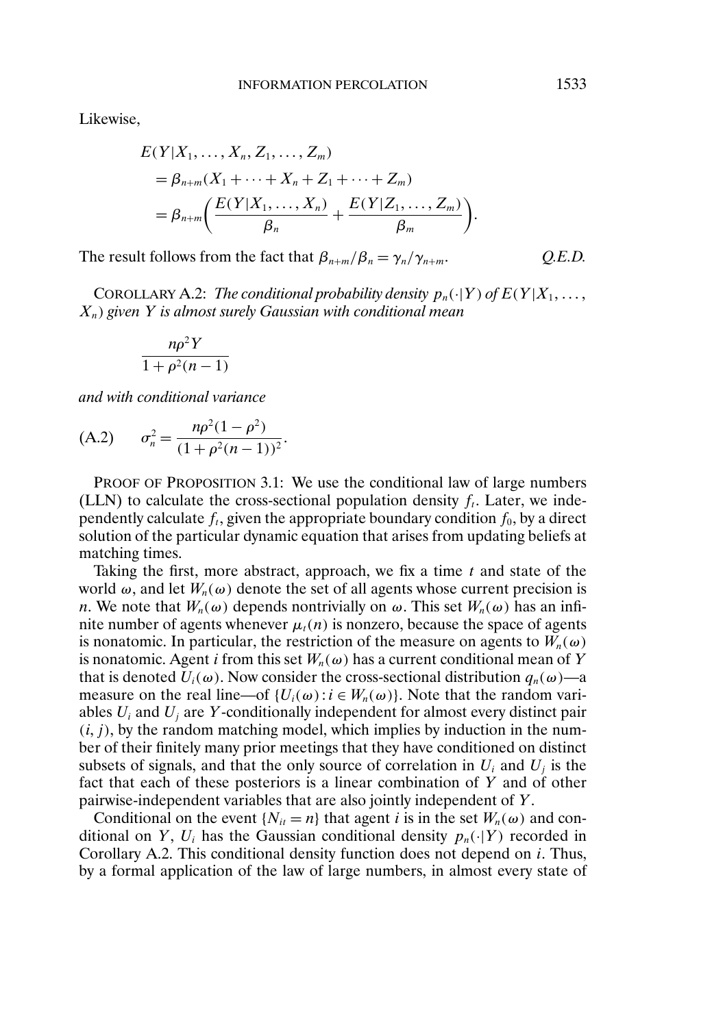Likewise,

$$
\begin{aligned}
&E(Y|X_1, \ldots, X_n, Z_1, \ldots, Z_m) \\
&\quad = \beta_{n+m}(X_1 + \cdots + X_n + Z_1 + \cdots + Z_m) \\
&\quad = \beta_{n+m}\left(\frac{E(Y|X_1, \ldots, X_n)}{\beta_n} + \frac{E(Y|Z_1, \ldots, Z_m)}{\beta_m}\right).
\end{aligned}
$$

The result follows from the fact that $\beta_{n+m}/\beta_n = \gamma_n/\gamma_{n+m}$. *Q.E.D.*

COROLLARY A.2: *The conditional probability density $p_n(\cdot|Y)$ of $E(Y|X_1, \ldots, X_n)$ given $Y$ is almost surely Gaussian with conditional mean*

$$
\frac{n\rho^2 Y}{1 + \rho^2(n-1)}
$$

*and with conditional variance*

$$
\sigma_n^2 = \frac{n\rho^2(1-\rho^2)}{(1+\rho^2(n-1))^2}. \tag{A.2}
$$

PROOF OF PROPOSITION 3.1: We use the conditional law of large numbers (LLN) to calculate the cross-sectional population density $f_t$. Later, we independently calculate $f_t$, given the appropriate boundary condition $f_0$, by a direct solution of the particular dynamic equation that arises from updating beliefs at matching times.

Taking the first, more abstract, approach, we fix a time $t$ and state of the world $\omega$, and let $W_n(\omega)$ denote the set of all agents whose current precision is $n$. We note that $W_n(\omega)$ depends nontrivially on $\omega$. This set $W_n(\omega)$ has an infinite number of agents whenever $\mu_t(n)$ is nonzero, because the space of agents is nonatomic. In particular, the restriction of the measure on agents to $W_n(\omega)$ is nonatomic. Agent $i$ from this set $W_n(\omega)$ has a current conditional mean of $Y$ that is denoted $U_i(\omega)$. Now consider the cross-sectional distribution $q_n(\omega)$—a measure on the real line—of $\{U_i(\omega) : i \in W_n(\omega)\}$. Note that the random variables $U_i$ and $U_j$ are $Y$-conditionally independent for almost every distinct pair $(i, j)$, by the random matching model, which implies by induction in the number of their finitely many prior meetings that they have conditioned on distinct subsets of signals, and that the only source of correlation in $U_i$ and $U_j$ is the fact that each of these posteriors is a linear combination of $Y$ and of other pairwise-independent variables that are also jointly independent of $Y$.

Conditional on the event $\{N_{it} = n\}$ that agent $i$ is in the set $W_n(\omega)$ and conditional on $Y$, $U_i$ has the Gaussian conditional density $p_n(\cdot|Y)$ recorded in Corollary A.2. This conditional density function does not depend on $i$. Thus, by a formal application of the law of large numbers, in almost every state of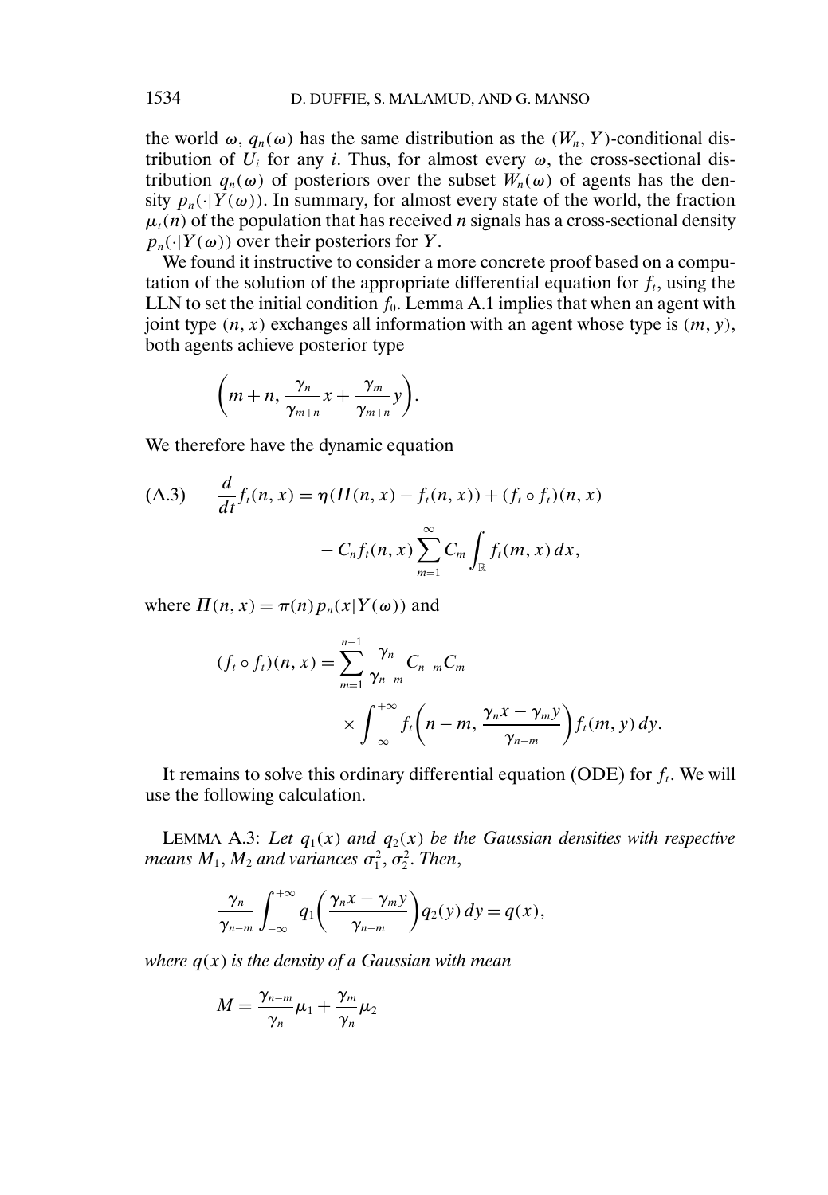the world $\omega$, $q_n(\omega)$ has the same distribution as the $(W_n, Y)$-conditional distribution of $U_i$ for any $i$. Thus, for almost every $\omega$, the cross-sectional distribution $q_n(\omega)$ of posteriors over the subset $W_n(\omega)$ of agents has the density $p_n(\cdot|Y(\omega))$. In summary, for almost every state of the world, the fraction $\mu_t(n)$ of the population that has received $n$ signals has a cross-sectional density $p_n(\cdot|Y(\omega))$ over their posteriors for $Y$.

We found it instructive to consider a more concrete proof based on a computation of the solution of the appropriate differential equation for $f_t$, using the LLN to set the initial condition $f_0$. Lemma A.1 implies that when an agent with joint type $(n, x)$ exchanges all information with an agent whose type is $(m, y)$, both agents achieve posterior type

$$\left(m+n, \frac{\gamma_n}{\gamma_{m+n}}x + \frac{\gamma_m}{\gamma_{m+n}}y\right).$$

We therefore have the dynamic equation

$$\text{(A.3)} \qquad \frac{d}{dt}f_t(n,x) = \eta(\Pi(n,x) - f_t(n,x)) + (f_t \circ f_t)(n,x) - C_n f_t(n,x)\sum_{m=1}^{\infty} C_m \int_{\mathbb{R}} f_t(m,x)\,dx,$$

where $\Pi(n,x) = \pi(n)p_n(x|Y(\omega))$ and

$$(f_t \circ f_t)(n,x) = \sum_{m=1}^{n-1} \frac{\gamma_n}{\gamma_{n-m}} C_{n-m} C_m \times \int_{-\infty}^{+\infty} f_t\left(n-m, \frac{\gamma_n x - \gamma_m y}{\gamma_{n-m}}\right) f_t(m,y)\,dy.$$

It remains to solve this ordinary differential equation (ODE) for $f_t$. We will use the following calculation.

LEMMA A.3: *Let $q_1(x)$ and $q_2(x)$ be the Gaussian densities with respective means $M_1, M_2$ and variances $\sigma_1^2, \sigma_2^2$. Then,*

$$\frac{\gamma_n}{\gamma_{n-m}} \int_{-\infty}^{+\infty} q_1\left(\frac{\gamma_n x - \gamma_m y}{\gamma_{n-m}}\right) q_2(y)\,dy = q(x),$$

*where $q(x)$ is the density of a Gaussian with mean*

$$M = \frac{\gamma_{n-m}}{\gamma_n}\mu_1 + \frac{\gamma_m}{\gamma_n}\mu_2$$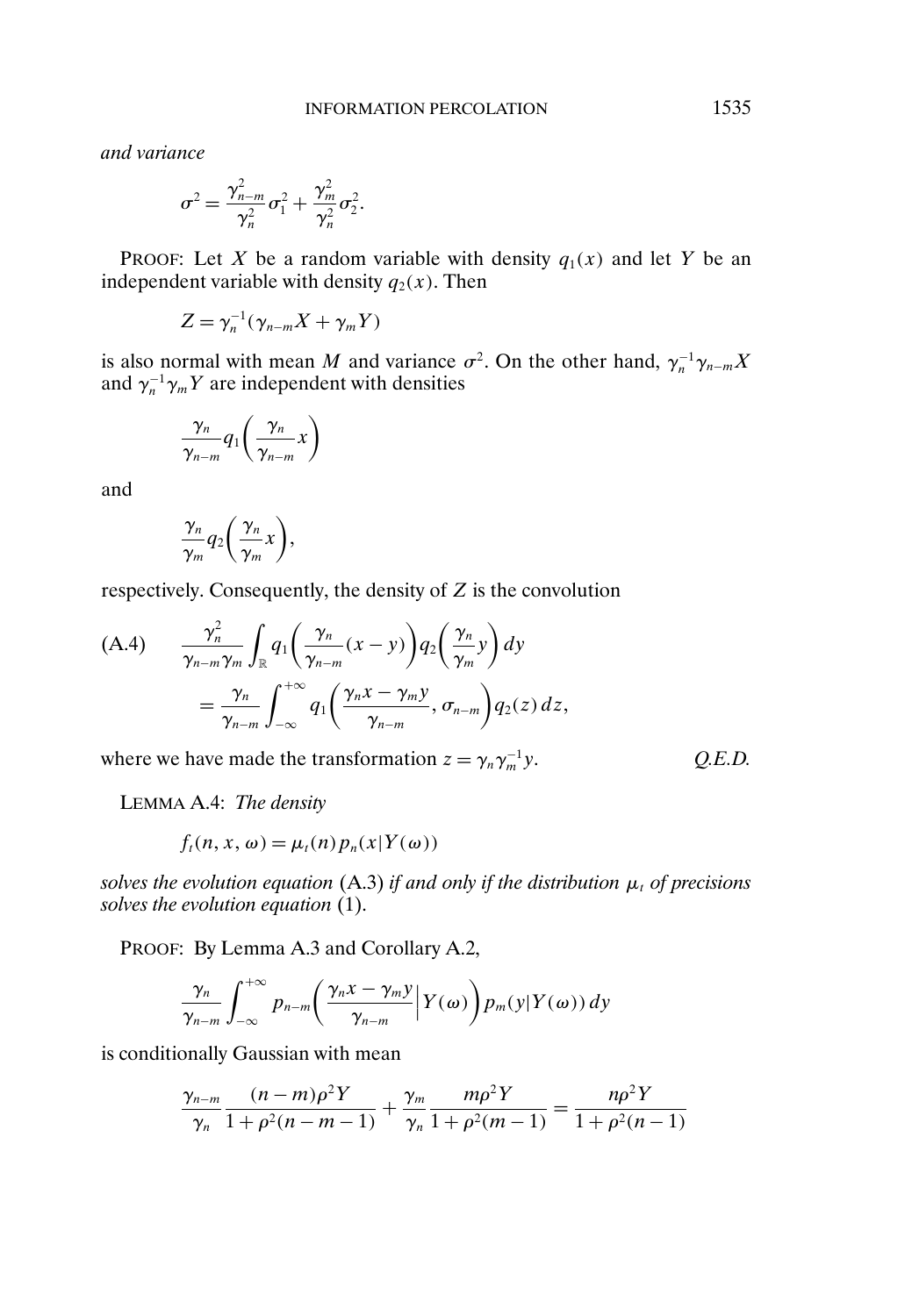*and variance*

$$\sigma^2 = \frac{\gamma_{n-m}^2}{\gamma_n^2}\sigma_1^2 + \frac{\gamma_m^2}{\gamma_n^2}\sigma_2^2.$$

PROOF: Let $X$ be a random variable with density $q_1(x)$ and let $Y$ be an independent variable with density $q_2(x)$. Then

$$Z = \gamma_n^{-1}(\gamma_{n-m}X + \gamma_m Y)$$

is also normal with mean $M$ and variance $\sigma^2$. On the other hand, $\gamma_n^{-1}\gamma_{n-m}X$ and $\gamma_n^{-1}\gamma_m Y$ are independent with densities

$$\frac{\gamma_n}{\gamma_{n-m}} q_1\left(\frac{\gamma_n}{\gamma_{n-m}} x\right)$$

and

$$\frac{\gamma_n}{\gamma_m} q_2\left(\frac{\gamma_n}{\gamma_m} x\right),$$

respectively. Consequently, the density of $Z$ is the convolution

$$\text{(A.4)} \qquad \frac{\gamma_n^2}{\gamma_{n-m}\gamma_m}\int_{\mathbb{R}} q_1\left(\frac{\gamma_n}{\gamma_{n-m}}(x-y)\right) q_2\left(\frac{\gamma_n}{\gamma_m} y\right) dy$$
$$= \frac{\gamma_n}{\gamma_{n-m}}\int_{-\infty}^{+\infty} q_1\left(\frac{\gamma_n x - \gamma_m y}{\gamma_{n-m}}, \sigma_{n-m}\right) q_2(z)\, dz,$$

where we have made the transformation $z = \gamma_n \gamma_m^{-1} y$. *Q.E.D.*

LEMMA A.4: *The density*

$$f_t(n, x, \omega) = \mu_t(n) p_n(x|Y(\omega))$$

*solves the evolution equation* (A.3) *if and only if the distribution* $\mu_t$ *of precisions solves the evolution equation* (1).

PROOF: By Lemma A.3 and Corollary A.2,

$$\frac{\gamma_n}{\gamma_{n-m}}\int_{-\infty}^{+\infty} p_{n-m}\left(\frac{\gamma_n x - \gamma_m y}{\gamma_{n-m}}\Big| Y(\omega)\right) p_m(y|Y(\omega))\, dy$$

is conditionally Gaussian with mean

$$\frac{\gamma_{n-m}}{\gamma_n}\frac{(n-m)\rho^2 Y}{1+\rho^2(n-m-1)} + \frac{\gamma_m}{\gamma_n}\frac{m\rho^2 Y}{1+\rho^2(m-1)} = \frac{n\rho^2 Y}{1+\rho^2(n-1)}$$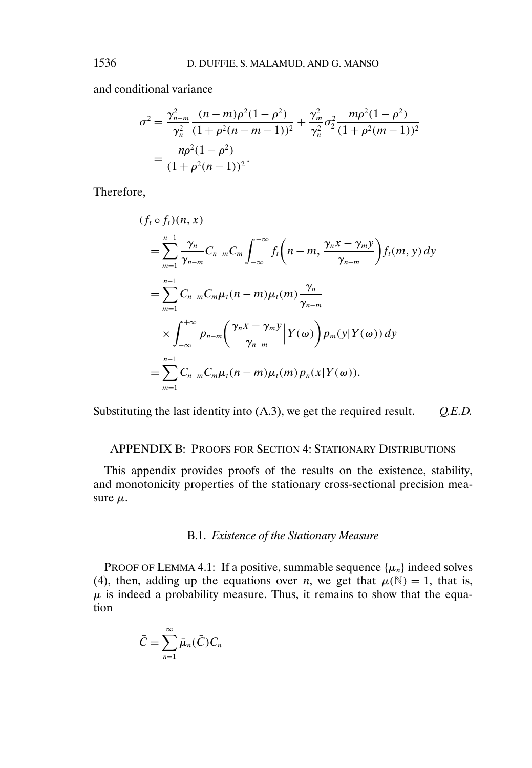and conditional variance

$$\sigma^2 = \frac{\gamma_{n-m}^2}{\gamma_n^2} \frac{(n-m)\rho^2(1-\rho^2)}{(1+\rho^2(n-m-1))^2} + \frac{\gamma_m^2}{\gamma_n^2} \sigma_2^2 \frac{m\rho^2(1-\rho^2)}{(1+\rho^2(m-1))^2}$$
$$= \frac{n\rho^2(1-\rho^2)}{(1+\rho^2(n-1))^2}.$$

Therefore,

$$\begin{aligned}
&(f_t \circ f_t)(n, x) \\
&= \sum_{m=1}^{n-1} \frac{\gamma_n}{\gamma_{n-m}} C_{n-m} C_m \int_{-\infty}^{+\infty} f_t\left(n-m, \frac{\gamma_n x - \gamma_m y}{\gamma_{n-m}}\right) f_t(m, y)\, dy \\
&= \sum_{m=1}^{n-1} C_{n-m} C_m \mu_t(n-m) \mu_t(m) \frac{\gamma_n}{\gamma_{n-m}} \\
&\quad \times \int_{-\infty}^{+\infty} p_{n-m}\left(\frac{\gamma_n x - \gamma_m y}{\gamma_{n-m}} \Big| Y(\omega)\right) p_m(y | Y(\omega))\, dy \\
&= \sum_{m=1}^{n-1} C_{n-m} C_m \mu_t(n-m) \mu_t(m) p_n(x | Y(\omega)).
\end{aligned}$$

Substituting the last identity into (A.3), we get the required result. *Q.E.D.*

## APPENDIX B: PROOFS FOR SECTION 4: STATIONARY DISTRIBUTIONS

This appendix provides proofs of the results on the existence, stability, and monotonicity properties of the stationary cross-sectional precision measure $\mu$.

### B.1. *Existence of the Stationary Measure*

PROOF OF LEMMA 4.1: If a positive, summable sequence $\{\mu_n\}$ indeed solves (4), then, adding up the equations over $n$, we get that $\mu(\mathbb{N}) = 1$, that is, $\mu$ is indeed a probability measure. Thus, it remains to show that the equation

$$\bar{C} = \sum_{n=1}^{\infty} \bar{\mu}_n(\bar{C}) C_n$$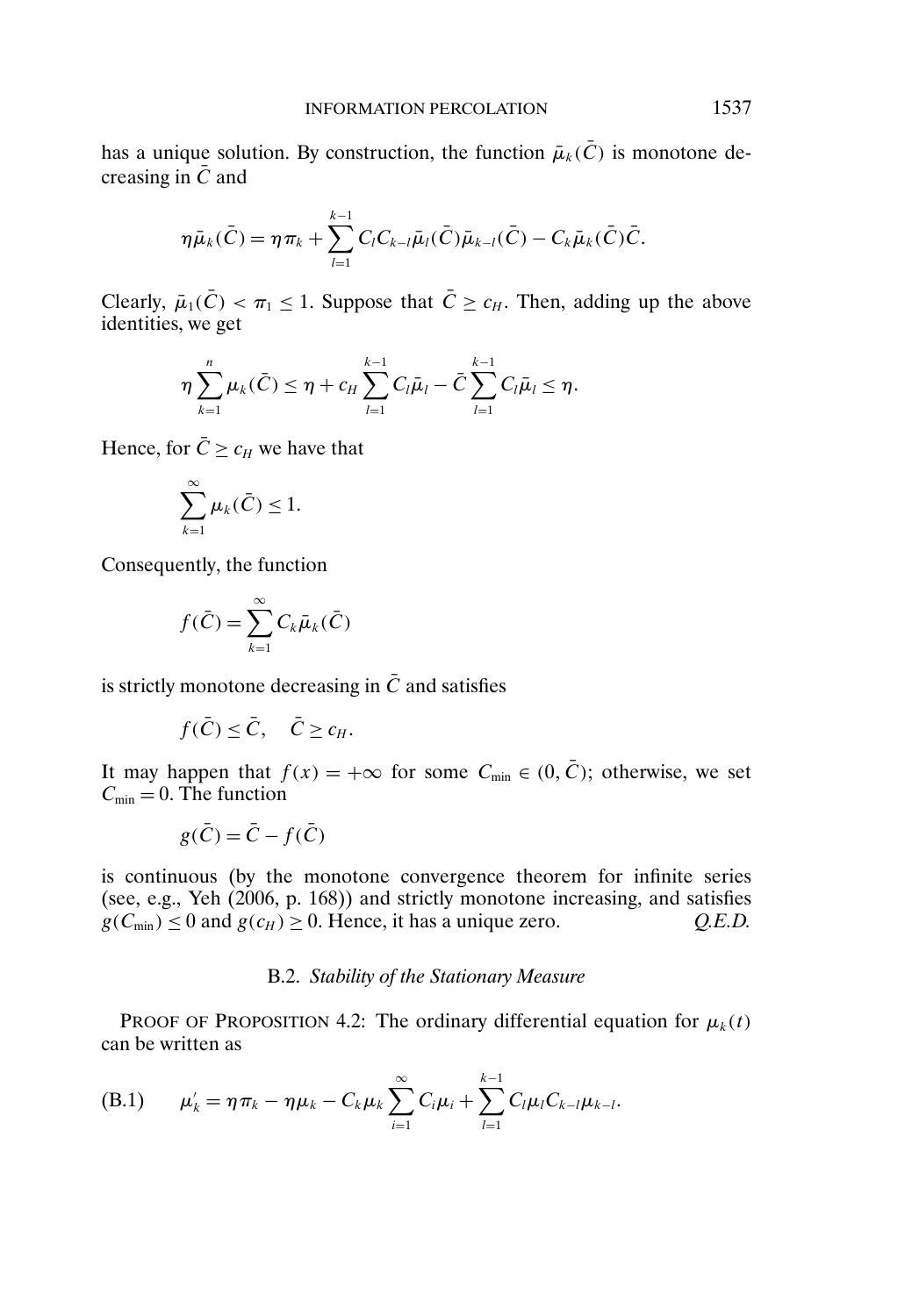has a unique solution. By construction, the function $\bar{\mu}_k(\bar{C})$ is monotone decreasing in $\bar{C}$ and

$$\eta \bar{\mu}_k(\bar{C}) = \eta \pi_k + \sum_{l=1}^{k-1} C_l C_{k-l} \bar{\mu}_l(\bar{C}) \bar{\mu}_{k-l}(\bar{C}) - C_k \bar{\mu}_k(\bar{C}) \bar{C}.$$

Clearly, $\bar{\mu}_1(\bar{C}) < \pi_1 \leq 1$. Suppose that $\bar{C} \geq c_H$. Then, adding up the above identities, we get

$$\eta \sum_{k=1}^{n} \mu_k(\bar{C}) \leq \eta + c_H \sum_{l=1}^{k-1} C_l \bar{\mu}_l - \bar{C} \sum_{l=1}^{k-1} C_l \bar{\mu}_l \leq \eta.$$

Hence, for $\bar{C} \geq c_H$ we have that

$$\sum_{k=1}^{\infty} \mu_k(\bar{C}) \leq 1.$$

Consequently, the function

$$f(\bar{C}) = \sum_{k=1}^{\infty} C_k \bar{\mu}_k(\bar{C})$$

is strictly monotone decreasing in $\bar{C}$ and satisfies

$$f(\bar{C}) \leq \bar{C}, \quad \bar{C} \geq c_H.$$

It may happen that $f(x) = +\infty$ for some $C_{\min} \in (0, \bar{C})$; otherwise, we set $C_{\min} = 0$. The function

$$g(\bar{C}) = \bar{C} - f(\bar{C})$$

is continuous (by the monotone convergence theorem for infinite series (see, e.g., Yeh (2006, p. 168)) and strictly monotone increasing, and satisfies $g(C_{\min}) \leq 0$ and $g(c_H) \geq 0$. Hence, it has a unique zero. *Q.E.D.*

### B.2. *Stability of the Stationary Measure*

PROOF OF PROPOSITION 4.2: The ordinary differential equation for $\mu_k(t)$ can be written as

$$\mu_k' = \eta \pi_k - \eta \mu_k - C_k \mu_k \sum_{i=1}^{\infty} C_i \mu_i + \sum_{l=1}^{k-1} C_l \mu_l C_{k-l} \mu_{k-l}. \tag{B.1}$$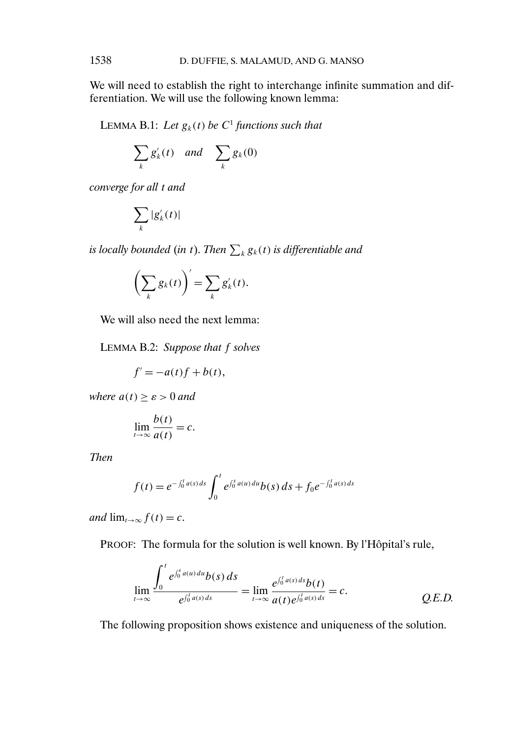We will need to establish the right to interchange infinite summation and differentiation. We will use the following known lemma:

LEMMA B.1: *Let $g_k(t)$ be $C^1$ functions such that*

$$\sum_k g_k'(t) \quad \text{and} \quad \sum_k g_k(0)$$

*converge for all $t$ and*

$$\sum_k |g_k'(t)|$$

*is locally bounded (in $t$). Then $\sum_k g_k(t)$ is differentiable and*

$$\left(\sum_k g_k(t)\right)' = \sum_k g_k'(t).$$

We will also need the next lemma:

LEMMA B.2: *Suppose that $f$ solves*

$$f' = -a(t)f + b(t),$$

*where $a(t) \geq \varepsilon > 0$ and*

$$\lim_{t\to\infty} \frac{b(t)}{a(t)} = c.$$

*Then*

$$f(t) = e^{-\int_0^t a(s)\,ds} \int_0^t e^{\int_0^s a(u)\,du} b(s)\,ds + f_0 e^{-\int_0^t a(s)\,ds}$$

*and $\lim_{t\to\infty} f(t) = c$.*

PROOF: The formula for the solution is well known. By l'Hôpital's rule,

$$\lim_{t\to\infty} \frac{\displaystyle\int_0^t e^{\int_0^s a(u)\,du} b(s)\,ds}{e^{\int_0^t a(s)\,ds}} = \lim_{t\to\infty} \frac{e^{\int_0^t a(s)\,ds} b(t)}{a(t) e^{\int_0^t a(s)\,ds}} = c. \qquad \textit{Q.E.D.}$$

The following proposition shows existence and uniqueness of the solution.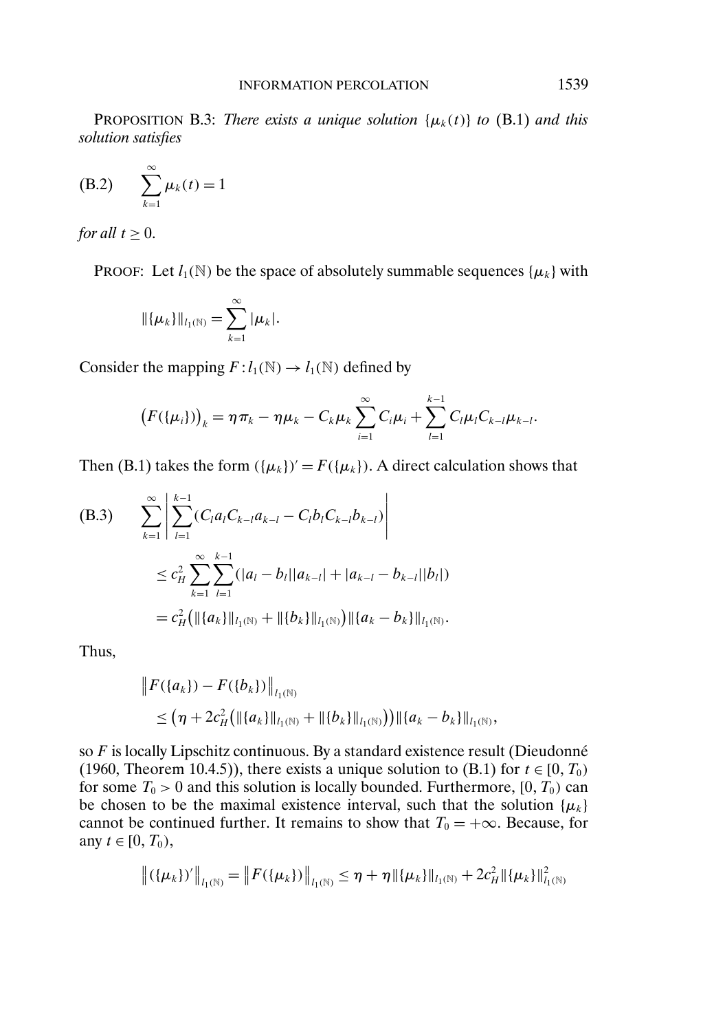**PROPOSITION B.3:** *There exists a unique solution* $\{\mu_k(t)\}$ *to* (B.1) *and this solution satisfies*

$$\sum_{k=1}^{\infty} \mu_k(t) = 1 \tag{B.2}$$

*for all* $t \geq 0$.

PROOF: Let $l_1(\mathbb{N})$ be the space of absolutely summable sequences $\{\mu_k\}$ with

$$\|\{\mu_k\}\|_{l_1(\mathbb{N})} = \sum_{k=1}^{\infty} |\mu_k|.$$

Consider the mapping $F : l_1(\mathbb{N}) \to l_1(\mathbb{N})$ defined by

$$\big(F(\{\mu_i\})\big)_k = \eta \pi_k - \eta \mu_k - C_k \mu_k \sum_{i=1}^{\infty} C_i \mu_i + \sum_{l=1}^{k-1} C_l \mu_l C_{k-l} \mu_{k-l}.$$

Then (B.1) takes the form $(\{\mu_k\})' = F(\{\mu_k\})$. A direct calculation shows that

$$\begin{aligned}
\text{(B.3)} \qquad & \sum_{k=1}^{\infty} \left| \sum_{l=1}^{k-1} (C_l a_l C_{k-l} a_{k-l} - C_l b_l C_{k-l} b_{k-l}) \right| \\
& \leq c_H^2 \sum_{k=1}^{\infty} \sum_{l=1}^{k-1} (|a_l - b_l||a_{k-l}| + |a_{k-l} - b_{k-l}||b_l|) \\
& = c_H^2 \big( \|\{a_k\}\|_{l_1(\mathbb{N})} + \|\{b_k\}\|_{l_1(\mathbb{N})} \big) \|\{a_k - b_k\}\|_{l_1(\mathbb{N})}.
\end{aligned}$$

Thus,

$$\begin{aligned}
& \big\| F(\{a_k\}) - F(\{b_k\}) \big\|_{l_1(\mathbb{N})} \\
& \quad \leq \big( \eta + 2c_H^2 \big( \|\{a_k\}\|_{l_1(\mathbb{N})} + \|\{b_k\}\|_{l_1(\mathbb{N})} \big) \big) \|\{a_k - b_k\}\|_{l_1(\mathbb{N})},
\end{aligned}$$

so $F$ is locally Lipschitz continuous. By a standard existence result (Dieudonné (1960, Theorem 10.4.5)), there exists a unique solution to (B.1) for $t \in [0, T_0)$ for some $T_0 > 0$ and this solution is locally bounded. Furthermore, $[0, T_0)$ can be chosen to be the maximal existence interval, such that the solution $\{\mu_k\}$ cannot be continued further. It remains to show that $T_0 = +\infty$. Because, for any $t \in [0, T_0)$,

$$\big\| (\{\mu_k\})' \big\|_{l_1(\mathbb{N})} = \big\| F(\{\mu_k\}) \big\|_{l_1(\mathbb{N})} \leq \eta + \eta \|\{\mu_k\}\|_{l_1(\mathbb{N})} + 2c_H^2 \|\{\mu_k\}\|_{l_1(\mathbb{N})}^2$$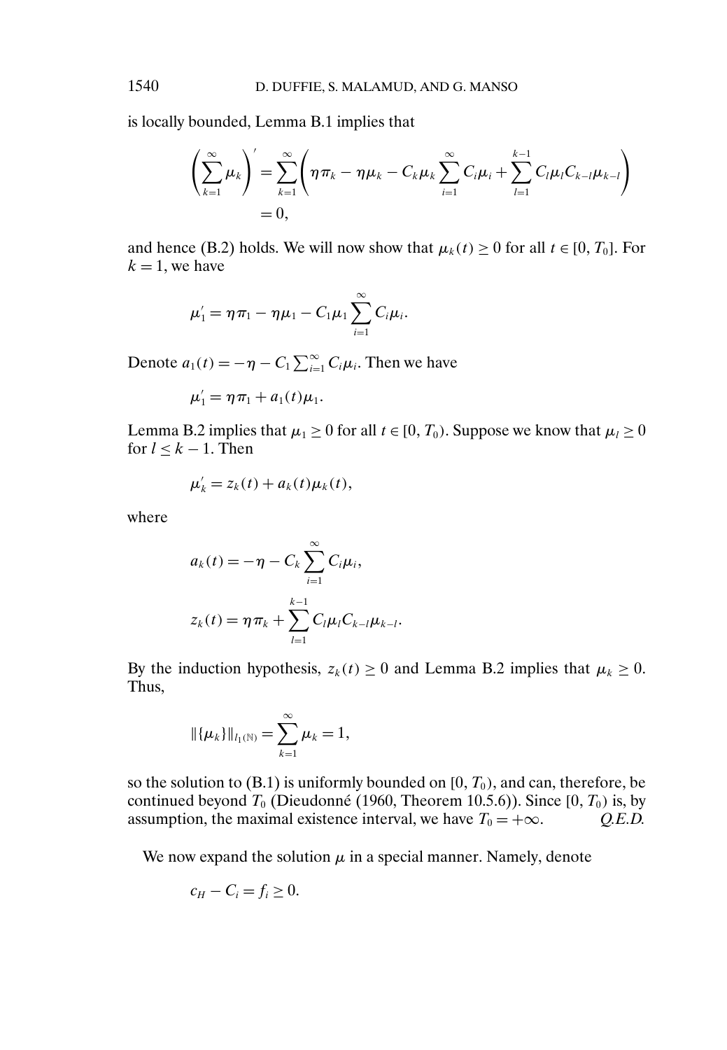is locally bounded, Lemma B.1 implies that

$$\left(\sum_{k=1}^{\infty}\mu_k\right)' = \sum_{k=1}^{\infty}\left(\eta\pi_k - \eta\mu_k - C_k\mu_k\sum_{i=1}^{\infty}C_i\mu_i + \sum_{l=1}^{k-1}C_l\mu_l C_{k-l}\mu_{k-l}\right)$$
$$= 0,$$

and hence (B.2) holds. We will now show that $\mu_k(t) \geq 0$ for all $t \in [0, T_0]$. For $k = 1$, we have

$$\mu_1' = \eta\pi_1 - \eta\mu_1 - C_1\mu_1\sum_{i=1}^{\infty}C_i\mu_i.$$

Denote $a_1(t) = -\eta - C_1\sum_{i=1}^{\infty}C_i\mu_i$. Then we have

$$\mu_1' = \eta\pi_1 + a_1(t)\mu_1.$$

Lemma B.2 implies that $\mu_1 \geq 0$ for all $t \in [0, T_0)$. Suppose we know that $\mu_l \geq 0$ for $l \leq k-1$. Then

$$\mu_k' = z_k(t) + a_k(t)\mu_k(t),$$

where

$$a_k(t) = -\eta - C_k\sum_{i=1}^{\infty}C_i\mu_i,$$

$$z_k(t) = \eta\pi_k + \sum_{l=1}^{k-1}C_l\mu_l C_{k-l}\mu_{k-l}.$$

By the induction hypothesis, $z_k(t) \geq 0$ and Lemma B.2 implies that $\mu_k \geq 0$. Thus,

$$\|\{\mu_k\}\|_{l_1(\mathbb{N})} = \sum_{k=1}^{\infty}\mu_k = 1,$$

so the solution to (B.1) is uniformly bounded on $[0, T_0)$, and can, therefore, be continued beyond $T_0$ (Dieudonné (1960, Theorem 10.5.6)). Since $[0, T_0)$ is, by assumption, the maximal existence interval, we have $T_0 = +\infty$. *Q.E.D.*

We now expand the solution $\mu$ in a special manner. Namely, denote

$$c_H - C_i = f_i \geq 0.$$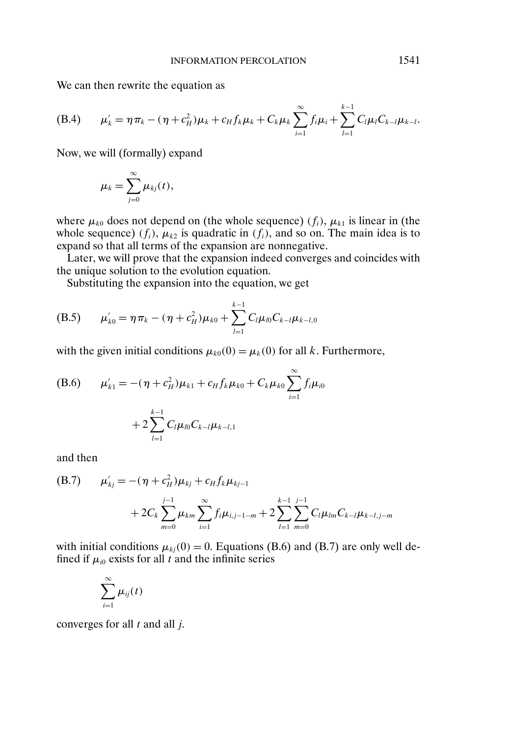We can then rewrite the equation as

$$\mu_k' = \eta \pi_k - (\eta + c_H^2)\mu_k + c_H f_k \mu_k + C_k \mu_k \sum_{i=1}^{\infty} f_i \mu_i + \sum_{l=1}^{k-1} C_l \mu_l C_{k-l} \mu_{k-l}. \tag{B.4}$$

Now, we will (formally) expand

$$\mu_k = \sum_{j=0}^{\infty} \mu_{kj}(t),$$

where $\mu_{k0}$ does not depend on (the whole sequence) $(f_i)$, $\mu_{k1}$ is linear in (the whole sequence) $(f_i)$, $\mu_{k2}$ is quadratic in $(f_i)$, and so on. The main idea is to expand so that all terms of the expansion are nonnegative.

Later, we will prove that the expansion indeed converges and coincides with the unique solution to the evolution equation.

Substituting the expansion into the equation, we get

$$\mu_{k0}' = \eta \pi_k - (\eta + c_H^2)\mu_{k0} + \sum_{l=1}^{k-1} C_l \mu_{l0} C_{k-l} \mu_{k-l,0} \tag{B.5}$$

with the given initial conditions $\mu_{k0}(0) = \mu_k(0)$ for all $k$. Furthermore,

$$\begin{aligned} \mu_{k1}' = {} & -(\eta + c_H^2)\mu_{k1} + c_H f_k \mu_{k0} + C_k \mu_{k0} \sum_{i=1}^{\infty} f_i \mu_{i0} \\ & + 2 \sum_{l=1}^{k-1} C_l \mu_{l0} C_{k-l} \mu_{k-l,1} \end{aligned} \tag{B.6}$$

and then

$$\begin{aligned} \mu_{kj}' = {} & -(\eta + c_H^2)\mu_{kj} + c_H f_k \mu_{kj-1} \\ & + 2C_k \sum_{m=0}^{j-1} \mu_{km} \sum_{i=1}^{\infty} f_i \mu_{i,j-1-m} + 2 \sum_{l=1}^{k-1} \sum_{m=0}^{j-1} C_l \mu_{lm} C_{k-l} \mu_{k-l,j-m} \end{aligned} \tag{B.7}$$

with initial conditions $\mu_{kj}(0) = 0$. Equations (B.6) and (B.7) are only well defined if $\mu_{i0}$ exists for all $t$ and the infinite series

$$\sum_{i=1}^{\infty} \mu_{ij}(t)$$

converges for all $t$ and all $j$.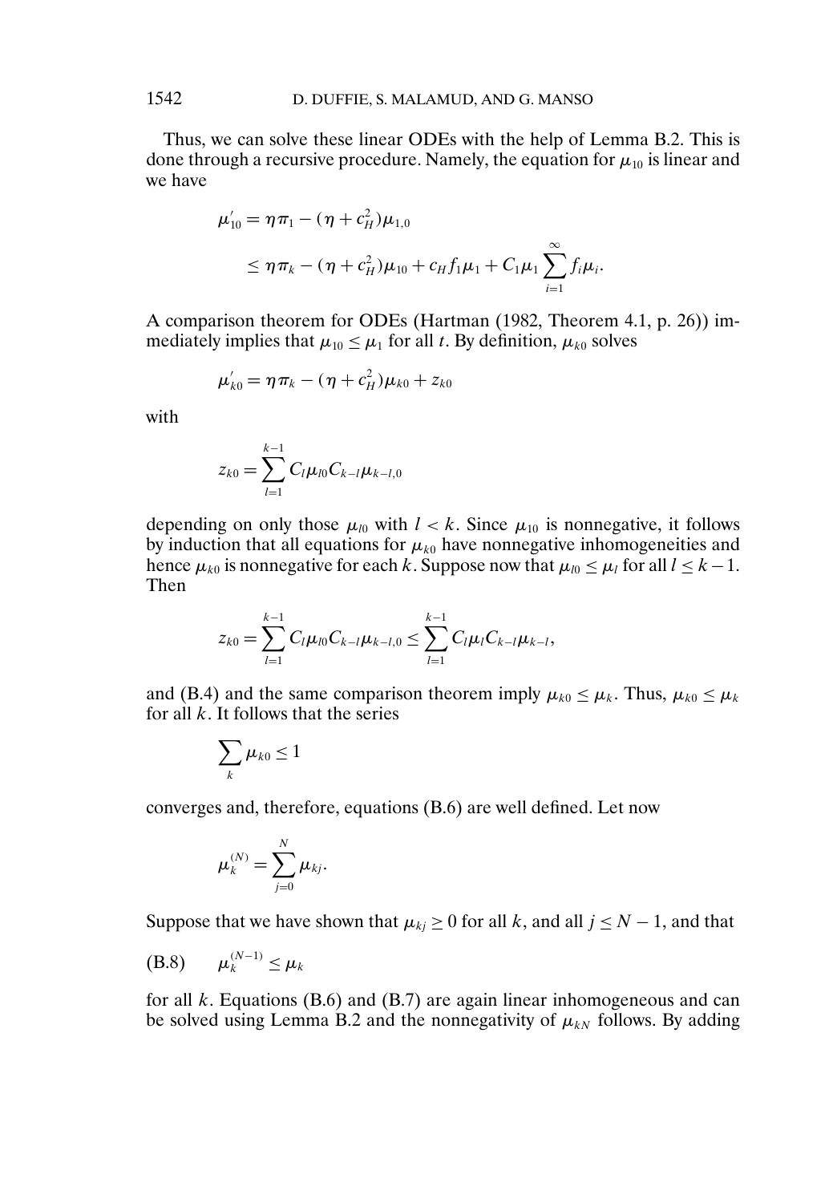Thus, we can solve these linear ODEs with the help of Lemma B.2. This is done through a recursive procedure. Namely, the equation for $\mu_{10}$ is linear and we have

$$
\begin{aligned}
\mu_{10}' &= \eta\pi_1 - (\eta + c_H^2)\mu_{1,0} \\
&\leq \eta\pi_k - (\eta + c_H^2)\mu_{10} + c_H f_1 \mu_1 + C_1\mu_1 \sum_{i=1}^{\infty} f_i \mu_i.
\end{aligned}
$$

A comparison theorem for ODEs (Hartman (1982, Theorem 4.1, p. 26)) immediately implies that $\mu_{10} \leq \mu_1$ for all $t$. By definition, $\mu_{k0}$ solves

$$
\mu_{k0}' = \eta\pi_k - (\eta + c_H^2)\mu_{k0} + z_{k0}
$$

with

$$
z_{k0} = \sum_{l=1}^{k-1} C_l \mu_{l0} C_{k-l} \mu_{k-l,0}
$$

depending on only those $\mu_{l0}$ with $l < k$. Since $\mu_{10}$ is nonnegative, it follows by induction that all equations for $\mu_{k0}$ have nonnegative inhomogeneities and hence $\mu_{k0}$ is nonnegative for each $k$. Suppose now that $\mu_{l0} \leq \mu_l$ for all $l \leq k-1$. Then

$$
z_{k0} = \sum_{l=1}^{k-1} C_l \mu_{l0} C_{k-l} \mu_{k-l,0} \leq \sum_{l=1}^{k-1} C_l \mu_l C_{k-l} \mu_{k-l},
$$

and (B.4) and the same comparison theorem imply $\mu_{k0} \leq \mu_k$. Thus, $\mu_{k0} \leq \mu_k$ for all $k$. It follows that the series

$$
\sum_k \mu_{k0} \leq 1
$$

converges and, therefore, equations (B.6) are well defined. Let now

$$
\mu_k^{(N)} = \sum_{j=0}^{N} \mu_{kj}.
$$

Suppose that we have shown that $\mu_{kj} \geq 0$ for all $k$, and all $j \leq N-1$, and that

$$
\mu_k^{(N-1)} \leq \mu_k \tag{B.8}
$$

for all $k$. Equations (B.6) and (B.7) are again linear inhomogeneous and can be solved using Lemma B.2 and the nonnegativity of $\mu_{kN}$ follows. By adding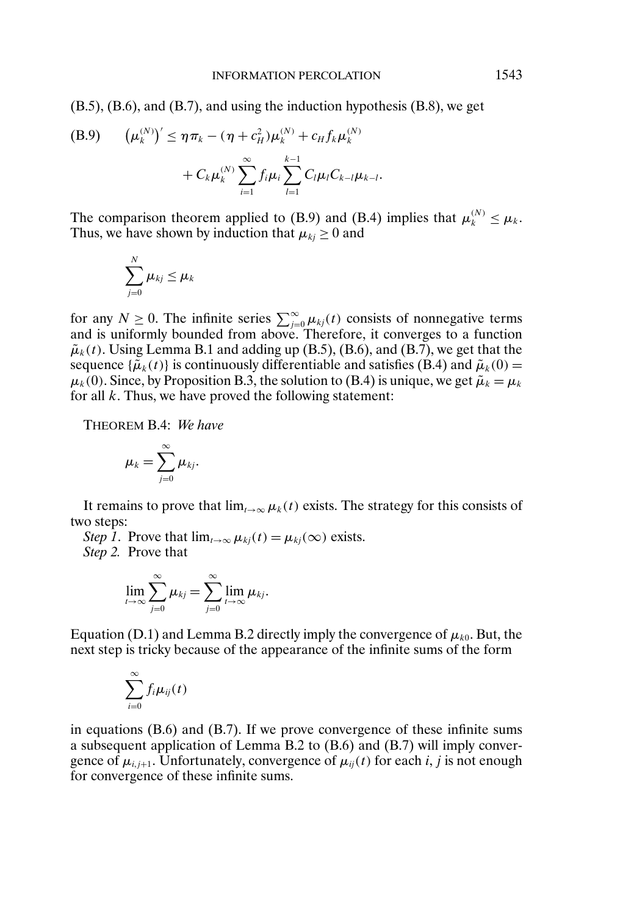(B.5), (B.6), and (B.7), and using the induction hypothesis (B.8), we get

$$\text{(B.9)} \qquad \big(\mu_k^{(N)}\big)' \leq \eta \pi_k - (\eta + c_H^2)\mu_k^{(N)} + c_H f_k \mu_k^{(N)} + C_k \mu_k^{(N)} \sum_{i=1}^{\infty} f_i \mu_i \sum_{l=1}^{k-1} C_l \mu_l C_{k-l} \mu_{k-l}.$$

The comparison theorem applied to (B.9) and (B.4) implies that $\mu_k^{(N)} \leq \mu_k$. Thus, we have shown by induction that $\mu_{kj} \geq 0$ and

$$\sum_{j=0}^{N} \mu_{kj} \leq \mu_k$$

for any $N \geq 0$. The infinite series $\sum_{j=0}^{\infty} \mu_{kj}(t)$ consists of nonnegative terms and is uniformly bounded from above. Therefore, it converges to a function $\tilde{\mu}_k(t)$. Using Lemma B.1 and adding up (B.5), (B.6), and (B.7), we get that the sequence $\{\tilde{\mu}_k(t)\}$ is continuously differentiable and satisfies (B.4) and $\tilde{\mu}_k(0) = \mu_k(0)$. Since, by Proposition B.3, the solution to (B.4) is unique, we get $\tilde{\mu}_k = \mu_k$ for all $k$. Thus, we have proved the following statement:

THEOREM B.4: *We have*

$$\mu_k = \sum_{j=0}^{\infty} \mu_{kj}.$$

It remains to prove that $\lim_{t\to\infty} \mu_k(t)$ exists. The strategy for this consists of two steps:

*Step 1.* Prove that $\lim_{t\to\infty} \mu_{kj}(t) = \mu_{kj}(\infty)$ exists.

*Step 2.* Prove that

$$\lim_{t\to\infty} \sum_{j=0}^{\infty} \mu_{kj} = \sum_{j=0}^{\infty} \lim_{t\to\infty} \mu_{kj}.$$

Equation (D.1) and Lemma B.2 directly imply the convergence of $\mu_{k0}$. But, the next step is tricky because of the appearance of the infinite sums of the form

$$\sum_{i=0}^{\infty} f_i \mu_{ij}(t)$$

in equations (B.6) and (B.7). If we prove convergence of these infinite sums a subsequent application of Lemma B.2 to (B.6) and (B.7) will imply convergence of $\mu_{i,j+1}$. Unfortunately, convergence of $\mu_{ij}(t)$ for each $i$, $j$ is not enough for convergence of these infinite sums.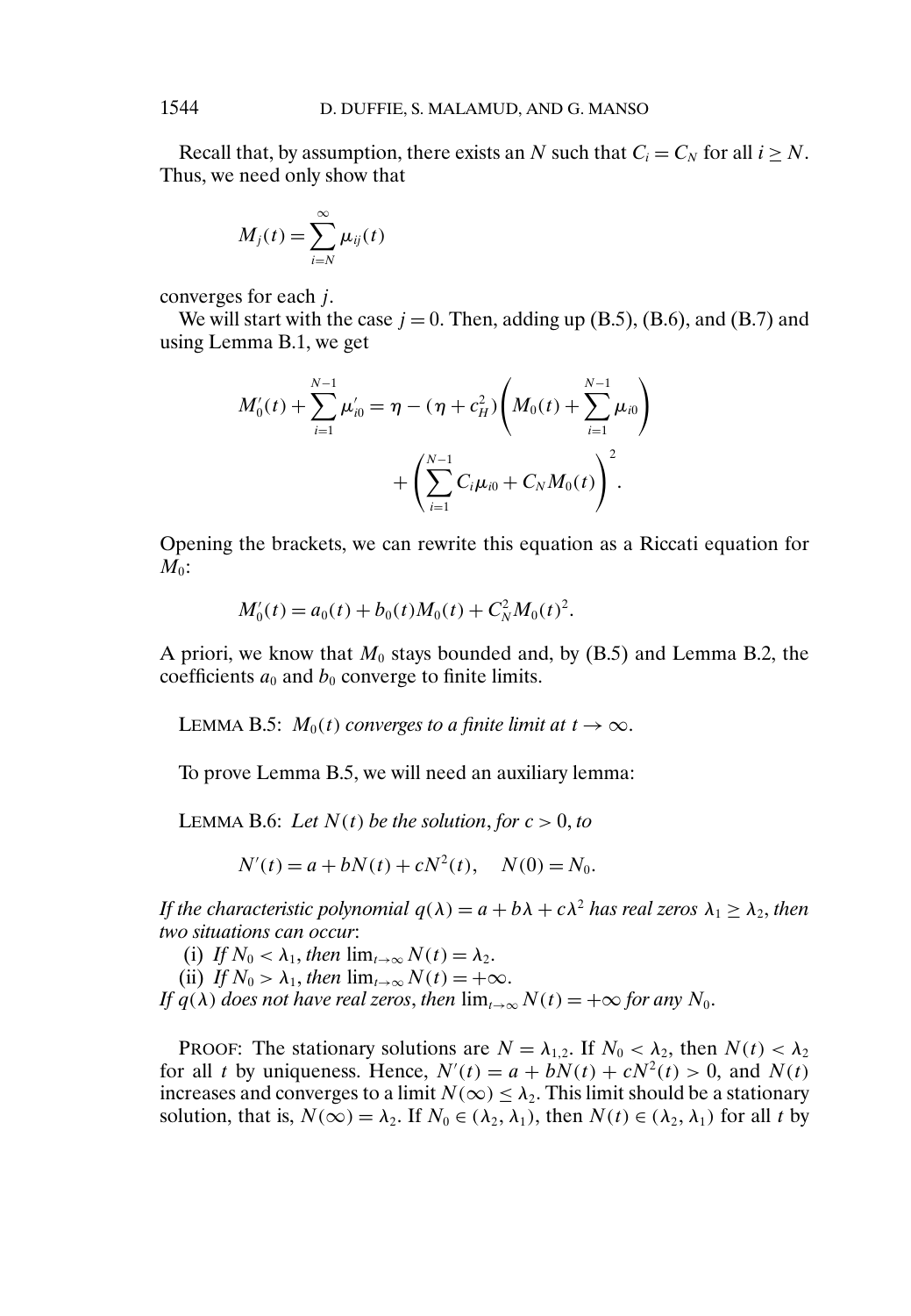Recall that, by assumption, there exists an $N$ such that $C_i = C_N$ for all $i \geq N$. Thus, we need only show that

$$M_j(t) = \sum_{i=N}^{\infty} \mu_{ij}(t)$$

converges for each $j$.

We will start with the case $j = 0$. Then, adding up (B.5), (B.6), and (B.7) and using Lemma B.1, we get

$$M_0'(t) + \sum_{i=1}^{N-1} \mu_{i0}' = \eta - (\eta + c_H^2)\left(M_0(t) + \sum_{i=1}^{N-1} \mu_{i0}\right) + \left(\sum_{i=1}^{N-1} C_i \mu_{i0} + C_N M_0(t)\right)^2.$$

Opening the brackets, we can rewrite this equation as a Riccati equation for $M_0$:

$$M_0'(t) = a_0(t) + b_0(t) M_0(t) + C_N^2 M_0(t)^2.$$

A priori, we know that $M_0$ stays bounded and, by (B.5) and Lemma B.2, the coefficients $a_0$ and $b_0$ converge to finite limits.

LEMMA B.5: *$M_0(t)$ converges to a finite limit at $t \to \infty$.*

To prove Lemma B.5, we will need an auxiliary lemma:

LEMMA B.6: *Let $N(t)$ be the solution, for $c > 0$, to*

$$N'(t) = a + bN(t) + cN^2(t), \quad N(0) = N_0.$$

*If the characteristic polynomial $q(\lambda) = a + b\lambda + c\lambda^2$ has real zeros $\lambda_1 \geq \lambda_2$, then two situations can occur:*

(i) *If $N_0 < \lambda_1$, then $\lim_{t\to\infty} N(t) = \lambda_2$.*

(ii) *If $N_0 > \lambda_1$, then $\lim_{t\to\infty} N(t) = +\infty$.*

*If $q(\lambda)$ does not have real zeros, then $\lim_{t\to\infty} N(t) = +\infty$ for any $N_0$.*

PROOF: The stationary solutions are $N = \lambda_{1,2}$. If $N_0 < \lambda_2$, then $N(t) < \lambda_2$ for all $t$ by uniqueness. Hence, $N'(t) = a + bN(t) + cN^2(t) > 0$, and $N(t)$ increases and converges to a limit $N(\infty) \leq \lambda_2$. This limit should be a stationary solution, that is, $N(\infty) = \lambda_2$. If $N_0 \in (\lambda_2, \lambda_1)$, then $N(t) \in (\lambda_2, \lambda_1)$ for all $t$ by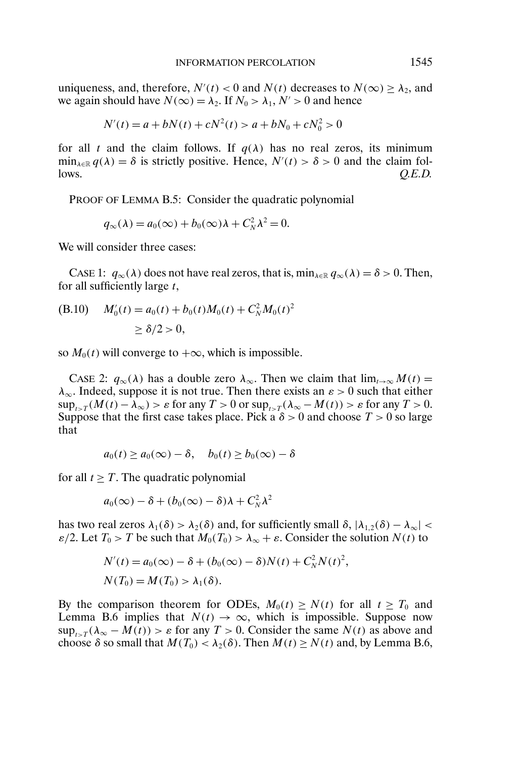uniqueness, and, therefore, $N'(t) < 0$ and $N(t)$ decreases to $N(\infty) \geq \lambda_2$, and we again should have $N(\infty) = \lambda_2$. If $N_0 > \lambda_1$, $N' > 0$ and hence

$$N'(t) = a + bN(t) + cN^2(t) > a + bN_0 + cN_0^2 > 0$$

for all $t$ and the claim follows. If $q(\lambda)$ has no real zeros, its minimum $\min_{\lambda \in \mathbb{R}} q(\lambda) = \delta$ is strictly positive. Hence, $N'(t) > \delta > 0$ and the claim follows. *Q.E.D.*

PROOF OF LEMMA B.5: Consider the quadratic polynomial

$$q_\infty(\lambda) = a_0(\infty) + b_0(\infty)\lambda + C_N^2 \lambda^2 = 0.$$

We will consider three cases:

CASE 1: $q_\infty(\lambda)$ does not have real zeros, that is, $\min_{\lambda \in \mathbb{R}} q_\infty(\lambda) = \delta > 0$. Then, for all sufficiently large $t$,

$$\text{(B.10)} \quad \begin{aligned} M_0'(t) &= a_0(t) + b_0(t)M_0(t) + C_N^2 M_0(t)^2 \\ &\geq \delta/2 > 0, \end{aligned}$$

so $M_0(t)$ will converge to $+\infty$, which is impossible.

CASE 2: $q_\infty(\lambda)$ has a double zero $\lambda_\infty$. Then we claim that $\lim_{t \to \infty} M(t) = \lambda_\infty$. Indeed, suppose it is not true. Then there exists an $\varepsilon > 0$ such that either $\sup_{t>T}(M(t) - \lambda_\infty) > \varepsilon$ for any $T > 0$ or $\sup_{t>T}(\lambda_\infty - M(t)) > \varepsilon$ for any $T > 0$. Suppose that the first case takes place. Pick a $\delta > 0$ and choose $T > 0$ so large that

$$a_0(t) \geq a_0(\infty) - \delta, \quad b_0(t) \geq b_0(\infty) - \delta$$

for all $t \geq T$. The quadratic polynomial

$$a_0(\infty) - \delta + (b_0(\infty) - \delta)\lambda + C_N^2 \lambda^2$$

has two real zeros $\lambda_1(\delta) > \lambda_2(\delta)$ and, for sufficiently small $\delta$, $|\lambda_{1,2}(\delta) - \lambda_\infty| < \varepsilon/2$. Let $T_0 > T$ be such that $M_0(T_0) > \lambda_\infty + \varepsilon$. Consider the solution $N(t)$ to

$$\begin{aligned} N'(t) &= a_0(\infty) - \delta + (b_0(\infty) - \delta)N(t) + C_N^2 N(t)^2, \\ N(T_0) &= M(T_0) > \lambda_1(\delta). \end{aligned}$$

By the comparison theorem for ODEs, $M_0(t) \geq N(t)$ for all $t \geq T_0$ and Lemma B.6 implies that $N(t) \to \infty$, which is impossible. Suppose now $\sup_{t>T}(\lambda_\infty - M(t)) > \varepsilon$ for any $T > 0$. Consider the same $N(t)$ as above and choose $\delta$ so small that $M(T_0) < \lambda_2(\delta)$. Then $M(t) \geq N(t)$ and, by Lemma B.6,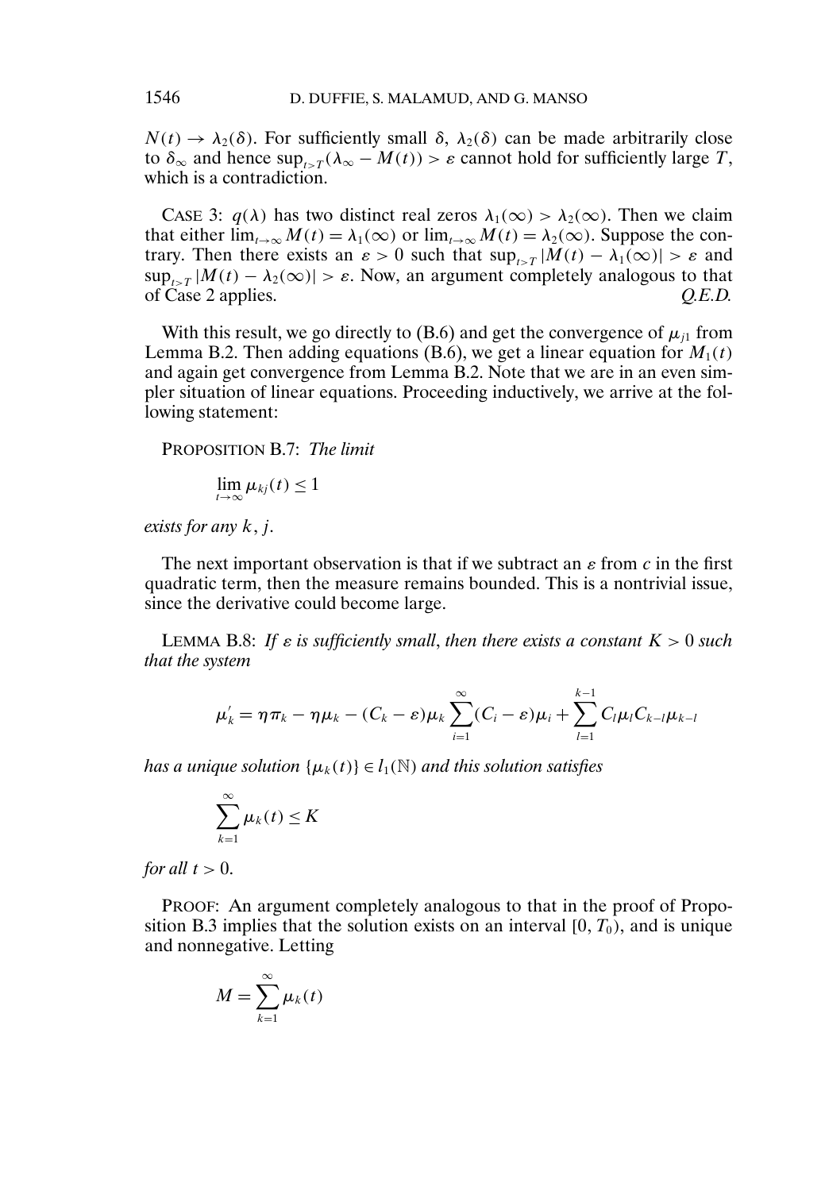$N(t) \to \lambda_2(\delta)$. For sufficiently small $\delta$, $\lambda_2(\delta)$ can be made arbitrarily close to $\delta_\infty$ and hence $\sup_{t>T}(\lambda_\infty - M(t)) > \varepsilon$ cannot hold for sufficiently large $T$, which is a contradiction.

CASE 3: $q(\lambda)$ has two distinct real zeros $\lambda_1(\infty) > \lambda_2(\infty)$. Then we claim that either $\lim_{t\to\infty} M(t) = \lambda_1(\infty)$ or $\lim_{t\to\infty} M(t) = \lambda_2(\infty)$. Suppose the contrary. Then there exists an $\varepsilon > 0$ such that $\sup_{t>T} |M(t) - \lambda_1(\infty)| > \varepsilon$ and $\sup_{t>T} |M(t) - \lambda_2(\infty)| > \varepsilon$. Now, an argument completely analogous to that of Case 2 applies. *Q.E.D.*

With this result, we go directly to (B.6) and get the convergence of $\mu_{j1}$ from Lemma B.2. Then adding equations (B.6), we get a linear equation for $M_1(t)$ and again get convergence from Lemma B.2. Note that we are in an even simpler situation of linear equations. Proceeding inductively, we arrive at the following statement:

PROPOSITION B.7: *The limit*

$$\lim_{t\to\infty} \mu_{kj}(t) \le 1$$

*exists for any* $k, j$.

The next important observation is that if we subtract an $\varepsilon$ from $c$ in the first quadratic term, then the measure remains bounded. This is a nontrivial issue, since the derivative could become large.

LEMMA B.8: *If $\varepsilon$ is sufficiently small, then there exists a constant $K > 0$ such that the system*

$$\mu_k' = \eta\pi_k - \eta\mu_k - (C_k - \varepsilon)\mu_k \sum_{i=1}^{\infty}(C_i - \varepsilon)\mu_i + \sum_{l=1}^{k-1} C_l\mu_l C_{k-l}\mu_{k-l}$$

*has a unique solution $\{\mu_k(t)\} \in l_1(\mathbb{N})$ and this solution satisfies*

$$\sum_{k=1}^{\infty}\mu_k(t) \le K$$

*for all* $t > 0$.

PROOF: An argument completely analogous to that in the proof of Proposition B.3 implies that the solution exists on an interval $[0, T_0)$, and is unique and nonnegative. Letting

$$M = \sum_{k=1}^{\infty}\mu_k(t)$$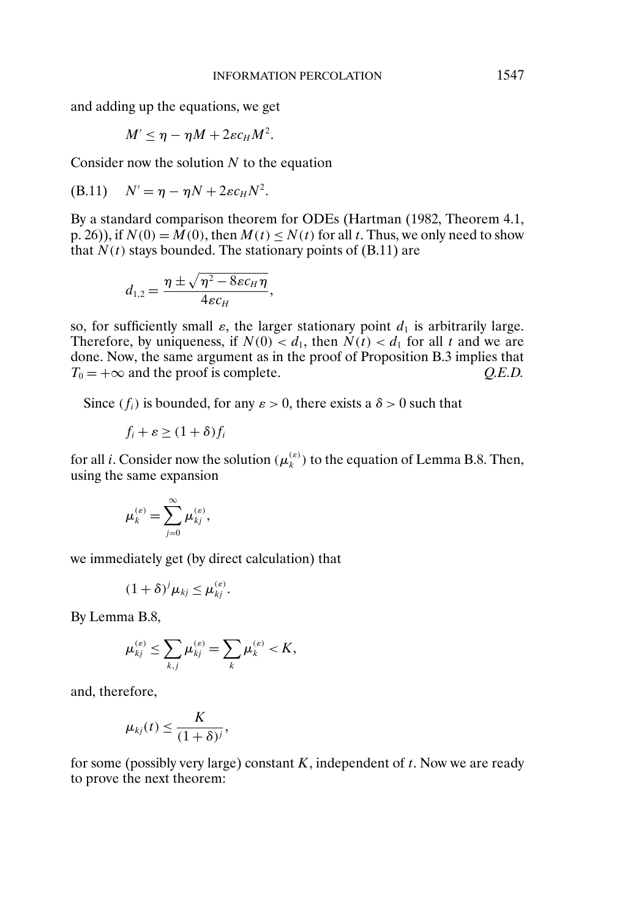and adding up the equations, we get

$$M' \leq \eta - \eta M + 2\varepsilon c_H M^2.$$

Consider now the solution $N$ to the equation

$$N' = \eta - \eta N + 2\varepsilon c_H N^2. \tag{B.11}$$

By a standard comparison theorem for ODEs (Hartman (1982, Theorem 4.1, p. 26)), if $N(0) = M(0)$, then $M(t) \leq N(t)$ for all $t$. Thus, we only need to show that $N(t)$ stays bounded. The stationary points of (B.11) are

$$d_{1,2} = \frac{\eta \pm \sqrt{\eta^2 - 8\varepsilon c_H \eta}}{4\varepsilon c_H},$$

so, for sufficiently small $\varepsilon$, the larger stationary point $d_1$ is arbitrarily large. Therefore, by uniqueness, if $N(0) < d_1$, then $N(t) < d_1$ for all $t$ and we are done. Now, the same argument as in the proof of Proposition B.3 implies that $T_0 = +\infty$ and the proof is complete. *Q.E.D.*

Since $(f_i)$ is bounded, for any $\varepsilon > 0$, there exists a $\delta > 0$ such that

$$f_i + \varepsilon \geq (1 + \delta) f_i$$

for all $i$. Consider now the solution $(\mu_k^{(\varepsilon)})$ to the equation of Lemma B.8. Then, using the same expansion

$$\mu_k^{(\varepsilon)} = \sum_{j=0}^{\infty} \mu_{kj}^{(\varepsilon)},$$

we immediately get (by direct calculation) that

$$(1 + \delta)^j \mu_{kj} \leq \mu_{kj}^{(\varepsilon)}.$$

By Lemma B.8,

$$\mu_{kj}^{(\varepsilon)} \leq \sum_{k,j} \mu_{kj}^{(\varepsilon)} = \sum_k \mu_k^{(\varepsilon)} < K,$$

and, therefore,

$$\mu_{kj}(t) \leq \frac{K}{(1 + \delta)^j},$$

for some (possibly very large) constant $K$, independent of $t$. Now we are ready to prove the next theorem: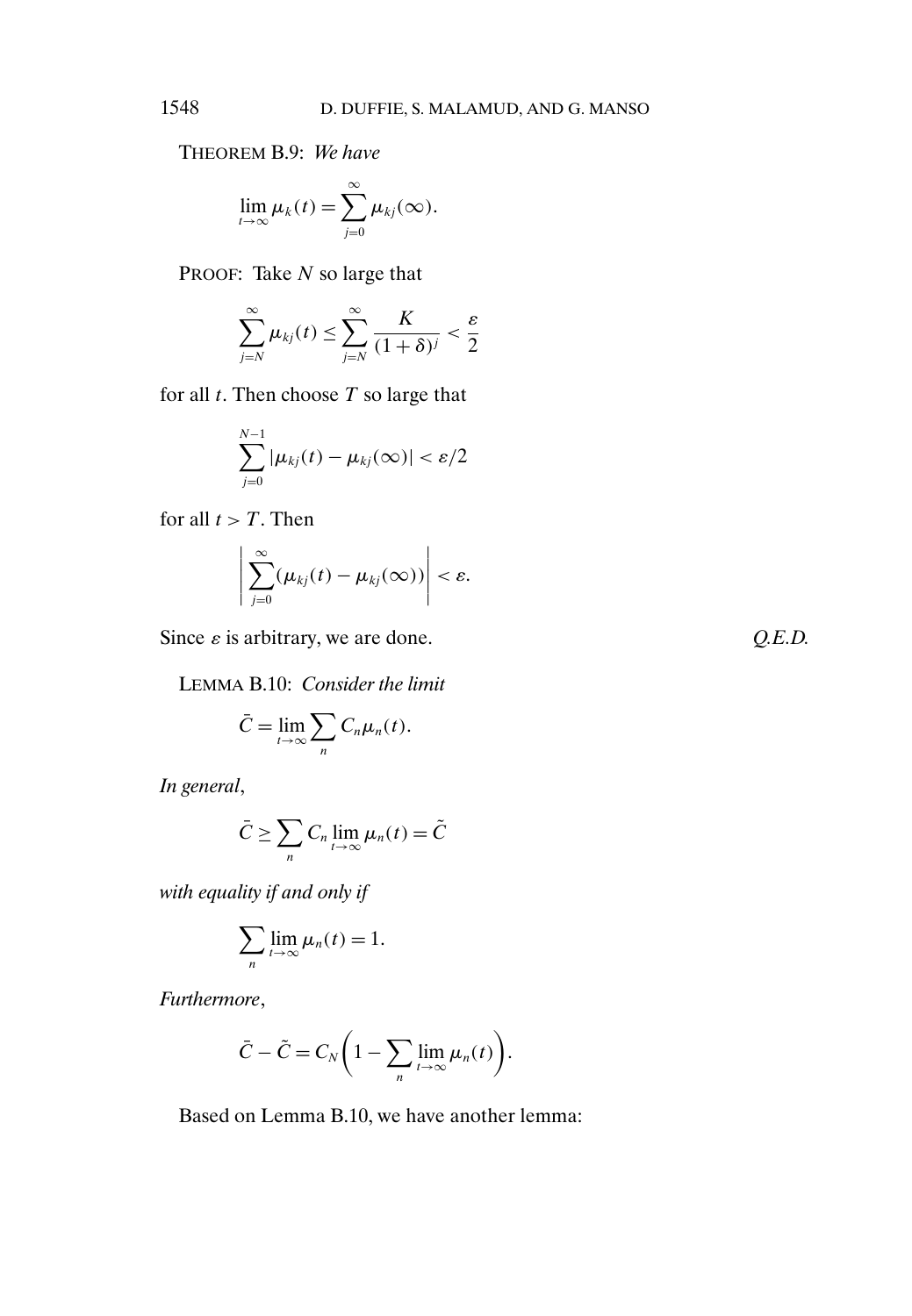THEOREM B.9: *We have*

$$\lim_{t\to\infty} \mu_k(t) = \sum_{j=0}^{\infty} \mu_{kj}(\infty).$$

PROOF: Take $N$ so large that

$$\sum_{j=N}^{\infty} \mu_{kj}(t) \le \sum_{j=N}^{\infty} \frac{K}{(1+\delta)^j} < \frac{\varepsilon}{2}$$

for all $t$. Then choose $T$ so large that

$$\sum_{j=0}^{N-1} |\mu_{kj}(t) - \mu_{kj}(\infty)| < \varepsilon/2$$

for all $t > T$. Then

$$\left| \sum_{j=0}^{\infty} (\mu_{kj}(t) - \mu_{kj}(\infty)) \right| < \varepsilon.$$

Since $\varepsilon$ is arbitrary, we are done. *Q.E.D.*

LEMMA B.10: *Consider the limit*

$$\bar{C} = \lim_{t\to\infty} \sum_n C_n \mu_n(t).$$

*In general*,

$$\bar{C} \ge \sum_n C_n \lim_{t\to\infty} \mu_n(t) = \tilde{C}$$

*with equality if and only if*

$$\sum_n \lim_{t\to\infty} \mu_n(t) = 1.$$

*Furthermore*,

$$\bar{C} - \tilde{C} = C_N \left( 1 - \sum_n \lim_{t\to\infty} \mu_n(t) \right).$$

Based on Lemma B.10, we have another lemma: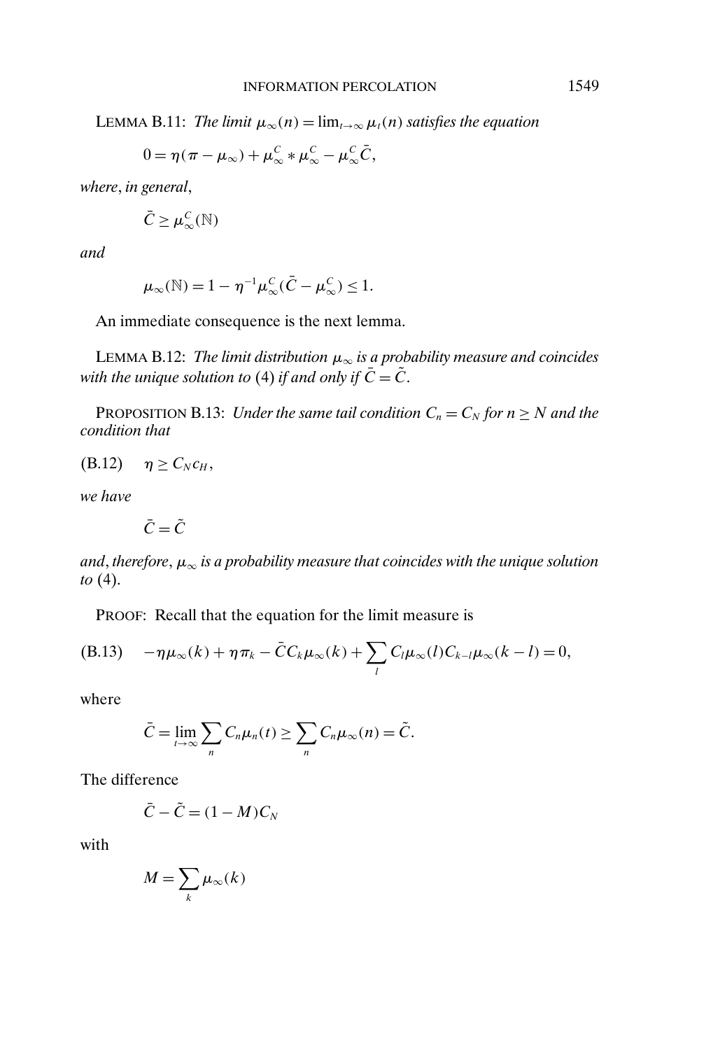**LEMMA B.11:** *The limit $\mu_\infty(n) = \lim_{t\to\infty} \mu_t(n)$ satisfies the equation*

$$0 = \eta(\pi - \mu_\infty) + \mu_\infty^C * \mu_\infty^C - \mu_\infty^C \bar{C},$$

*where, in general,*

$$\bar{C} \geq \mu_\infty^C(\mathbb{N})$$

*and*

$$\mu_\infty(\mathbb{N}) = 1 - \eta^{-1}\mu_\infty^C(\bar{C} - \mu_\infty^C) \leq 1.$$

An immediate consequence is the next lemma.

**LEMMA B.12:** *The limit distribution $\mu_\infty$ is a probability measure and coincides with the unique solution to* (4) *if and only if $\bar{C} = \tilde{C}$.*

**PROPOSITION B.13:** *Under the same tail condition $C_n = C_N$ for $n \geq N$ and the condition that*

$$\eta \geq C_N c_H, \tag{B.12}$$

*we have*

$$\bar{C} = \tilde{C}$$

*and, therefore, $\mu_\infty$ is a probability measure that coincides with the unique solution to* (4).

PROOF: Recall that the equation for the limit measure is

$$-\eta\mu_\infty(k) + \eta\pi_k - \bar{C}C_k\mu_\infty(k) + \sum_l C_l\mu_\infty(l)C_{k-l}\mu_\infty(k-l) = 0, \tag{B.13}$$

where

$$\bar{C} = \lim_{t\to\infty} \sum_n C_n\mu_n(t) \geq \sum_n C_n\mu_\infty(n) = \tilde{C}.$$

The difference

$$\bar{C} - \tilde{C} = (1 - M)C_N$$

with

$$M = \sum_k \mu_\infty(k)$$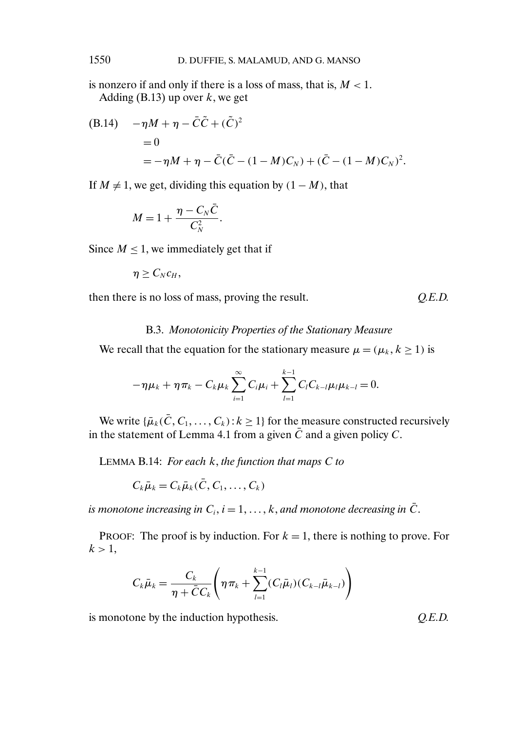is nonzero if and only if there is a loss of mass, that is, $M < 1$.

Adding (B.13) up over $k$, we get

$$
\begin{aligned}
\text{(B.14)} \quad & -\eta M + \eta - \bar{C}\tilde{C} + (\tilde{C})^2 \\
& = 0 \\
& = -\eta M + \eta - \bar{C}(\bar{C} - (1-M)C_N) + (\bar{C} - (1-M)C_N)^2.
\end{aligned}
$$

If $M \neq 1$, we get, dividing this equation by $(1-M)$, that

$$
M = 1 + \frac{\eta - C_N \bar{C}}{C_N^2}.
$$

Since $M \leq 1$, we immediately get that if

$$
\eta \geq C_N c_H,
$$

then there is no loss of mass, proving the result. *Q.E.D.*

### B.3. *Monotonicity Properties of the Stationary Measure*

We recall that the equation for the stationary measure $\mu = (\mu_k, k \geq 1)$ is

$$
-\eta \mu_k + \eta \pi_k - C_k \mu_k \sum_{i=1}^{\infty} C_i \mu_i + \sum_{l=1}^{k-1} C_l C_{k-l} \mu_l \mu_{k-l} = 0.
$$

We write $\{\bar{\mu}_k(\bar{C}, C_1, \ldots, C_k) : k \geq 1\}$ for the measure constructed recursively in the statement of Lemma 4.1 from a given $\bar{C}$ and a given policy $C$.

LEMMA B.14: *For each $k$, the function that maps $C$ to*

$$
C_k \bar{\mu}_k = C_k \bar{\mu}_k(\bar{C}, C_1, \ldots, C_k)
$$

*is monotone increasing in $C_i$, $i = 1, \ldots, k$, and monotone decreasing in $\bar{C}$.*

PROOF: The proof is by induction. For $k = 1$, there is nothing to prove. For $k > 1$,

$$
C_k \bar{\mu}_k = \frac{C_k}{\eta + \bar{C} C_k} \left( \eta \pi_k + \sum_{l=1}^{k-1} (C_l \bar{\mu}_l)(C_{k-l} \bar{\mu}_{k-l}) \right)
$$

is monotone by the induction hypothesis. *Q.E.D.*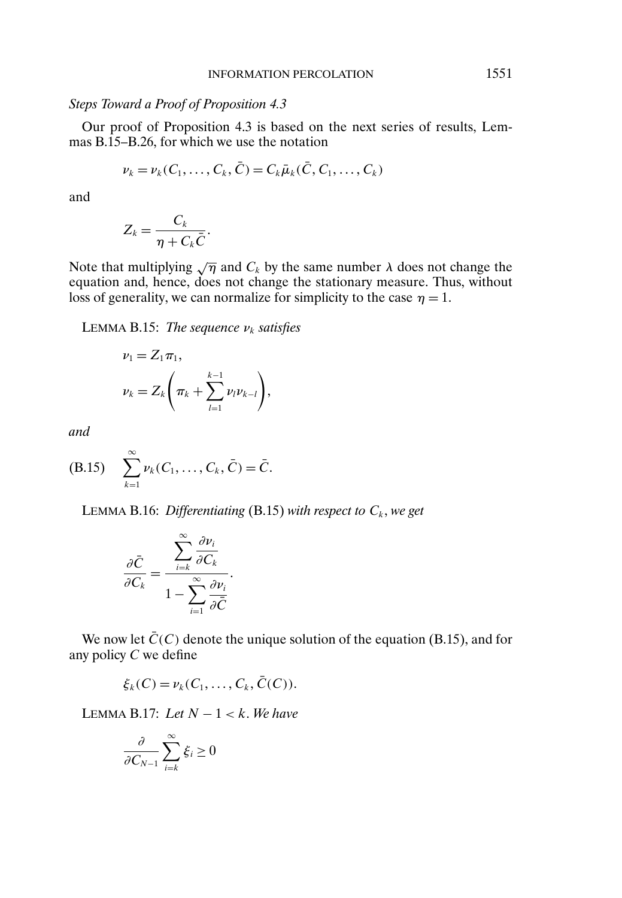*Steps Toward a Proof of Proposition 4.3*

Our proof of Proposition 4.3 is based on the next series of results, Lemmas B.15–B.26, for which we use the notation

$$\nu_k = \nu_k(C_1, \dots, C_k, \bar{C}) = C_k \bar{\mu}_k(\bar{C}, C_1, \dots, C_k)$$

and

$$Z_k = \frac{C_k}{\eta + C_k \bar{C}}.$$

Note that multiplying $\sqrt{\eta}$ and $C_k$ by the same number $\lambda$ does not change the equation and, hence, does not change the stationary measure. Thus, without loss of generality, we can normalize for simplicity to the case $\eta = 1$.

LEMMA B.15: *The sequence $\nu_k$ satisfies*

$$\nu_1 = Z_1 \pi_1,$$

$$\nu_k = Z_k \left( \pi_k + \sum_{l=1}^{k-1} \nu_l \nu_{k-l} \right),$$

*and*

$$\sum_{k=1}^{\infty} \nu_k(C_1, \dots, C_k, \bar{C}) = \bar{C}. \tag{B.15}$$

LEMMA B.16: *Differentiating* (B.15) *with respect to $C_k$, we get*

$$\frac{\partial \bar{C}}{\partial C_k} = \frac{\displaystyle\sum_{i=k}^{\infty} \frac{\partial \nu_i}{\partial C_k}}{1 - \displaystyle\sum_{i=1}^{\infty} \frac{\partial \nu_i}{\partial \bar{C}}}.$$

We now let $\bar{C}(C)$ denote the unique solution of the equation (B.15), and for any policy $C$ we define

$$\xi_k(C) = \nu_k(C_1, \dots, C_k, \bar{C}(C)).$$

LEMMA B.17: *Let $N - 1 < k$. We have*

$$\frac{\partial}{\partial C_{N-1}} \sum_{i=k}^{\infty} \xi_i \geq 0$$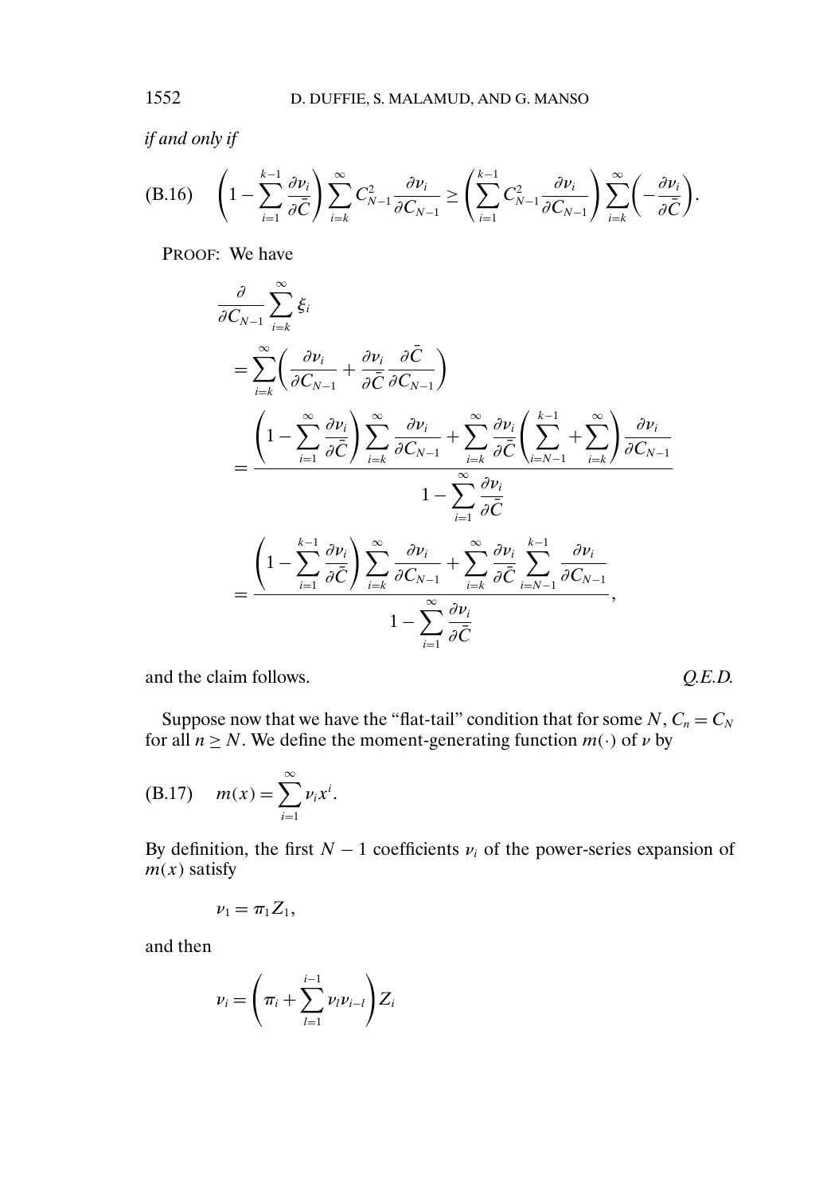*if and only if*

$$\left(1 - \sum_{i=1}^{k-1} \frac{\partial \nu_i}{\partial \bar{C}}\right) \sum_{i=k}^{\infty} C_{N-1}^2 \frac{\partial \nu_i}{\partial C_{N-1}} \geq \left(\sum_{i=1}^{k-1} C_{N-1}^2 \frac{\partial \nu_i}{\partial C_{N-1}}\right) \sum_{i=k}^{\infty} \left(-\frac{\partial \nu_i}{\partial \bar{C}}\right). \tag{B.16}$$

PROOF: We have

$$\begin{aligned}
&\frac{\partial}{\partial C_{N-1}} \sum_{i=k}^{\infty} \xi_i \\
&= \sum_{i=k}^{\infty} \left( \frac{\partial \nu_i}{\partial C_{N-1}} + \frac{\partial \nu_i}{\partial \bar{C}} \frac{\partial \bar{C}}{\partial C_{N-1}} \right) \\
&= \frac{\left(1 - \sum_{i=1}^{\infty} \frac{\partial \nu_i}{\partial \bar{C}}\right) \sum_{i=k}^{\infty} \frac{\partial \nu_i}{\partial C_{N-1}} + \sum_{i=k}^{\infty} \frac{\partial \nu_i}{\partial \bar{C}} \left( \sum_{i=N-1}^{k-1} + \sum_{i=k}^{\infty} \right) \frac{\partial \nu_i}{\partial C_{N-1}}}{1 - \sum_{i=1}^{\infty} \frac{\partial \nu_i}{\partial \bar{C}}} \\
&= \frac{\left(1 - \sum_{i=1}^{k-1} \frac{\partial \nu_i}{\partial \bar{C}}\right) \sum_{i=k}^{\infty} \frac{\partial \nu_i}{\partial C_{N-1}} + \sum_{i=k}^{\infty} \frac{\partial \nu_i}{\partial \bar{C}} \sum_{i=N-1}^{k-1} \frac{\partial \nu_i}{\partial C_{N-1}}}{1 - \sum_{i=1}^{\infty} \frac{\partial \nu_i}{\partial \bar{C}}},
\end{aligned}$$

and the claim follows. *Q.E.D.*

Suppose now that we have the "flat-tail" condition that for some $N$, $C_n = C_N$ for all $n \geq N$. We define the moment-generating function $m(\cdot)$ of $\nu$ by

$$m(x) = \sum_{i=1}^{\infty} \nu_i x^i. \tag{B.17}$$

By definition, the first $N - 1$ coefficients $\nu_i$ of the power-series expansion of $m(x)$ satisfy

$$\nu_1 = \pi_1 Z_1,$$

and then

$$\nu_i = \left(\pi_i + \sum_{l=1}^{i-1} \nu_l \nu_{i-l}\right) Z_i$$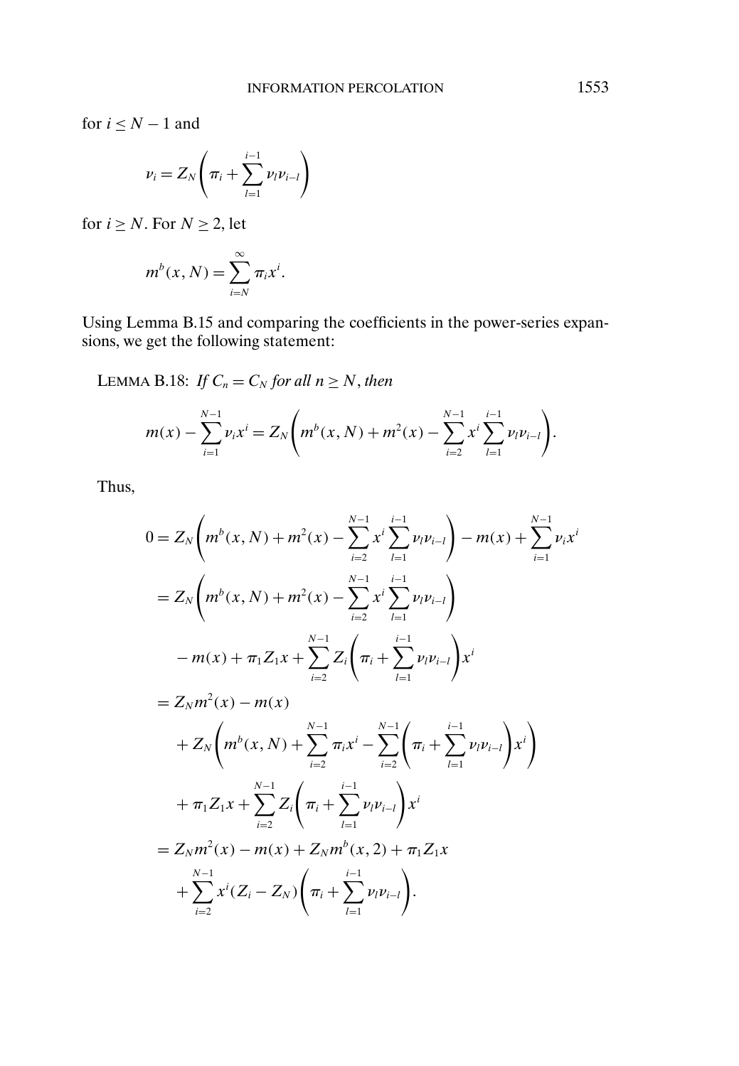for $i \leq N-1$ and

$$\nu_i = Z_N\left(\pi_i + \sum_{l=1}^{i-1} \nu_l \nu_{i-l}\right)$$

for $i \geq N$. For $N \geq 2$, let

$$m^b(x, N) = \sum_{i=N}^{\infty} \pi_i x^i.$$

Using Lemma B.15 and comparing the coefficients in the power-series expansions, we get the following statement:

LEMMA B.18: *If $C_n = C_N$ for all $n \geq N$, then*

$$m(x) - \sum_{i=1}^{N-1} \nu_i x^i = Z_N\left(m^b(x, N) + m^2(x) - \sum_{i=2}^{N-1} x^i \sum_{l=1}^{i-1} \nu_l \nu_{i-l}\right).$$

Thus,

$$\begin{aligned}
0 &= Z_N\left(m^b(x, N) + m^2(x) - \sum_{i=2}^{N-1} x^i \sum_{l=1}^{i-1} \nu_l \nu_{i-l}\right) - m(x) + \sum_{i=1}^{N-1} \nu_i x^i \\
&= Z_N\left(m^b(x, N) + m^2(x) - \sum_{i=2}^{N-1} x^i \sum_{l=1}^{i-1} \nu_l \nu_{i-l}\right) \\
&\quad - m(x) + \pi_1 Z_1 x + \sum_{i=2}^{N-1} Z_i\left(\pi_i + \sum_{l=1}^{i-1} \nu_l \nu_{i-l}\right) x^i \\
&= Z_N m^2(x) - m(x) \\
&\quad + Z_N\left(m^b(x, N) + \sum_{i=2}^{N-1} \pi_i x^i - \sum_{i=2}^{N-1}\left(\pi_i + \sum_{l=1}^{i-1} \nu_l \nu_{i-l}\right) x^i\right) \\
&\quad + \pi_1 Z_1 x + \sum_{i=2}^{N-1} Z_i\left(\pi_i + \sum_{l=1}^{i-1} \nu_l \nu_{i-l}\right) x^i \\
&= Z_N m^2(x) - m(x) + Z_N m^b(x, 2) + \pi_1 Z_1 x \\
&\quad + \sum_{i=2}^{N-1} x^i (Z_i - Z_N)\left(\pi_i + \sum_{l=1}^{i-1} \nu_l \nu_{i-l}\right).
\end{aligned}$$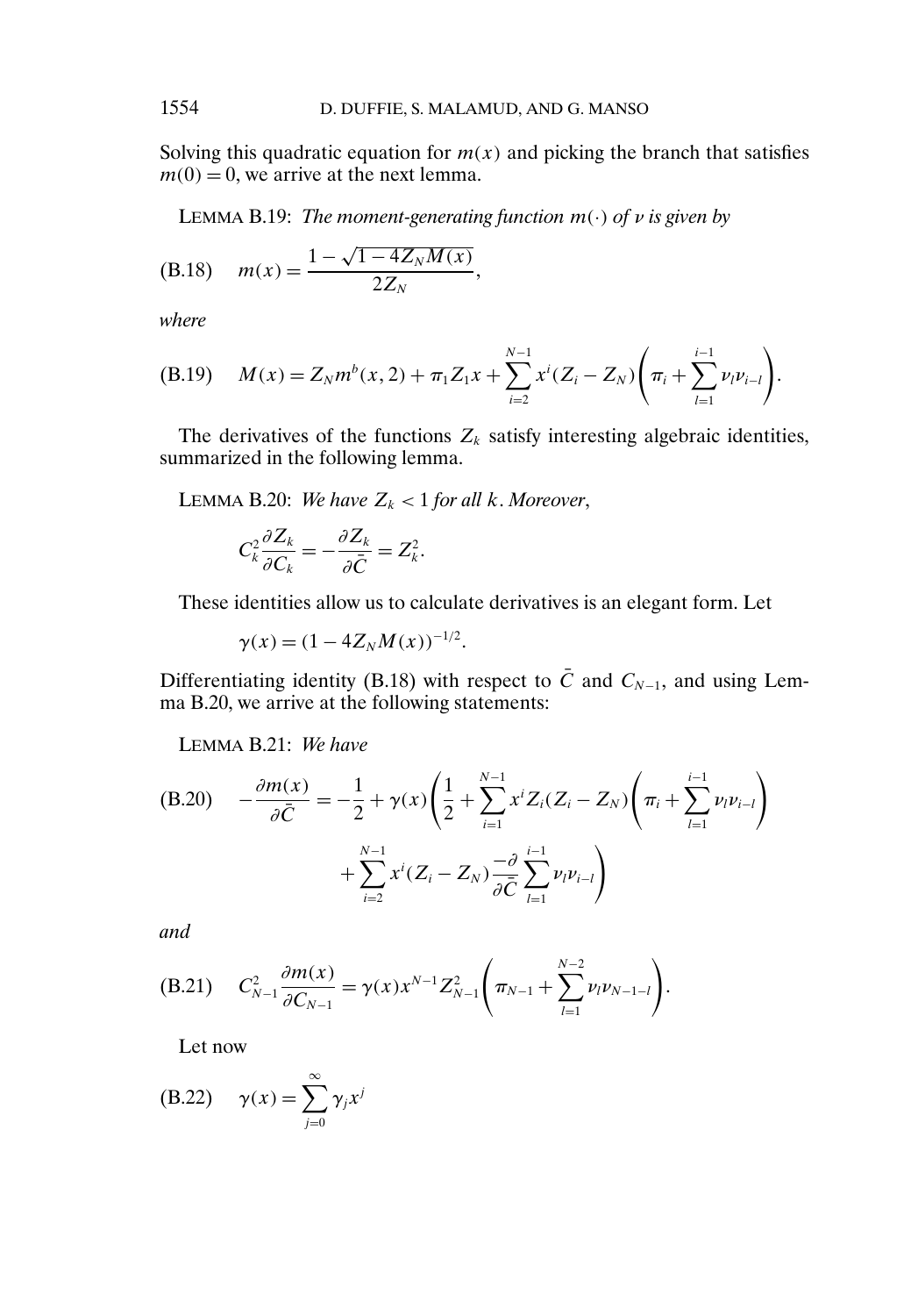Solving this quadratic equation for $m(x)$ and picking the branch that satisfies $m(0) = 0$, we arrive at the next lemma.

LEMMA B.19: *The moment-generating function $m(\cdot)$ of $\nu$ is given by*

$$m(x) = \frac{1 - \sqrt{1 - 4Z_N M(x)}}{2Z_N}, \tag{B.18}$$

*where*

$$M(x) = Z_N m^b(x, 2) + \pi_1 Z_1 x + \sum_{i=2}^{N-1} x^i (Z_i - Z_N)\left(\pi_i + \sum_{l=1}^{i-1} \nu_l \nu_{i-l}\right). \tag{B.19}$$

The derivatives of the functions $Z_k$ satisfy interesting algebraic identities, summarized in the following lemma.

LEMMA B.20: *We have $Z_k < 1$ for all $k$. Moreover,*

$$C_k^2 \frac{\partial Z_k}{\partial C_k} = -\frac{\partial Z_k}{\partial \bar{C}} = Z_k^2.$$

These identities allow us to calculate derivatives is an elegant form. Let

$$\gamma(x) = (1 - 4Z_N M(x))^{-1/2}.$$

Differentiating identity (B.18) with respect to $\bar{C}$ and $C_{N-1}$, and using Lemma B.20, we arrive at the following statements:

LEMMA B.21: *We have*

$$\begin{aligned} -\frac{\partial m(x)}{\partial \bar{C}} = -\frac{1}{2} + \gamma(x)\Bigg(&\frac{1}{2} + \sum_{i=1}^{N-1} x^i Z_i (Z_i - Z_N)\left(\pi_i + \sum_{l=1}^{i-1} \nu_l \nu_{i-l}\right) \\ &+ \sum_{i=2}^{N-1} x^i (Z_i - Z_N) \frac{-\partial}{\partial \bar{C}} \sum_{l=1}^{i-1} \nu_l \nu_{i-l}\Bigg) \end{aligned} \tag{B.20}$$

*and*

$$C_{N-1}^2 \frac{\partial m(x)}{\partial C_{N-1}} = \gamma(x) x^{N-1} Z_{N-1}^2 \left(\pi_{N-1} + \sum_{l=1}^{N-2} \nu_l \nu_{N-1-l}\right). \tag{B.21}$$

Let now

$$\gamma(x) = \sum_{j=0}^{\infty} \gamma_j x^j \tag{B.22}$$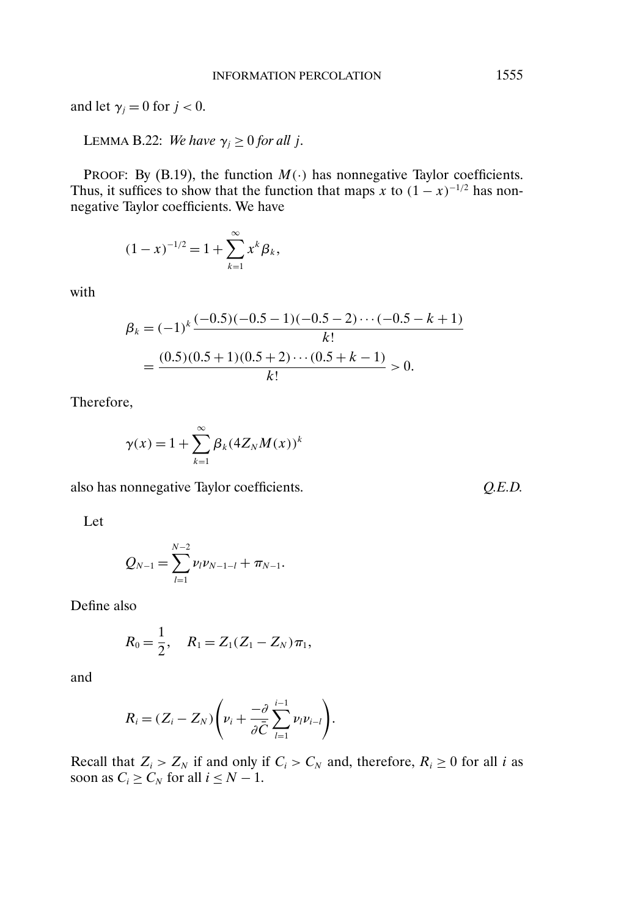and let $\gamma_j = 0$ for $j < 0$.

LEMMA B.22: *We have $\gamma_j \geq 0$ for all $j$.*

PROOF: By (B.19), the function $M(\cdot)$ has nonnegative Taylor coefficients. Thus, it suffices to show that the function that maps $x$ to $(1-x)^{-1/2}$ has nonnegative Taylor coefficients. We have

$$(1-x)^{-1/2} = 1 + \sum_{k=1}^{\infty} x^k \beta_k,$$

with

$$\begin{aligned}
\beta_k &= (-1)^k \frac{(-0.5)(-0.5-1)(-0.5-2)\cdots(-0.5-k+1)}{k!} \\
&= \frac{(0.5)(0.5+1)(0.5+2)\cdots(0.5+k-1)}{k!} > 0.
\end{aligned}$$

Therefore,

$$\gamma(x) = 1 + \sum_{k=1}^{\infty} \beta_k (4Z_N M(x))^k$$

also has nonnegative Taylor coefficients. *Q.E.D.*

Let

$$Q_{N-1} = \sum_{l=1}^{N-2} \nu_l \nu_{N-1-l} + \pi_{N-1}.$$

Define also

$$R_0 = \frac{1}{2}, \quad R_1 = Z_1(Z_1 - Z_N)\pi_1,$$

and

$$R_i = (Z_i - Z_N)\left(\nu_i + \frac{-\partial}{\partial \bar{C}} \sum_{l=1}^{i-1} \nu_l \nu_{i-l}\right).$$

Recall that $Z_i > Z_N$ if and only if $C_i > C_N$ and, therefore, $R_i \geq 0$ for all $i$ as soon as $C_i \geq C_N$ for all $i \leq N-1$.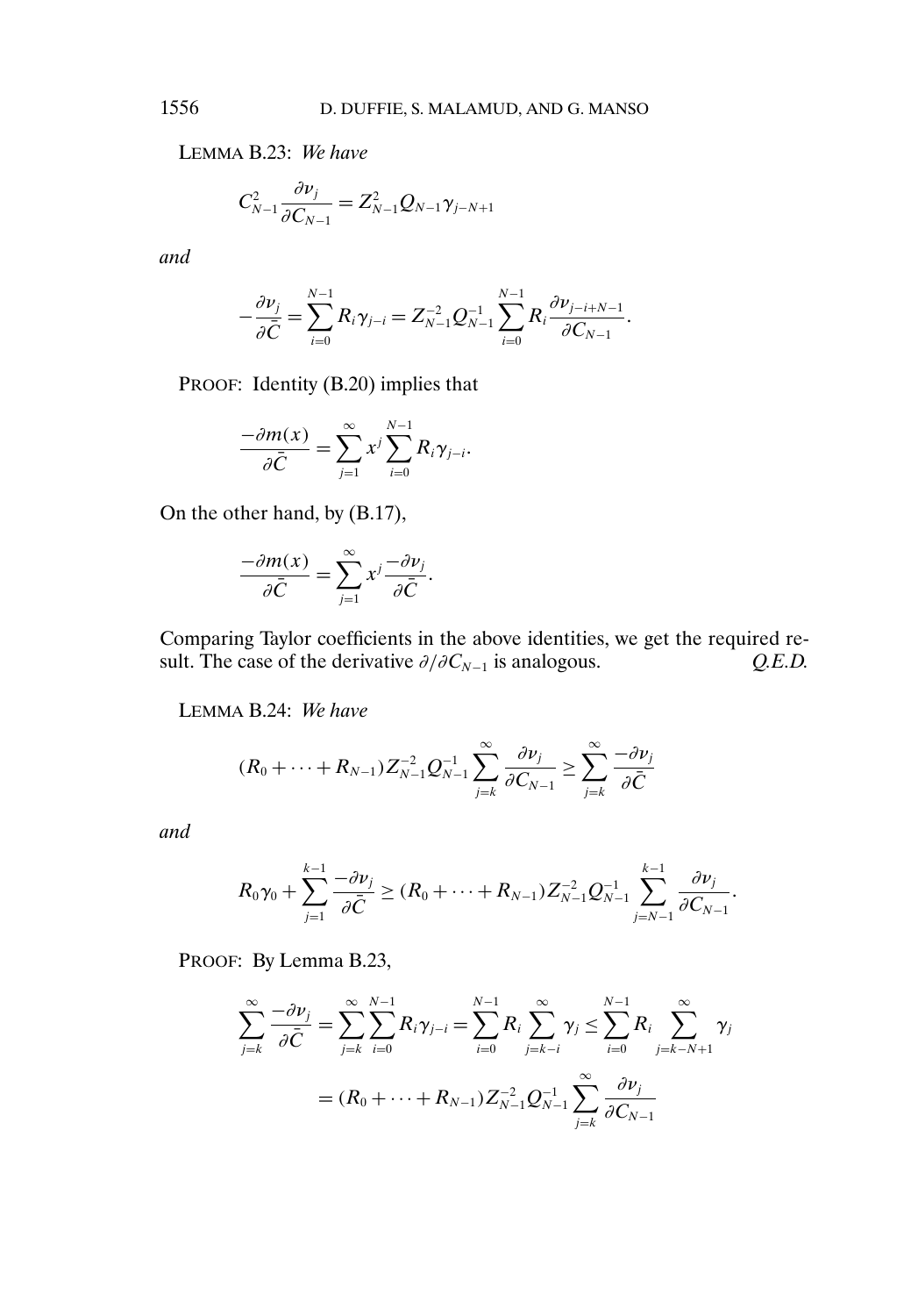LEMMA B.23: *We have*

$$C_{N-1}^2 \frac{\partial \nu_j}{\partial C_{N-1}} = Z_{N-1}^2 Q_{N-1} \gamma_{j-N+1}$$

*and*

$$-\frac{\partial \nu_j}{\partial \bar{C}} = \sum_{i=0}^{N-1} R_i \gamma_{j-i} = Z_{N-1}^{-2} Q_{N-1}^{-1} \sum_{i=0}^{N-1} R_i \frac{\partial \nu_{j-i+N-1}}{\partial C_{N-1}}.$$

PROOF: Identity (B.20) implies that

$$\frac{-\partial m(x)}{\partial \bar{C}} = \sum_{j=1}^{\infty} x^j \sum_{i=0}^{N-1} R_i \gamma_{j-i}.$$

On the other hand, by (B.17),

$$\frac{-\partial m(x)}{\partial \bar{C}} = \sum_{j=1}^{\infty} x^j \frac{-\partial \nu_j}{\partial \bar{C}}.$$

Comparing Taylor coefficients in the above identities, we get the required result. The case of the derivative $\partial/\partial C_{N-1}$ is analogous. *Q.E.D.*

LEMMA B.24: *We have*

$$(R_0 + \cdots + R_{N-1}) Z_{N-1}^{-2} Q_{N-1}^{-1} \sum_{j=k}^{\infty} \frac{\partial \nu_j}{\partial C_{N-1}} \geq \sum_{j=k}^{\infty} \frac{-\partial \nu_j}{\partial \bar{C}}$$

*and*

$$R_0 \gamma_0 + \sum_{j=1}^{k-1} \frac{-\partial \nu_j}{\partial \bar{C}} \geq (R_0 + \cdots + R_{N-1}) Z_{N-1}^{-2} Q_{N-1}^{-1} \sum_{j=N-1}^{k-1} \frac{\partial \nu_j}{\partial C_{N-1}}.$$

PROOF: By Lemma B.23,

$$\begin{aligned}
\sum_{j=k}^{\infty} \frac{-\partial \nu_j}{\partial \bar{C}} &= \sum_{j=k}^{\infty} \sum_{i=0}^{N-1} R_i \gamma_{j-i} = \sum_{i=0}^{N-1} R_i \sum_{j=k-i}^{\infty} \gamma_j \leq \sum_{i=0}^{N-1} R_i \sum_{j=k-N+1}^{\infty} \gamma_j \\
&= (R_0 + \cdots + R_{N-1}) Z_{N-1}^{-2} Q_{N-1}^{-1} \sum_{j=k}^{\infty} \frac{\partial \nu_j}{\partial C_{N-1}}
\end{aligned}$$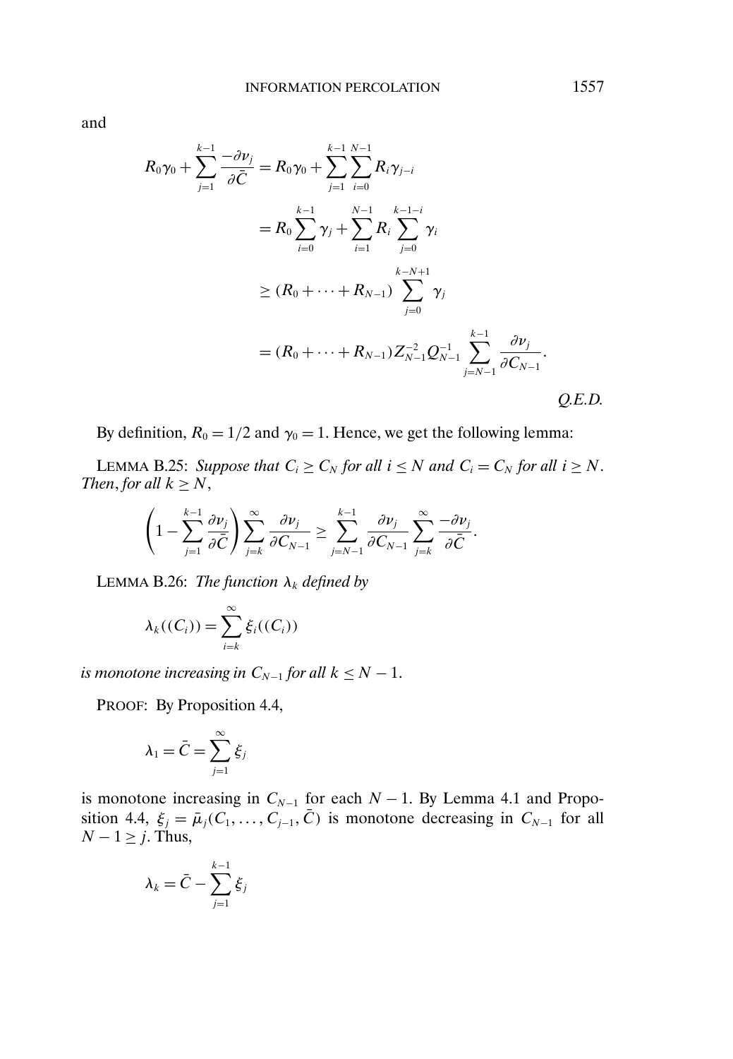and

$$
\begin{aligned}
R_0\gamma_0 + \sum_{j=1}^{k-1} \frac{-\partial \nu_j}{\partial \bar{C}} &= R_0\gamma_0 + \sum_{j=1}^{k-1}\sum_{i=0}^{N-1} R_i \gamma_{j-i} \\
&= R_0 \sum_{i=0}^{k-1} \gamma_j + \sum_{i=1}^{N-1} R_i \sum_{j=0}^{k-1-i} \gamma_i \\
&\geq (R_0 + \cdots + R_{N-1}) \sum_{j=0}^{k-N+1} \gamma_j \\
&= (R_0 + \cdots + R_{N-1}) Z_{N-1}^{-2} Q_{N-1}^{-1} \sum_{j=N-1}^{k-1} \frac{\partial \nu_j}{\partial C_{N-1}}.
\end{aligned}
$$

*Q.E.D.*

By definition, $R_0 = 1/2$ and $\gamma_0 = 1$. Hence, we get the following lemma:

LEMMA B.25: *Suppose that $C_i \geq C_N$ for all $i \leq N$ and $C_i = C_N$ for all $i \geq N$. Then, for all $k \geq N$,*

$$
\left(1 - \sum_{j=1}^{k-1} \frac{\partial \nu_j}{\partial \bar{C}}\right) \sum_{j=k}^{\infty} \frac{\partial \nu_j}{\partial C_{N-1}} \geq \sum_{j=N-1}^{k-1} \frac{\partial \nu_j}{\partial C_{N-1}} \sum_{j=k}^{\infty} \frac{-\partial \nu_j}{\partial \bar{C}}.
$$

LEMMA B.26: *The function $\lambda_k$ defined by*

$$
\lambda_k((C_i)) = \sum_{i=k}^{\infty} \xi_i((C_i))
$$

*is monotone increasing in $C_{N-1}$ for all $k \leq N-1$.*

PROOF: By Proposition 4.4,

$$
\lambda_1 = \bar{C} = \sum_{j=1}^{\infty} \xi_j
$$

is monotone increasing in $C_{N-1}$ for each $N-1$. By Lemma 4.1 and Proposition 4.4, $\xi_j = \bar{\mu}_j(C_1, \ldots, C_{j-1}, \bar{C})$ is monotone decreasing in $C_{N-1}$ for all $N-1 \geq j$. Thus,

$$
\lambda_k = \bar{C} - \sum_{j=1}^{k-1} \xi_j
$$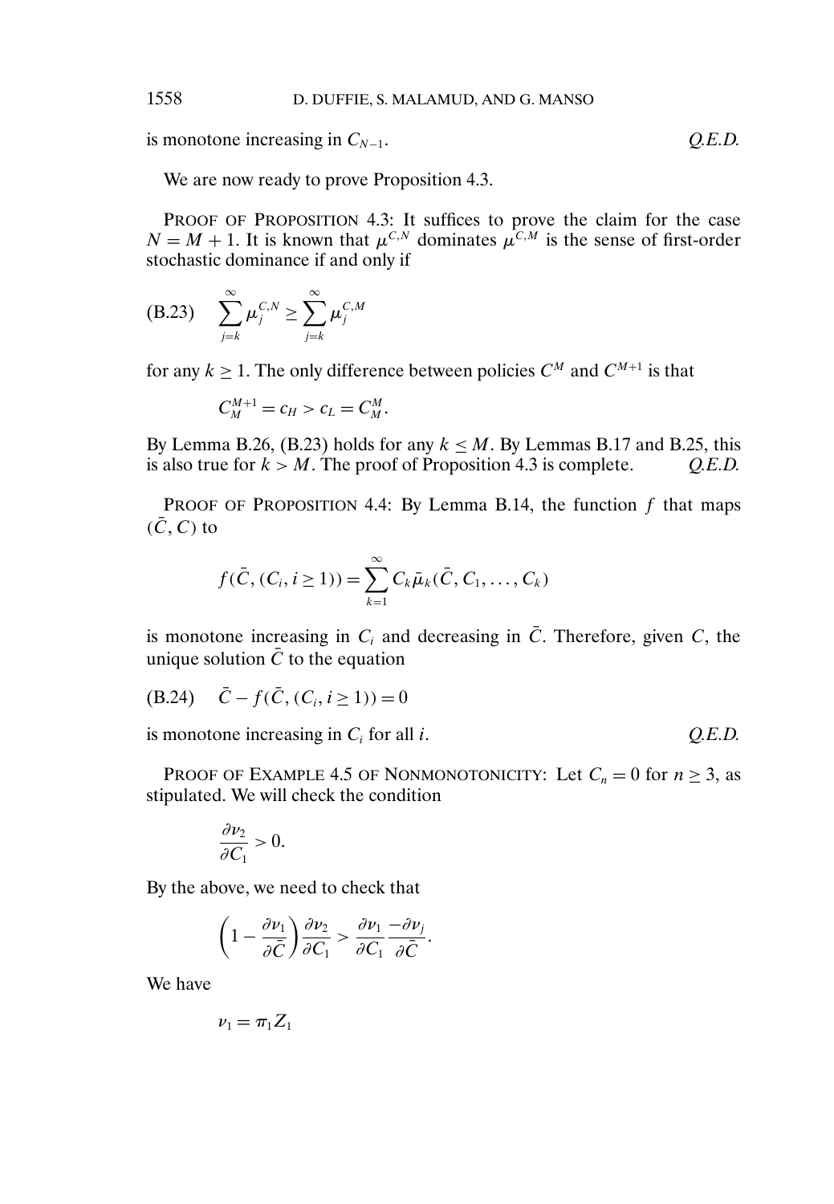is monotone increasing in $C_{N-1}$. *Q.E.D.*

We are now ready to prove Proposition 4.3.

PROOF OF PROPOSITION 4.3: It suffices to prove the claim for the case $N = M + 1$. It is known that $\mu^{C,N}$ dominates $\mu^{C,M}$ is the sense of first-order stochastic dominance if and only if

$$\text{(B.23)} \quad \sum_{j=k}^{\infty} \mu_j^{C,N} \geq \sum_{j=k}^{\infty} \mu_j^{C,M}$$

for any $k \geq 1$. The only difference between policies $C^M$ and $C^{M+1}$ is that

$$C_M^{M+1} = c_H > c_L = C_M^M.$$

By Lemma B.26, (B.23) holds for any $k \leq M$. By Lemmas B.17 and B.25, this is also true for $k > M$. The proof of Proposition 4.3 is complete. *Q.E.D.*

PROOF OF PROPOSITION 4.4: By Lemma B.14, the function $f$ that maps $(\bar{C}, C)$ to

$$f(\bar{C}, (C_i, i \geq 1)) = \sum_{k=1}^{\infty} C_k \bar{\mu}_k(\bar{C}, C_1, \ldots, C_k)$$

is monotone increasing in $C_i$ and decreasing in $\bar{C}$. Therefore, given $C$, the unique solution $\bar{C}$ to the equation

$$\text{(B.24)} \quad \bar{C} - f(\bar{C}, (C_i, i \geq 1)) = 0$$

is monotone increasing in $C_i$ for all $i$. *Q.E.D.*

PROOF OF EXAMPLE 4.5 OF NONMONOTONICITY: Let $C_n = 0$ for $n \geq 3$, as stipulated. We will check the condition

$$\frac{\partial \nu_2}{\partial C_1} > 0.$$

By the above, we need to check that

$$\left(1 - \frac{\partial \nu_1}{\partial \bar{C}}\right) \frac{\partial \nu_2}{\partial C_1} > \frac{\partial \nu_1}{\partial C_1} \frac{-\partial \nu_j}{\partial \bar{C}}.$$

We have

$$\nu_1 = \pi_1 Z_1$$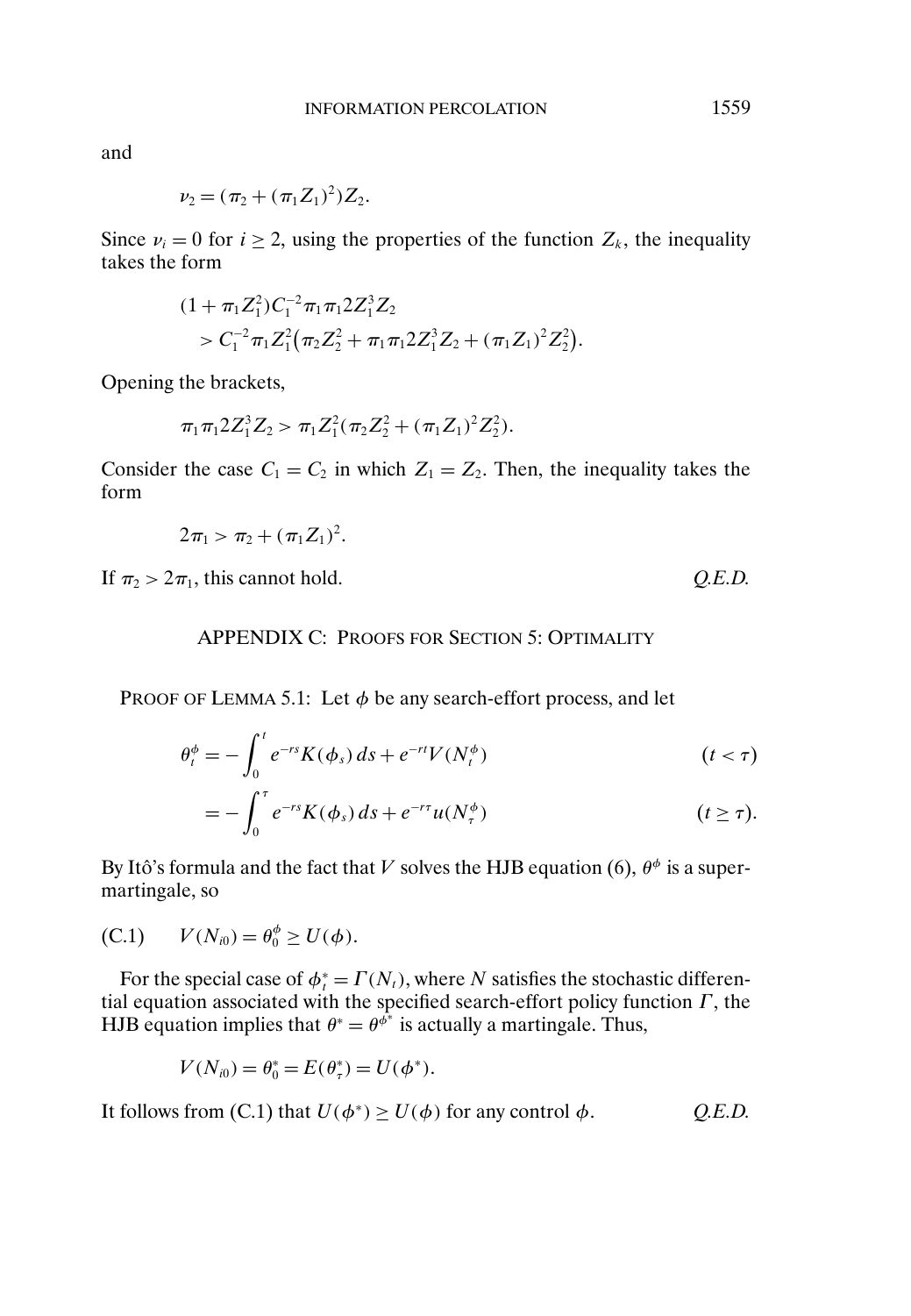and

$$\nu_2 = (\pi_2 + (\pi_1 Z_1)^2) Z_2.$$

Since $\nu_i = 0$ for $i \geq 2$, using the properties of the function $Z_k$, the inequality takes the form

$$\begin{aligned}
&(1 + \pi_1 Z_1^2) C_1^{-2} \pi_1 \pi_1 2 Z_1^3 Z_2 \\
&\quad > C_1^{-2} \pi_1 Z_1^2 \bigl( \pi_2 Z_2^2 + \pi_1 \pi_1 2 Z_1^3 Z_2 + (\pi_1 Z_1)^2 Z_2^2 \bigr).
\end{aligned}$$

Opening the brackets,

$$\pi_1 \pi_1 2 Z_1^3 Z_2 > \pi_1 Z_1^2 (\pi_2 Z_2^2 + (\pi_1 Z_1)^2 Z_2^2).$$

Consider the case $C_1 = C_2$ in which $Z_1 = Z_2$. Then, the inequality takes the form

$$2\pi_1 > \pi_2 + (\pi_1 Z_1)^2.$$

If $\pi_2 > 2\pi_1$, this cannot hold. *Q.E.D.*

## APPENDIX C: PROOFS FOR SECTION 5: OPTIMALITY

PROOF OF LEMMA 5.1: Let $\phi$ be any search-effort process, and let

$$\begin{aligned}
\theta_t^\phi &= -\int_0^t e^{-rs} K(\phi_s)\, ds + e^{-rt} V(N_t^\phi) && (t < \tau) \\
&= -\int_0^\tau e^{-rs} K(\phi_s)\, ds + e^{-r\tau} u(N_\tau^\phi) && (t \geq \tau).
\end{aligned}$$

By Itô's formula and the fact that $V$ solves the HJB equation (6), $\theta^\phi$ is a supermartingale, so

$$V(N_{i0}) = \theta_0^\phi \geq U(\phi). \tag{C.1}$$

For the special case of $\phi_t^* = \Gamma(N_t)$, where $N$ satisfies the stochastic differential equation associated with the specified search-effort policy function $\Gamma$, the HJB equation implies that $\theta^* = \theta^{\phi^*}$ is actually a martingale. Thus,

$$V(N_{i0}) = \theta_0^* = E(\theta_\tau^*) = U(\phi^*).$$

It follows from (C.1) that $U(\phi^*) \geq U(\phi)$ for any control $\phi$. *Q.E.D.*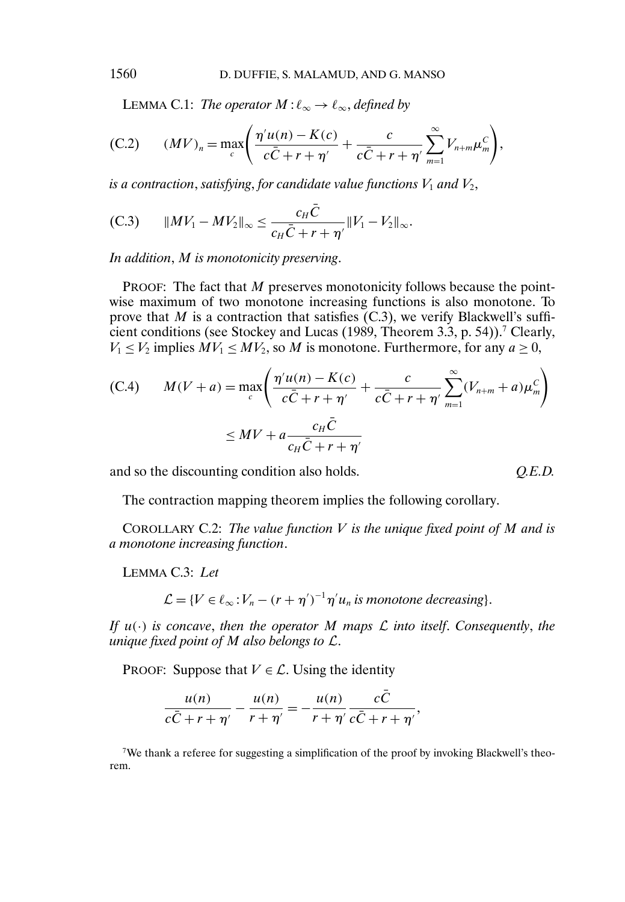LEMMA C.1: *The operator $M : \ell_\infty \to \ell_\infty$, defined by*

$$(MV)_n = \max_c \left( \frac{\eta' u(n) - K(c)}{c\bar{C} + r + \eta'} + \frac{c}{c\bar{C} + r + \eta'} \sum_{m=1}^{\infty} V_{n+m} \mu_m^C \right), \tag{C.2}$$

*is a contraction, satisfying, for candidate value functions $V_1$ and $V_2$,*

$$\|MV_1 - MV_2\|_\infty \leq \frac{c_H \bar{C}}{c_H \bar{C} + r + \eta'} \|V_1 - V_2\|_\infty. \tag{C.3}$$

*In addition, $M$ is monotonicity preserving.*

PROOF: The fact that $M$ preserves monotonicity follows because the pointwise maximum of two monotone increasing functions is also monotone. To prove that $M$ is a contraction that satisfies (C.3), we verify Blackwell's sufficient conditions (see Stockey and Lucas (1989, Theorem 3.3, p. 54)).[7] Clearly, $V_1 \leq V_2$ implies $MV_1 \leq MV_2$, so $M$ is monotone. Furthermore, for any $a \geq 0$,

$$\begin{aligned} M(V + a) &= \max_c \left( \frac{\eta' u(n) - K(c)}{c\bar{C} + r + \eta'} + \frac{c}{c\bar{C} + r + \eta'} \sum_{m=1}^{\infty} (V_{n+m} + a) \mu_m^C \right) \\ &\leq MV + a \frac{c_H \bar{C}}{c_H \bar{C} + r + \eta'} \end{aligned} \tag{C.4}$$

and so the discounting condition also holds. *Q.E.D.*

The contraction mapping theorem implies the following corollary.

COROLLARY C.2: *The value function $V$ is the unique fixed point of $M$ and is a monotone increasing function.*

LEMMA C.3: *Let*

$$\mathcal{L} = \{V \in \ell_\infty : V_n - (r + \eta')^{-1} \eta' u_n \text{ is monotone decreasing}\}.$$

*If $u(\cdot)$ is concave, then the operator $M$ maps $\mathcal{L}$ into itself. Consequently, the unique fixed point of $M$ also belongs to $\mathcal{L}$.*

PROOF: Suppose that $V \in \mathcal{L}$. Using the identity

$$\frac{u(n)}{c\bar{C} + r + \eta'} - \frac{u(n)}{r + \eta'} = -\frac{u(n)}{r + \eta'} \frac{c\bar{C}}{c\bar{C} + r + \eta'},$$

[7] We thank a referee for suggesting a simplification of the proof by invoking Blackwell's theorem.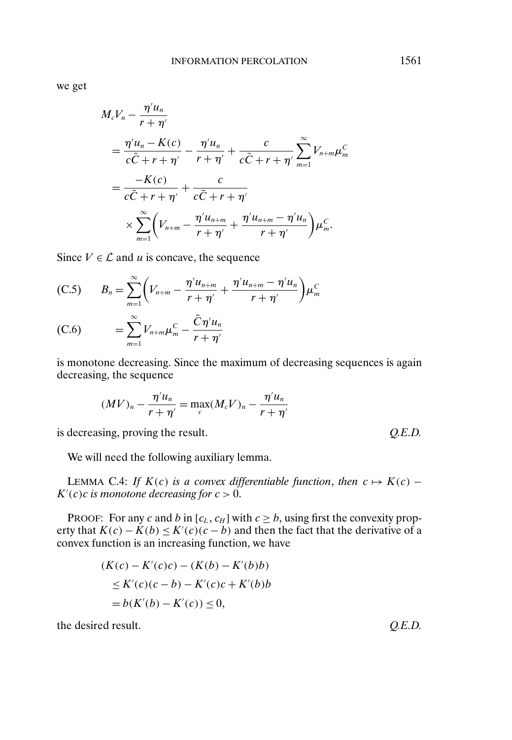we get

$$
\begin{aligned}
&M_c V_n - \frac{\eta' u_n}{r+\eta'} \\
&= \frac{\eta' u_n - K(c)}{c\bar{C} + r + \eta'} - \frac{\eta' u_n}{r+\eta'} + \frac{c}{c\bar{C} + r + \eta'} \sum_{m=1}^{\infty} V_{n+m} \mu_m^C \\
&= \frac{-K(c)}{c\bar{C} + r + \eta'} + \frac{c}{c\bar{C} + r + \eta'} \\
&\quad \times \sum_{m=1}^{\infty} \left( V_{n+m} - \frac{\eta' u_{n+m}}{r+\eta'} + \frac{\eta' u_{n+m} - \eta' u_n}{r+\eta'} \right) \mu_m^C.
\end{aligned}
$$

Since $V \in \mathcal{L}$ and $u$ is concave, the sequence

$$
B_n = \sum_{m=1}^{\infty} \left( V_{n+m} - \frac{\eta' u_{n+m}}{r+\eta'} + \frac{\eta' u_{n+m} - \eta' u_n}{r+\eta'} \right) \mu_m^C \tag{C.5}
$$

$$
= \sum_{m=1}^{\infty} V_{n+m} \mu_m^C - \frac{\bar{C} \eta' u_n}{r+\eta'} \tag{C.6}
$$

is monotone decreasing. Since the maximum of decreasing sequences is again decreasing, the sequence

$$
(MV)_n - \frac{\eta' u_n}{r+\eta'} = \max_c (M_c V)_n - \frac{\eta' u_n}{r+\eta'}
$$

is decreasing, proving the result. *Q.E.D.*

We will need the following auxiliary lemma.

LEMMA C.4: *If $K(c)$ is a convex differentiable function, then $c \mapsto K(c) - K'(c)c$ is monotone decreasing for $c > 0$.*

PROOF: For any $c$ and $b$ in $[c_L, c_H]$ with $c \geq b$, using first the convexity property that $K(c) - K(b) \leq K'(c)(c - b)$ and then the fact that the derivative of a convex function is an increasing function, we have

$$
\begin{aligned}
&(K(c) - K'(c)c) - (K(b) - K'(b)b) \\
&\quad \leq K'(c)(c - b) - K'(c)c + K'(b)b \\
&\quad = b(K'(b) - K'(c)) \leq 0,
\end{aligned}
$$

the desired result. *Q.E.D.*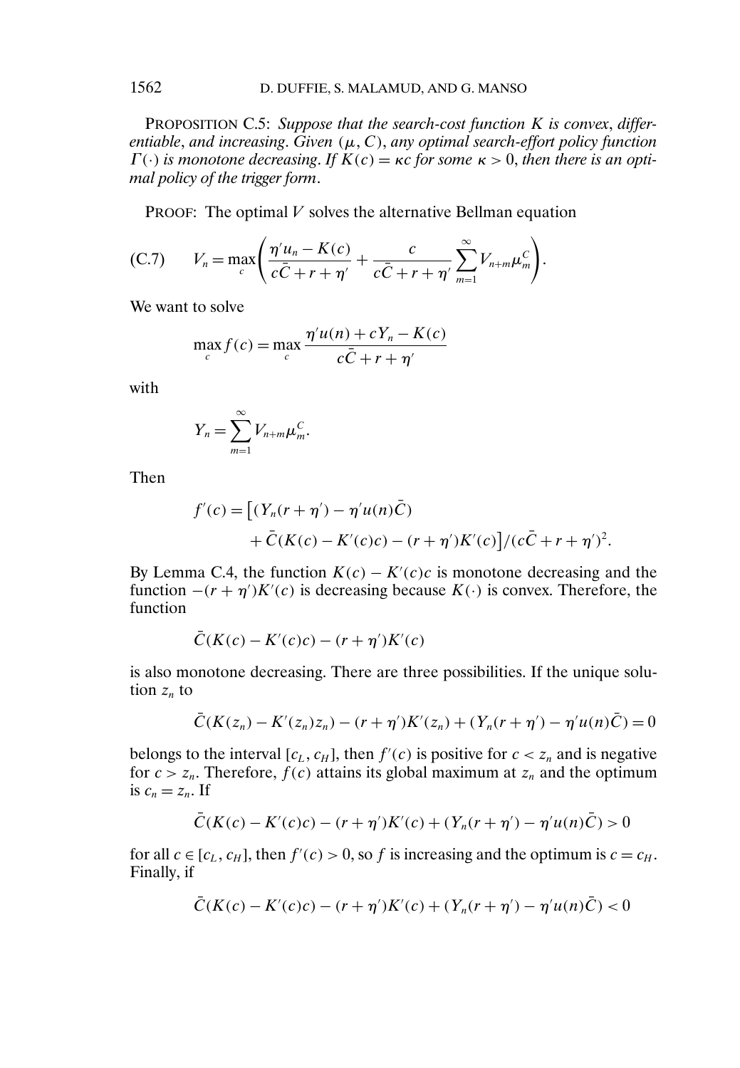PROPOSITION C.5: *Suppose that the search-cost function $K$ is convex, differentiable, and increasing. Given $(\mu, C)$, any optimal search-effort policy function $\Gamma(\cdot)$ is monotone decreasing. If $K(c) = \kappa c$ for some $\kappa > 0$, then there is an optimal policy of the trigger form.*

PROOF: The optimal $V$ solves the alternative Bellman equation

$$V_n = \max_c \left( \frac{\eta' u_n - K(c)}{c\bar{C} + r + \eta'} + \frac{c}{c\bar{C} + r + \eta'} \sum_{m=1}^{\infty} V_{n+m} \mu_m^C \right). \tag{C.7}$$

We want to solve

$$\max_c f(c) = \max_c \frac{\eta' u(n) + cY_n - K(c)}{c\bar{C} + r + \eta'}$$

with

$$Y_n = \sum_{m=1}^{\infty} V_{n+m} \mu_m^C.$$

Then

$$\begin{aligned} f'(c) = \big[&(Y_n(r + \eta') - \eta' u(n)\bar{C}) \\ &+ \bar{C}(K(c) - K'(c)c) - (r + \eta')K'(c)\big] / (c\bar{C} + r + \eta')^2. \end{aligned}$$

By Lemma C.4, the function $K(c) - K'(c)c$ is monotone decreasing and the function $-(r + \eta')K'(c)$ is decreasing because $K(\cdot)$ is convex. Therefore, the function

$$\bar{C}(K(c) - K'(c)c) - (r + \eta')K'(c)$$

is also monotone decreasing. There are three possibilities. If the unique solution $z_n$ to

$$\bar{C}(K(z_n) - K'(z_n)z_n) - (r + \eta')K'(z_n) + (Y_n(r + \eta') - \eta' u(n)\bar{C}) = 0$$

belongs to the interval $[c_L, c_H]$, then $f'(c)$ is positive for $c < z_n$ and is negative for $c > z_n$. Therefore, $f(c)$ attains its global maximum at $z_n$ and the optimum is $c_n = z_n$. If

$$\bar{C}(K(c) - K'(c)c) - (r + \eta')K'(c) + (Y_n(r + \eta') - \eta' u(n)\bar{C}) > 0$$

for all $c \in [c_L, c_H]$, then $f'(c) > 0$, so $f$ is increasing and the optimum is $c = c_H$. Finally, if

$$\bar{C}(K(c) - K'(c)c) - (r + \eta')K'(c) + (Y_n(r + \eta') - \eta' u(n)\bar{C}) < 0$$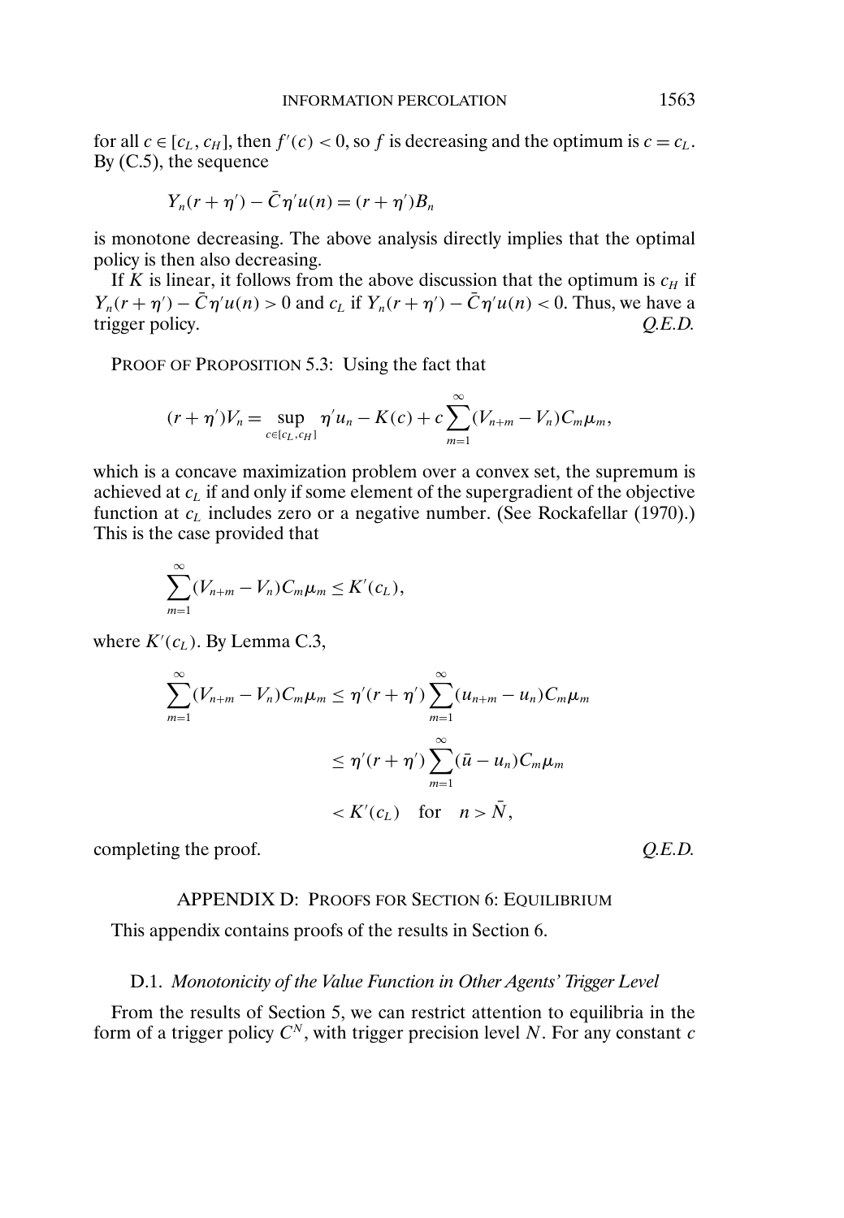for all $c \in [c_L, c_H]$, then $f'(c) < 0$, so $f$ is decreasing and the optimum is $c = c_L$. By (C.5), the sequence

$$Y_n(r + \eta') - \bar{C}\eta' u(n) = (r + \eta')B_n$$

is monotone decreasing. The above analysis directly implies that the optimal policy is then also decreasing.

If $K$ is linear, it follows from the above discussion that the optimum is $c_H$ if $Y_n(r + \eta') - \bar{C}\eta' u(n) > 0$ and $c_L$ if $Y_n(r + \eta') - \bar{C}\eta' u(n) < 0$. Thus, we have a trigger policy. *Q.E.D.*

PROOF OF PROPOSITION 5.3: Using the fact that

$$(r + \eta')V_n = \sup_{c \in [c_L, c_H]} \eta' u_n - K(c) + c \sum_{m=1}^{\infty} (V_{n+m} - V_n) C_m \mu_m,$$

which is a concave maximization problem over a convex set, the supremum is achieved at $c_L$ if and only if some element of the supergradient of the objective function at $c_L$ includes zero or a negative number. (See Rockafellar (1970).) This is the case provided that

$$\sum_{m=1}^{\infty} (V_{n+m} - V_n) C_m \mu_m \leq K'(c_L),$$

where $K'(c_L)$. By Lemma C.3,

$$\begin{aligned}
\sum_{m=1}^{\infty} (V_{n+m} - V_n) C_m \mu_m &\leq \eta'(r + \eta') \sum_{m=1}^{\infty} (u_{n+m} - u_n) C_m \mu_m \\
&\leq \eta'(r + \eta') \sum_{m=1}^{\infty} (\bar{u} - u_n) C_m \mu_m \\
&< K'(c_L) \quad \text{for} \quad n > \bar{N},
\end{aligned}$$

completing the proof. *Q.E.D.*

## APPENDIX D: PROOFS FOR SECTION 6: EQUILIBRIUM

This appendix contains proofs of the results in Section 6.

### D.1. *Monotonicity of the Value Function in Other Agents' Trigger Level*

From the results of Section 5, we can restrict attention to equilibria in the form of a trigger policy $C^N$, with trigger precision level $N$. For any constant $c$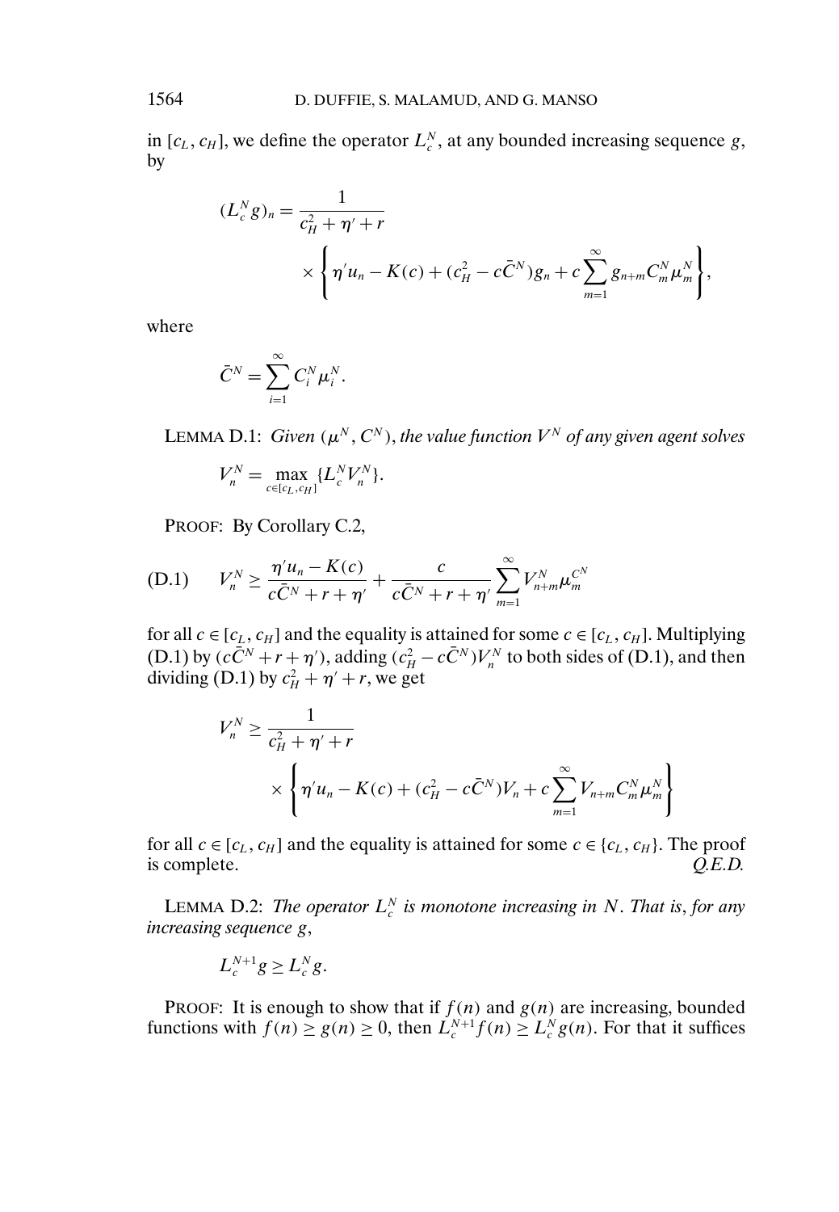in $[c_L, c_H]$, we define the operator $L_c^N$, at any bounded increasing sequence $g$, by

$$(L_c^N g)_n = \frac{1}{c_H^2 + \eta' + r} \times \left\{ \eta' u_n - K(c) + (c_H^2 - c\bar{C}^N) g_n + c \sum_{m=1}^{\infty} g_{n+m} C_m^N \mu_m^N \right\},$$

where

$$\bar{C}^N = \sum_{i=1}^{\infty} C_i^N \mu_i^N.$$

LEMMA D.1: *Given $(\mu^N, C^N)$, the value function $V^N$ of any given agent solves*

$$V_n^N = \max_{c \in [c_L, c_H]} \{L_c^N V_n^N\}.$$

PROOF: By Corollary C.2,

$$V_n^N \geq \frac{\eta' u_n - K(c)}{c\bar{C}^N + r + \eta'} + \frac{c}{c\bar{C}^N + r + \eta'} \sum_{m=1}^{\infty} V_{n+m}^N \mu_m^{C^N} \tag{D.1}$$

for all $c \in [c_L, c_H]$ and the equality is attained for some $c \in [c_L, c_H]$. Multiplying (D.1) by $(c\bar{C}^N + r + \eta')$, adding $(c_H^2 - c\bar{C}^N)V_n^N$ to both sides of (D.1), and then dividing (D.1) by $c_H^2 + \eta' + r$, we get

$$V_n^N \geq \frac{1}{c_H^2 + \eta' + r} \times \left\{ \eta' u_n - K(c) + (c_H^2 - c\bar{C}^N) V_n + c \sum_{m=1}^{\infty} V_{n+m} C_m^N \mu_m^N \right\}$$

for all $c \in [c_L, c_H]$ and the equality is attained for some $c \in \{c_L, c_H\}$. The proof is complete. *Q.E.D.*

LEMMA D.2: *The operator $L_c^N$ is monotone increasing in $N$. That is, for any increasing sequence $g$,*

$$L_c^{N+1} g \geq L_c^N g.$$

PROOF: It is enough to show that if $f(n)$ and $g(n)$ are increasing, bounded functions with $f(n) \geq g(n) \geq 0$, then $L_c^{N+1} f(n) \geq L_c^N g(n)$. For that it suffices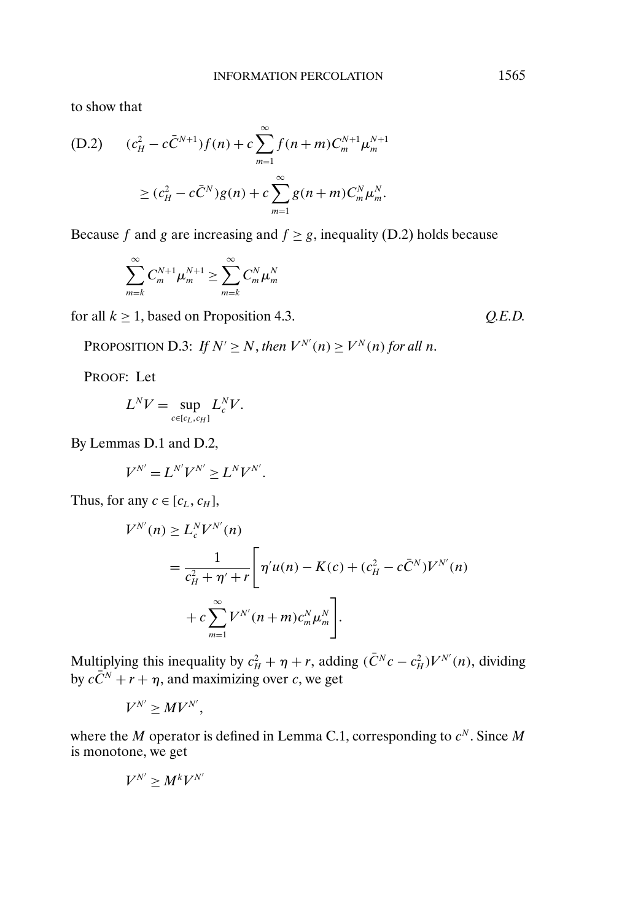to show that

$$
\text{(D.2)} \qquad (c_H^2 - c\bar{C}^{N+1})f(n) + c\sum_{m=1}^{\infty} f(n+m)C_m^{N+1}\mu_m^{N+1}
$$

$$
\geq (c_H^2 - c\bar{C}^N)g(n) + c\sum_{m=1}^{\infty} g(n+m)C_m^N\mu_m^N.
$$

Because $f$ and $g$ are increasing and $f \geq g$, inequality (D.2) holds because

$$
\sum_{m=k}^{\infty} C_m^{N+1}\mu_m^{N+1} \geq \sum_{m=k}^{\infty} C_m^N \mu_m^N
$$

for all $k \geq 1$, based on Proposition 4.3. *Q.E.D.*

PROPOSITION D.3: *If $N' \geq N$, then $V^{N'}(n) \geq V^N(n)$ for all $n$.*

PROOF: Let

$$
L^N V = \sup_{c \in [c_L, c_H]} L_c^N V.
$$

By Lemmas D.1 and D.2,

$$
V^{N'} = L^{N'} V^{N'} \geq L^N V^{N'}.
$$

Thus, for any $c \in [c_L, c_H]$,

$$
\begin{aligned}
V^{N'}(n) &\geq L_c^N V^{N'}(n) \\
&= \frac{1}{c_H^2 + \eta' + r}\Bigg[\eta' u(n) - K(c) + (c_H^2 - c\bar{C}^N)V^{N'}(n) \\
&\qquad + c\sum_{m=1}^{\infty} V^{N'}(n+m)c_m^N \mu_m^N\Bigg].
\end{aligned}
$$

Multiplying this inequality by $c_H^2 + \eta + r$, adding $(\bar{C}^N c - c_H^2)V^{N'}(n)$, dividing by $c\bar{C}^N + r + \eta$, and maximizing over $c$, we get

$$
V^{N'} \geq MV^{N'},
$$

where the $M$ operator is defined in Lemma C.1, corresponding to $c^N$. Since $M$ is monotone, we get

$$
V^{N'} \geq M^k V^{N'}
$$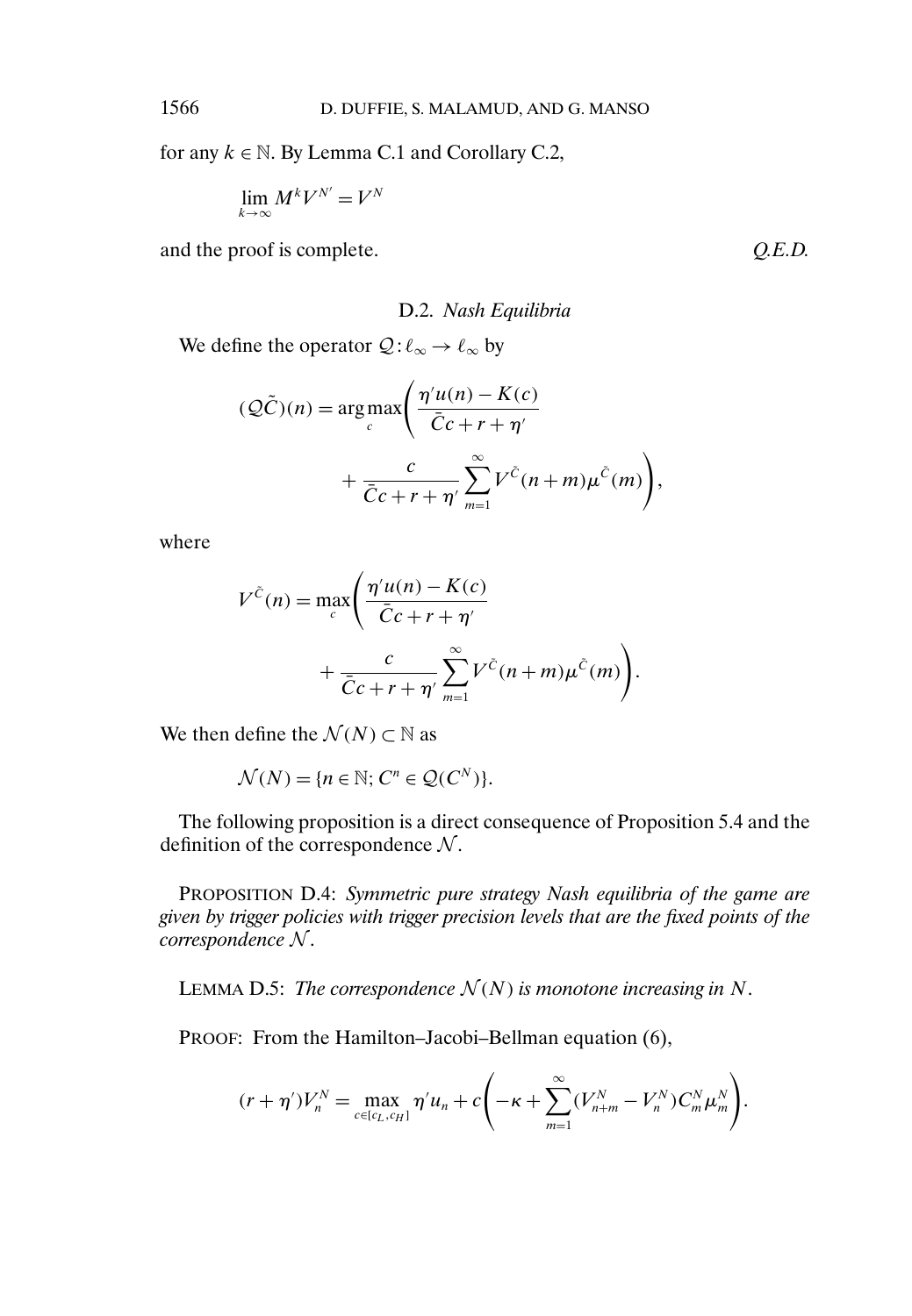for any $k \in \mathbb{N}$. By Lemma C.1 and Corollary C.2,

$$\lim_{k\to\infty} M^k V^{N'} = V^N$$

and the proof is complete. *Q.E.D.*

### D.2. *Nash Equilibria*

We define the operator $\mathcal{Q}: \ell_\infty \to \ell_\infty$ by

$$(\mathcal{Q}\tilde{C})(n) = \arg\max_c \left( \frac{\eta' u(n) - K(c)}{\bar{C}c + r + \eta'} + \frac{c}{\bar{C}c + r + \eta'} \sum_{m=1}^{\infty} V^{\tilde{C}}(n+m)\mu^{\tilde{C}}(m) \right),$$

where

$$V^{\tilde{C}}(n) = \max_c \left( \frac{\eta' u(n) - K(c)}{\bar{C}c + r + \eta'} + \frac{c}{\bar{C}c + r + \eta'} \sum_{m=1}^{\infty} V^{\tilde{C}}(n+m)\mu^{\tilde{C}}(m) \right).$$

We then define the $\mathcal{N}(N) \subset \mathbb{N}$ as

$$\mathcal{N}(N) = \{n \in \mathbb{N}; C^n \in \mathcal{Q}(C^N)\}.$$

The following proposition is a direct consequence of Proposition 5.4 and the definition of the correspondence $\mathcal{N}$.

PROPOSITION D.4: *Symmetric pure strategy Nash equilibria of the game are given by trigger policies with trigger precision levels that are the fixed points of the correspondence $\mathcal{N}$.*

LEMMA D.5: *The correspondence $\mathcal{N}(N)$ is monotone increasing in $N$.*

PROOF: From the Hamilton–Jacobi–Bellman equation (6),

$$(r + \eta')V_n^N = \max_{c \in [c_L, c_H]} \eta' u_n + c\left( -\kappa + \sum_{m=1}^{\infty} (V_{n+m}^N - V_n^N) C_m^N \mu_m^N \right).$$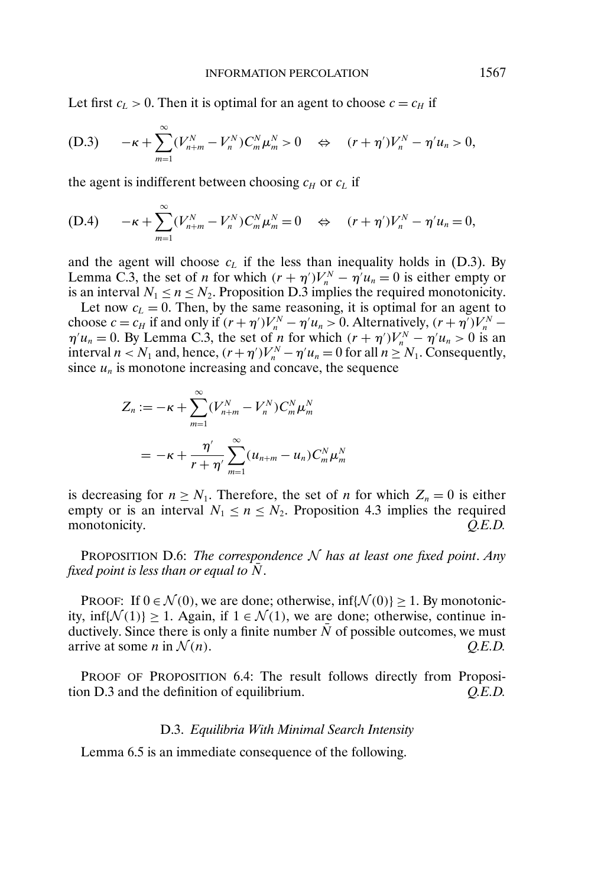Let first $c_L > 0$. Then it is optimal for an agent to choose $c = c_H$ if

$$
\text{(D.3)} \qquad -\kappa + \sum_{m=1}^{\infty} (V_{n+m}^N - V_n^N) C_m^N \mu_m^N > 0 \quad \Leftrightarrow \quad (r + \eta')V_n^N - \eta' u_n > 0,
$$

the agent is indifferent between choosing $c_H$ or $c_L$ if

$$
\text{(D.4)} \qquad -\kappa + \sum_{m=1}^{\infty} (V_{n+m}^N - V_n^N) C_m^N \mu_m^N = 0 \quad \Leftrightarrow \quad (r + \eta')V_n^N - \eta' u_n = 0,
$$

and the agent will choose $c_L$ if the less than inequality holds in (D.3). By Lemma C.3, the set of $n$ for which $(r + \eta')V_n^N - \eta' u_n = 0$ is either empty or is an interval $N_1 \leq n \leq N_2$. Proposition D.3 implies the required monotonicity.

Let now $c_L = 0$. Then, by the same reasoning, it is optimal for an agent to choose $c = c_H$ if and only if $(r + \eta')V_n^N - \eta' u_n > 0$. Alternatively, $(r + \eta')V_n^N - \eta' u_n = 0$. By Lemma C.3, the set of $n$ for which $(r + \eta')V_n^N - \eta' u_n > 0$ is an interval $n < N_1$ and, hence, $(r + \eta')V_n^N - \eta' u_n = 0$ for all $n \geq N_1$. Consequently, since $u_n$ is monotone increasing and concave, the sequence

$$
\begin{aligned}
Z_n &:= -\kappa + \sum_{m=1}^{\infty} (V_{n+m}^N - V_n^N) C_m^N \mu_m^N \\
&= -\kappa + \frac{\eta'}{r + \eta'} \sum_{m=1}^{\infty} (u_{n+m} - u_n) C_m^N \mu_m^N
\end{aligned}
$$

is decreasing for $n \geq N_1$. Therefore, the set of $n$ for which $Z_n = 0$ is either empty or is an interval $N_1 \leq n \leq N_2$. Proposition 4.3 implies the required monotonicity. *Q.E.D.*

PROPOSITION D.6: *The correspondence $\mathcal{N}$ has at least one fixed point. Any fixed point is less than or equal to $\bar{N}$.*

PROOF: If $0 \in \mathcal{N}(0)$, we are done; otherwise, $\inf\{\mathcal{N}(0)\} \geq 1$. By monotonicity, $\inf\{\mathcal{N}(1)\} \geq 1$. Again, if $1 \in \mathcal{N}(1)$, we are done; otherwise, continue inductively. Since there is only a finite number $\bar{N}$ of possible outcomes, we must arrive at some $n$ in $\mathcal{N}(n)$. *Q.E.D.*

PROOF OF PROPOSITION 6.4: The result follows directly from Proposition D.3 and the definition of equilibrium. *Q.E.D.*

### D.3. *Equilibria With Minimal Search Intensity*

Lemma 6.5 is an immediate consequence of the following.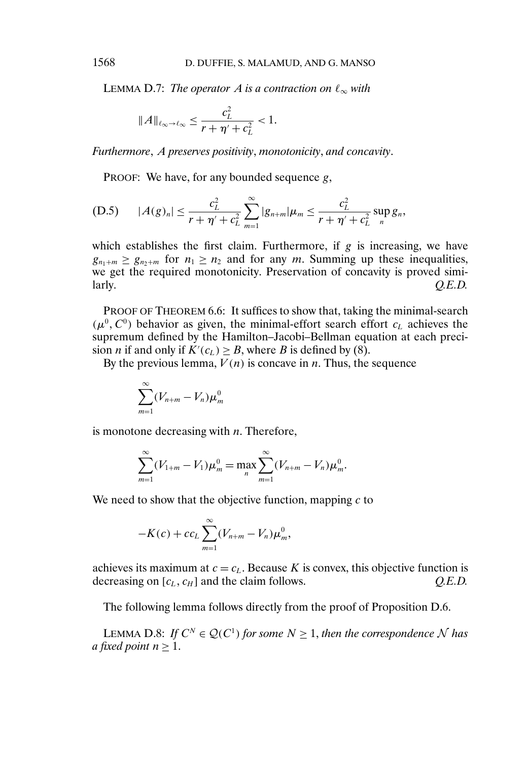LEMMA D.7: *The operator $A$ is a contraction on $\ell_\infty$ with*

$$\|A\|_{\ell_\infty \to \ell_\infty} \leq \frac{c_L^2}{r + \eta' + c_L^2} < 1.$$

*Furthermore, $A$ preserves positivity, monotonicity, and concavity.*

PROOF: We have, for any bounded sequence $g$,

$$\text{(D.5)} \qquad |A(g)_n| \leq \frac{c_L^2}{r + \eta' + c_L^2} \sum_{m=1}^{\infty} |g_{n+m}| \mu_m \leq \frac{c_L^2}{r + \eta' + c_L^2} \sup_n g_n,$$

which establishes the first claim. Furthermore, if $g$ is increasing, we have $g_{n_1+m} \geq g_{n_2+m}$ for $n_1 \geq n_2$ and for any $m$. Summing up these inequalities, we get the required monotonicity. Preservation of concavity is proved similarly. *Q.E.D.*

PROOF OF THEOREM 6.6: It suffices to show that, taking the minimal-search $(\mu^0, C^0)$ behavior as given, the minimal-effort search effort $c_L$ achieves the supremum defined by the Hamilton–Jacobi–Bellman equation at each precision $n$ if and only if $K'(c_L) \geq B$, where $B$ is defined by (8).

By the previous lemma, $V(n)$ is concave in $n$. Thus, the sequence

$$\sum_{m=1}^{\infty} (V_{n+m} - V_n) \mu_m^0$$

is monotone decreasing with $n$. Therefore,

$$\sum_{m=1}^{\infty} (V_{1+m} - V_1) \mu_m^0 = \max_n \sum_{m=1}^{\infty} (V_{n+m} - V_n) \mu_m^0.$$

We need to show that the objective function, mapping $c$ to

$$-K(c) + c c_L \sum_{m=1}^{\infty} (V_{n+m} - V_n) \mu_m^0,$$

achieves its maximum at $c = c_L$. Because $K$ is convex, this objective function is decreasing on $[c_L, c_H]$ and the claim follows. *Q.E.D.*

The following lemma follows directly from the proof of Proposition D.6.

LEMMA D.8: *If $C^N \in \mathcal{Q}(C^1)$ for some $N \geq 1$, then the correspondence $\mathcal{N}$ has a fixed point $n \geq 1$.*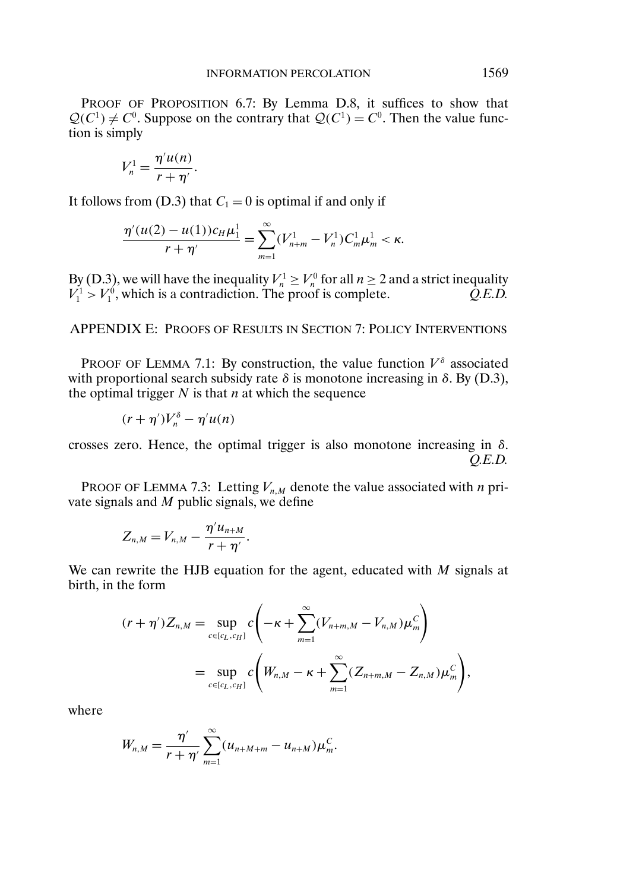PROOF OF PROPOSITION 6.7: By Lemma D.8, it suffices to show that $\mathcal{Q}(C^1) \neq C^0$. Suppose on the contrary that $\mathcal{Q}(C^1) = C^0$. Then the value function is simply

$$V_n^1 = \frac{\eta' u(n)}{r + \eta'}.$$

It follows from (D.3) that $C_1 = 0$ is optimal if and only if

$$\frac{\eta'(u(2) - u(1)) c_H \mu_1^1}{r + \eta'} = \sum_{m=1}^{\infty} (V_{n+m}^1 - V_n^1) C_m^1 \mu_m^1 < \kappa.$$

By (D.3), we will have the inequality $V_n^1 \geq V_n^0$ for all $n \geq 2$ and a strict inequality $V_1^1 > V_1^0$, which is a contradiction. The proof is complete. *Q.E.D.*

## APPENDIX E: PROOFS OF RESULTS IN SECTION 7: POLICY INTERVENTIONS

PROOF OF LEMMA 7.1: By construction, the value function $V^\delta$ associated with proportional search subsidy rate $\delta$ is monotone increasing in $\delta$. By (D.3), the optimal trigger $N$ is that $n$ at which the sequence

$$(r + \eta') V_n^\delta - \eta' u(n)$$

crosses zero. Hence, the optimal trigger is also monotone increasing in $\delta$. *Q.E.D.*

PROOF OF LEMMA 7.3: Letting $V_{n,M}$ denote the value associated with $n$ private signals and $M$ public signals, we define

$$Z_{n,M} = V_{n,M} - \frac{\eta' u_{n+M}}{r + \eta'}.$$

We can rewrite the HJB equation for the agent, educated with $M$ signals at birth, in the form

$$\begin{aligned}
(r + \eta') Z_{n,M} &= \sup_{c \in [c_L, c_H]} c \left( -\kappa + \sum_{m=1}^{\infty} (V_{n+m,M} - V_{n,M}) \mu_m^C \right) \\
&= \sup_{c \in [c_L, c_H]} c \left( W_{n,M} - \kappa + \sum_{m=1}^{\infty} (Z_{n+m,M} - Z_{n,M}) \mu_m^C \right),
\end{aligned}$$

where

$$W_{n,M} = \frac{\eta'}{r + \eta'} \sum_{m=1}^{\infty} (u_{n+M+m} - u_{n+M}) \mu_m^C.$$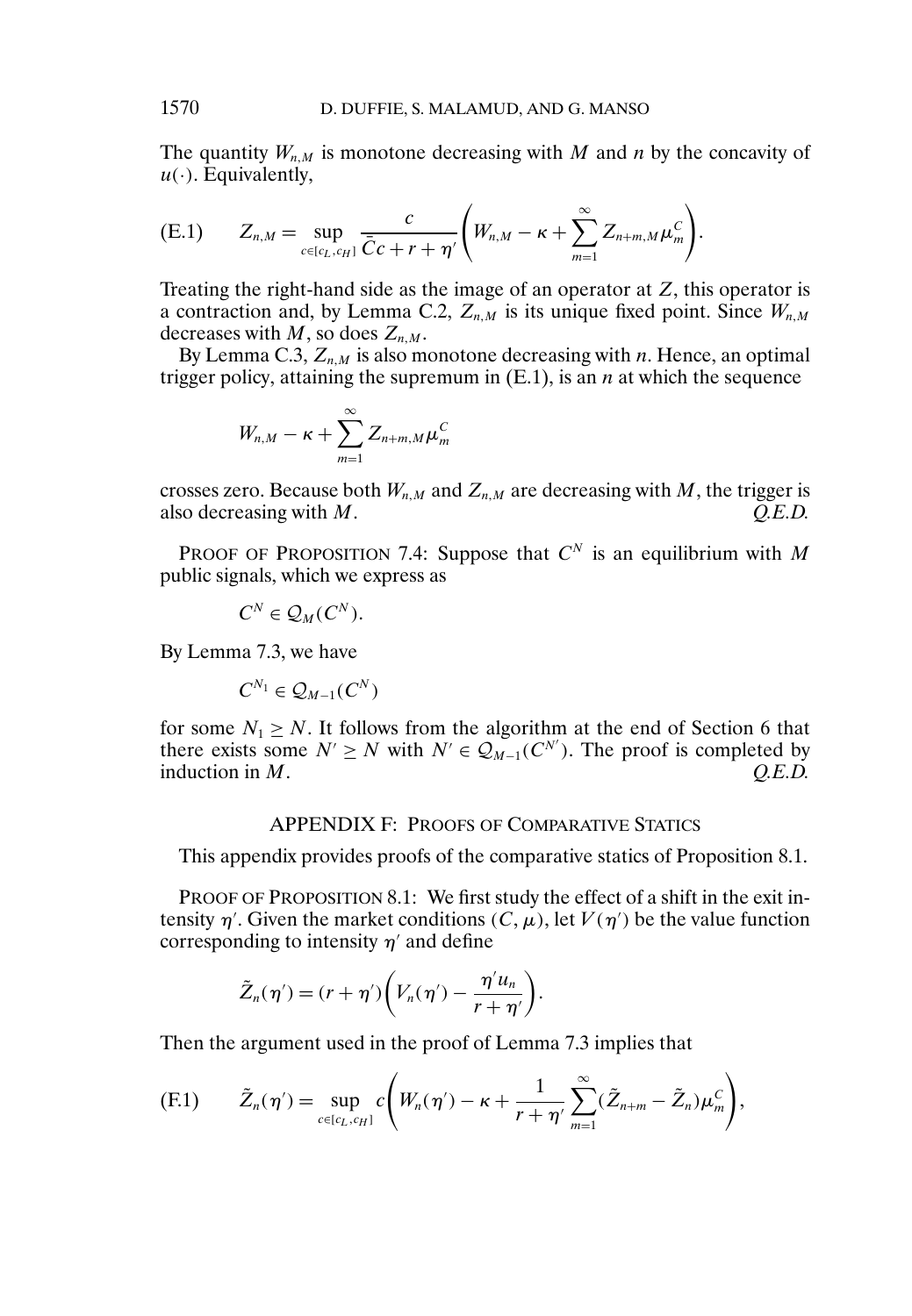The quantity $W_{n,M}$ is monotone decreasing with $M$ and $n$ by the concavity of $u(\cdot)$. Equivalently,

$$Z_{n,M} = \sup_{c \in [c_L, c_H]} \frac{c}{\bar{C}c + r + \eta'} \left( W_{n,M} - \kappa + \sum_{m=1}^{\infty} Z_{n+m,M} \mu_m^C \right). \tag{E.1}$$

Treating the right-hand side as the image of an operator at $Z$, this operator is a contraction and, by Lemma C.2, $Z_{n,M}$ is its unique fixed point. Since $W_{n,M}$ decreases with $M$, so does $Z_{n,M}$.

By Lemma C.3, $Z_{n,M}$ is also monotone decreasing with $n$. Hence, an optimal trigger policy, attaining the supremum in (E.1), is an $n$ at which the sequence

$$W_{n,M} - \kappa + \sum_{m=1}^{\infty} Z_{n+m,M} \mu_m^C$$

crosses zero. Because both $W_{n,M}$ and $Z_{n,M}$ are decreasing with $M$, the trigger is also decreasing with $M$. *Q.E.D.*

PROOF OF PROPOSITION 7.4: Suppose that $C^N$ is an equilibrium with $M$ public signals, which we express as

$$C^N \in \mathcal{Q}_M(C^N).$$

By Lemma 7.3, we have

$$C^{N_1} \in \mathcal{Q}_{M-1}(C^N)$$

for some $N_1 \geq N$. It follows from the algorithm at the end of Section 6 that there exists some $N' \geq N$ with $N' \in \mathcal{Q}_{M-1}(C^{N'})$. The proof is completed by induction in $M$. *Q.E.D.*

## APPENDIX F: PROOFS OF COMPARATIVE STATICS

This appendix provides proofs of the comparative statics of Proposition 8.1.

PROOF OF PROPOSITION 8.1: We first study the effect of a shift in the exit intensity $\eta'$. Given the market conditions $(C, \mu)$, let $V(\eta')$ be the value function corresponding to intensity $\eta'$ and define

$$\tilde{Z}_n(\eta') = (r + \eta') \left( V_n(\eta') - \frac{\eta' u_n}{r + \eta'} \right).$$

Then the argument used in the proof of Lemma 7.3 implies that

$$\tilde{Z}_n(\eta') = \sup_{c \in [c_L, c_H]} c \left( W_n(\eta') - \kappa + \frac{1}{r + \eta'} \sum_{m=1}^{\infty} (\tilde{Z}_{n+m} - \tilde{Z}_n) \mu_m^C \right), \tag{F.1}$$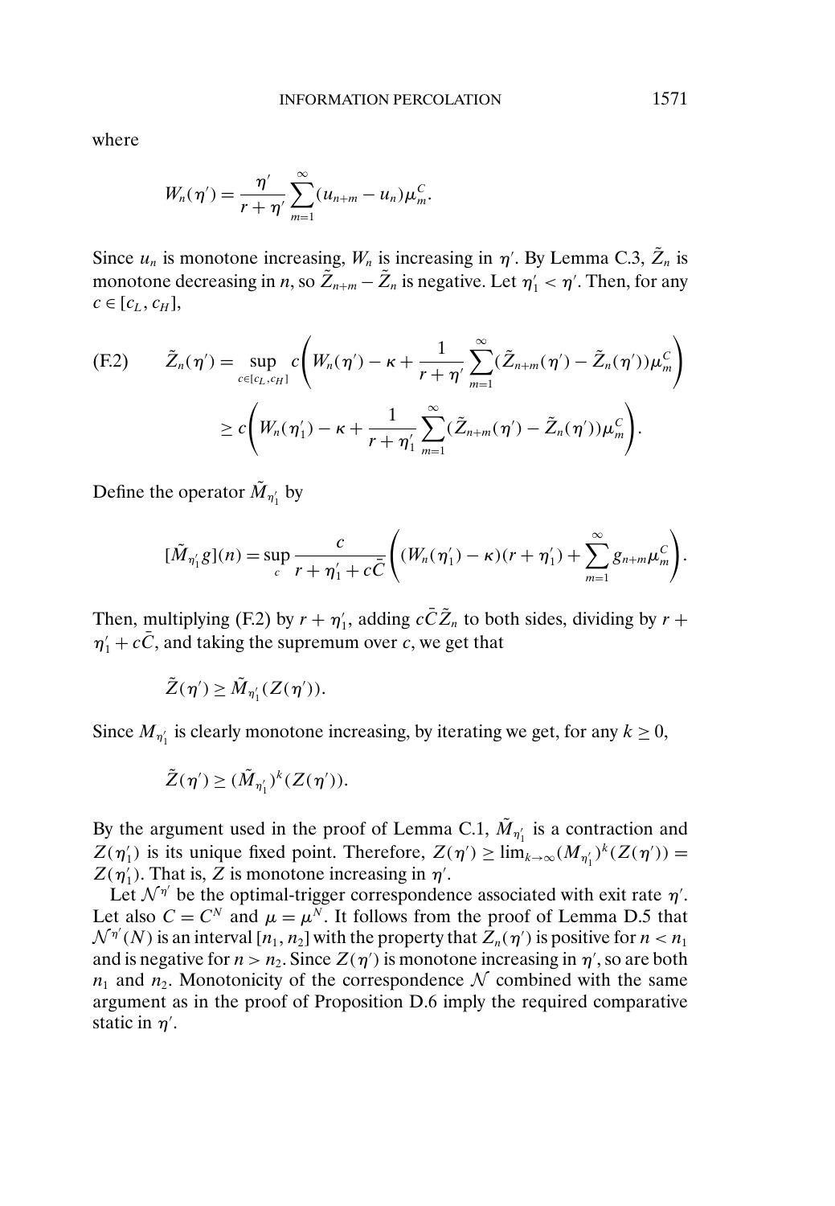where

$$W_n(\eta') = \frac{\eta'}{r+\eta'} \sum_{m=1}^{\infty} (u_{n+m} - u_n)\mu_m^C.$$

Since $u_n$ is monotone increasing, $W_n$ is increasing in $\eta'$. By Lemma C.3, $\tilde{Z}_n$ is monotone decreasing in $n$, so $\tilde{Z}_{n+m} - \tilde{Z}_n$ is negative. Let $\eta_1' < \eta'$. Then, for any $c \in [c_L, c_H]$,

$$\text{(F.2)} \qquad \tilde{Z}_n(\eta') = \sup_{c\in[c_L,c_H]} c\left(W_n(\eta') - \kappa + \frac{1}{r+\eta'}\sum_{m=1}^{\infty}(\tilde{Z}_{n+m}(\eta') - \tilde{Z}_n(\eta'))\mu_m^C\right)$$

$$\geq c\left(W_n(\eta_1') - \kappa + \frac{1}{r+\eta_1'}\sum_{m=1}^{\infty}(\tilde{Z}_{n+m}(\eta') - \tilde{Z}_n(\eta'))\mu_m^C\right).$$

Define the operator $\tilde{M}_{\eta_1'}$ by

$$[\tilde{M}_{\eta_1'} g](n) = \sup_c \frac{c}{r+\eta_1' + c\bar{C}}\left((W_n(\eta_1') - \kappa)(r+\eta_1') + \sum_{m=1}^{\infty} g_{n+m}\mu_m^C\right).$$

Then, multiplying (F.2) by $r+\eta_1'$, adding $c\bar{C}\tilde{Z}_n$ to both sides, dividing by $r + \eta_1' + c\bar{C}$, and taking the supremum over $c$, we get that

$$\tilde{Z}(\eta') \geq \tilde{M}_{\eta_1'}(Z(\eta')).$$

Since $M_{\eta_1'}$ is clearly monotone increasing, by iterating we get, for any $k \geq 0$,

$$\tilde{Z}(\eta') \geq (\tilde{M}_{\eta_1'})^k(Z(\eta')).$$

By the argument used in the proof of Lemma C.1, $\tilde{M}_{\eta_1'}$ is a contraction and $Z(\eta_1')$ is its unique fixed point. Therefore, $Z(\eta') \geq \lim_{k\to\infty}(M_{\eta_1'})^k(Z(\eta')) = Z(\eta_1')$. That is, $Z$ is monotone increasing in $\eta'$.

Let $\mathcal{N}^{\eta'}$ be the optimal-trigger correspondence associated with exit rate $\eta'$. Let also $C = C^N$ and $\mu = \mu^N$. It follows from the proof of Lemma D.5 that $\mathcal{N}^{\eta'}(N)$ is an interval $[n_1, n_2]$ with the property that $Z_n(\eta')$ is positive for $n < n_1$ and is negative for $n > n_2$. Since $Z(\eta')$ is monotone increasing in $\eta'$, so are both $n_1$ and $n_2$. Monotonicity of the correspondence $\mathcal{N}$ combined with the same argument as in the proof of Proposition D.6 imply the required comparative static in $\eta'$.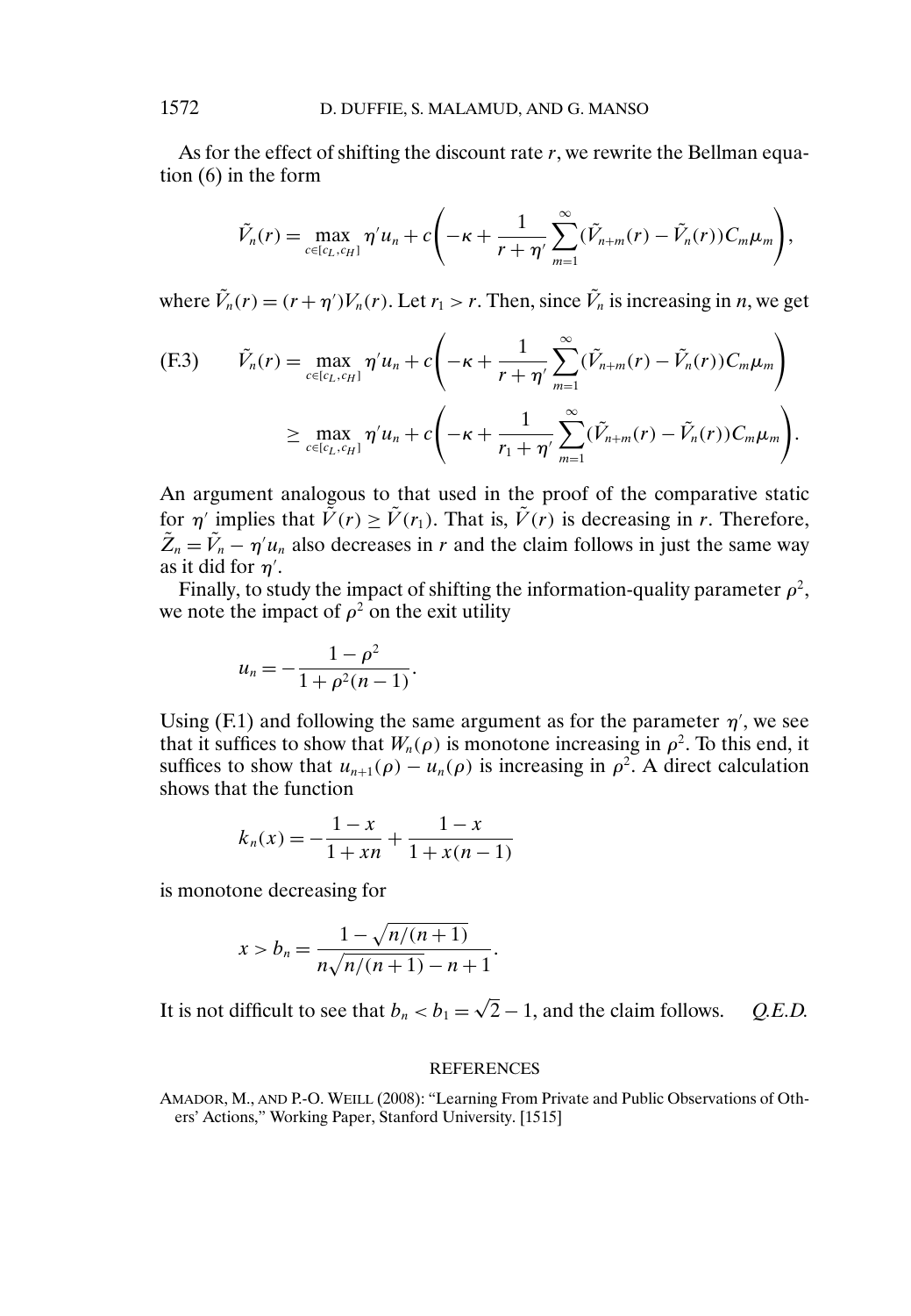As for the effect of shifting the discount rate $r$, we rewrite the Bellman equation (6) in the form

$$\tilde{V}_n(r) = \max_{c \in [c_L, c_H]} \eta' u_n + c\left(-\kappa + \frac{1}{r + \eta'} \sum_{m=1}^{\infty} (\tilde{V}_{n+m}(r) - \tilde{V}_n(r)) C_m \mu_m\right),$$

where $\tilde{V}_n(r) = (r + \eta')V_n(r)$. Let $r_1 > r$. Then, since $\tilde{V}_n$ is increasing in $n$, we get

$$\begin{aligned}
\text{(F.3)} \qquad \tilde{V}_n(r) &= \max_{c \in [c_L, c_H]} \eta' u_n + c\left(-\kappa + \frac{1}{r + \eta'} \sum_{m=1}^{\infty} (\tilde{V}_{n+m}(r) - \tilde{V}_n(r)) C_m \mu_m\right) \\
&\geq \max_{c \in [c_L, c_H]} \eta' u_n + c\left(-\kappa + \frac{1}{r_1 + \eta'} \sum_{m=1}^{\infty} (\tilde{V}_{n+m}(r) - \tilde{V}_n(r)) C_m \mu_m\right).
\end{aligned}$$

An argument analogous to that used in the proof of the comparative static for $\eta'$ implies that $\tilde{V}(r) \geq \tilde{V}(r_1)$. That is, $\tilde{V}(r)$ is decreasing in $r$. Therefore, $\tilde{Z}_n = \tilde{V}_n - \eta' u_n$ also decreases in $r$ and the claim follows in just the same way as it did for $\eta'$.

Finally, to study the impact of shifting the information-quality parameter $\rho^2$, we note the impact of $\rho^2$ on the exit utility

$$u_n = -\frac{1 - \rho^2}{1 + \rho^2(n-1)}.$$

Using (F.1) and following the same argument as for the parameter $\eta'$, we see that it suffices to show that $W_n(\rho)$ is monotone increasing in $\rho^2$. To this end, it suffices to show that $u_{n+1}(\rho) - u_n(\rho)$ is increasing in $\rho^2$. A direct calculation shows that the function

$$k_n(x) = -\frac{1 - x}{1 + xn} + \frac{1 - x}{1 + x(n-1)}$$

is monotone decreasing for

$$x > b_n = \frac{1 - \sqrt{n/(n+1)}}{n\sqrt{n/(n+1)} - n + 1}.$$

It is not difficult to see that $b_n < b_1 = \sqrt{2} - 1$, and the claim follows. *Q.E.D.*

## REFERENCES

AMADOR, M., AND P.-O. WEILL (2008): "Learning From Private and Public Observations of Others' Actions," Working Paper, Stanford University. [1515]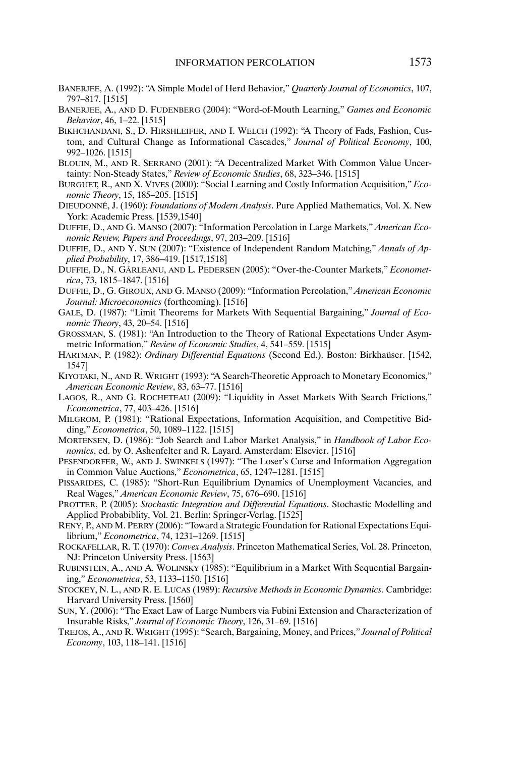BANERJEE, A. (1992): "A Simple Model of Herd Behavior," *Quarterly Journal of Economics*, 107, 797–817. [1515]

BANERJEE, A., AND D. FUDENBERG (2004): "Word-of-Mouth Learning," *Games and Economic Behavior*, 46, 1–22. [1515]

BIKHCHANDANI, S., D. HIRSHLEIFER, AND I. WELCH (1992): "A Theory of Fads, Fashion, Custom, and Cultural Change as Informational Cascades," *Journal of Political Economy*, 100, 992–1026. [1515]

BLOUIN, M., AND R. SERRANO (2001): "A Decentralized Market With Common Value Uncertainty: Non-Steady States," *Review of Economic Studies*, 68, 323–346. [1515]

BURGUET, R., AND X. VIVES (2000): "Social Learning and Costly Information Acquisition," *Economic Theory*, 15, 185–205. [1515]

DIEUDONNÉ, J. (1960): *Foundations of Modern Analysis*. Pure Applied Mathematics, Vol. X. New York: Academic Press. [1539,1540]

DUFFIE, D., AND G. MANSO (2007): "Information Percolation in Large Markets," *American Economic Review, Papers and Proceedings*, 97, 203–209. [1516]

DUFFIE, D., AND Y. SUN (2007): "Existence of Independent Random Matching," *Annals of Applied Probability*, 17, 386–419. [1517,1518]

DUFFIE, D., N. GÂRLEANU, AND L. PEDERSEN (2005): "Over-the-Counter Markets," *Econometrica*, 73, 1815–1847. [1516]

DUFFIE, D., G. GIROUX, AND G. MANSO (2009): "Information Percolation," *American Economic Journal: Microeconomics* (forthcoming). [1516]

GALE, D. (1987): "Limit Theorems for Markets With Sequential Bargaining," *Journal of Economic Theory*, 43, 20–54. [1516]

GROSSMAN, S. (1981): "An Introduction to the Theory of Rational Expectations Under Asymmetric Information," *Review of Economic Studies*, 4, 541–559. [1515]

HARTMAN, P. (1982): *Ordinary Differential Equations* (Second Ed.). Boston: Birkhaüser. [1542, 1547]

KIYOTAKI, N., AND R. WRIGHT (1993): "A Search-Theoretic Approach to Monetary Economics," *American Economic Review*, 83, 63–77. [1516]

LAGOS, R., AND G. ROCHETEAU (2009): "Liquidity in Asset Markets With Search Frictions," *Econometrica*, 77, 403–426. [1516]

MILGROM, P. (1981): "Rational Expectations, Information Acquisition, and Competitive Bidding," *Econometrica*, 50, 1089–1122. [1515]

MORTENSEN, D. (1986): "Job Search and Labor Market Analysis," in *Handbook of Labor Economics*, ed. by O. Ashenfelter and R. Layard. Amsterdam: Elsevier. [1516]

PESENDORFER, W., AND J. SWINKELS (1997): "The Loser's Curse and Information Aggregation in Common Value Auctions," *Econometrica*, 65, 1247–1281. [1515]

PISSARIDES, C. (1985): "Short-Run Equilibrium Dynamics of Unemployment Vacancies, and Real Wages," *American Economic Review*, 75, 676–690. [1516]

PROTTER, P. (2005): *Stochastic Integration and Differential Equations*. Stochastic Modelling and Applied Probabiblity, Vol. 21. Berlin: Springer-Verlag. [1525]

RENY, P., AND M. PERRY (2006): "Toward a Strategic Foundation for Rational Expectations Equilibrium," *Econometrica*, 74, 1231–1269. [1515]

ROCKAFELLAR, R. T. (1970): *Convex Analysis*. Princeton Mathematical Series, Vol. 28. Princeton, NJ: Princeton University Press. [1563]

RUBINSTEIN, A., AND A. WOLINSKY (1985): "Equilibrium in a Market With Sequential Bargaining," *Econometrica*, 53, 1133–1150. [1516]

STOCKEY, N. L., AND R. E. LUCAS (1989): *Recursive Methods in Economic Dynamics*. Cambridge: Harvard University Press. [1560]

SUN, Y. (2006): "The Exact Law of Large Numbers via Fubini Extension and Characterization of Insurable Risks," *Journal of Economic Theory*, 126, 31–69. [1516]

TREJOS, A., AND R. WRIGHT (1995): "Search, Bargaining, Money, and Prices," *Journal of Political Economy*, 103, 118–141. [1516]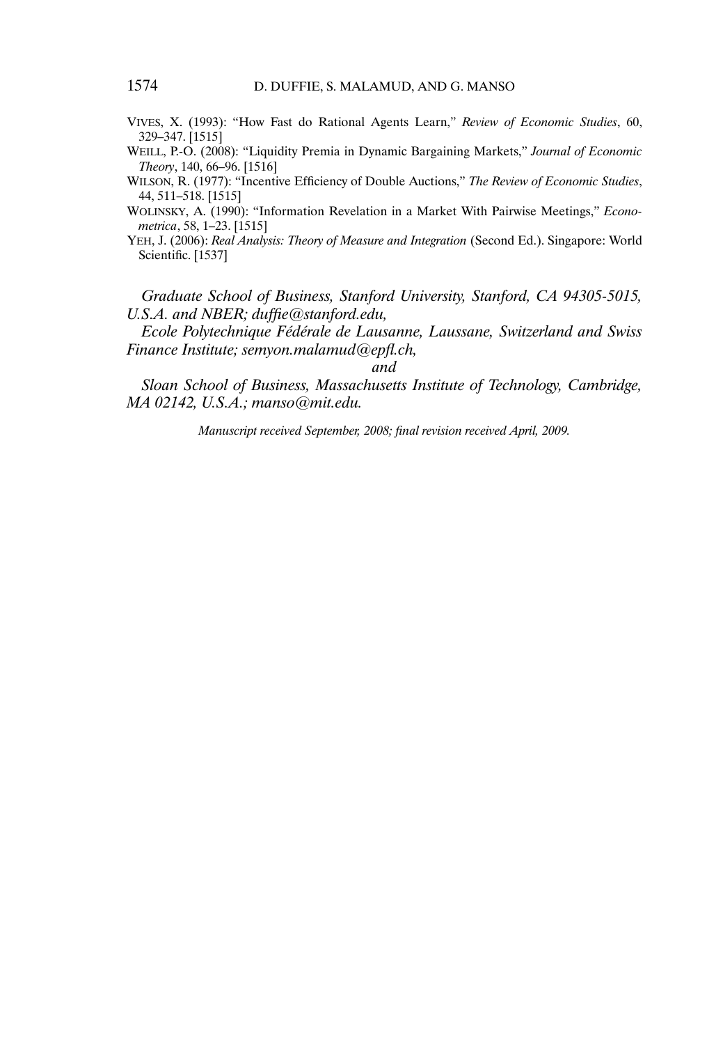VIVES, X. (1993): "How Fast do Rational Agents Learn," *Review of Economic Studies*, 60, 329–347. [1515]

WEILL, P.-O. (2008): "Liquidity Premia in Dynamic Bargaining Markets," *Journal of Economic Theory*, 140, 66–96. [1516]

WILSON, R. (1977): "Incentive Efficiency of Double Auctions," *The Review of Economic Studies*, 44, 511–518. [1515]

WOLINSKY, A. (1990): "Information Revelation in a Market With Pairwise Meetings," *Econometrica*, 58, 1–23. [1515]

YEH, J. (2006): *Real Analysis: Theory of Measure and Integration* (Second Ed.). Singapore: World Scientific. [1537]

*Graduate School of Business, Stanford University, Stanford, CA 94305-5015, U.S.A. and NBER; duffie@stanford.edu,*

*Ecole Polytechnique Fédérale de Lausanne, Laussane, Switzerland and Swiss Finance Institute; semyon.malamud@epfl.ch,*

*and*

*Sloan School of Business, Massachusetts Institute of Technology, Cambridge, MA 02142, U.S.A.; manso@mit.edu.*

*Manuscript received September, 2008; final revision received April, 2009.*